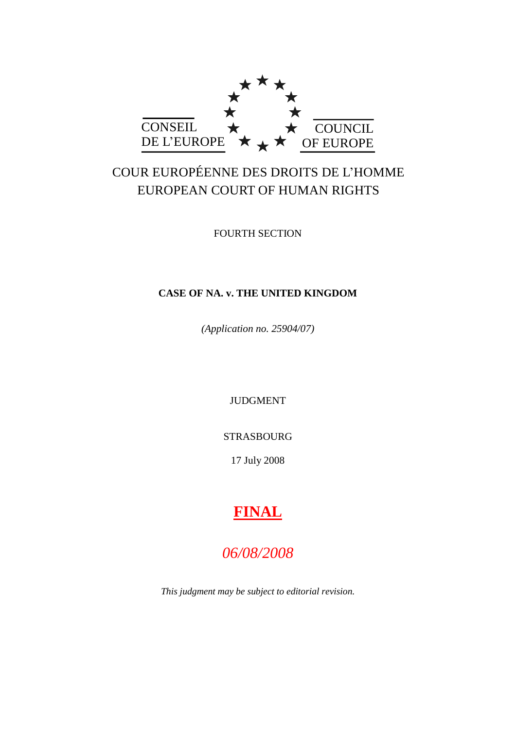CONSEIL DE L'EUROPE

COUNCIL OF EUROPE

COUR EUROPÉENNE DES DROITS DE L'HOMME

EUROPEAN COURT OF HUMAN RIGHTS

FOURTH SECTION

**CASE OF NA. v. THE UNITED KINGDOM**

*(Application no. 25904/07)*

JUDGMENT

STRASBOURG

17 July 2008

**FINAL**

*06/08/2008*

*This judgment may be subject to editorial revision.*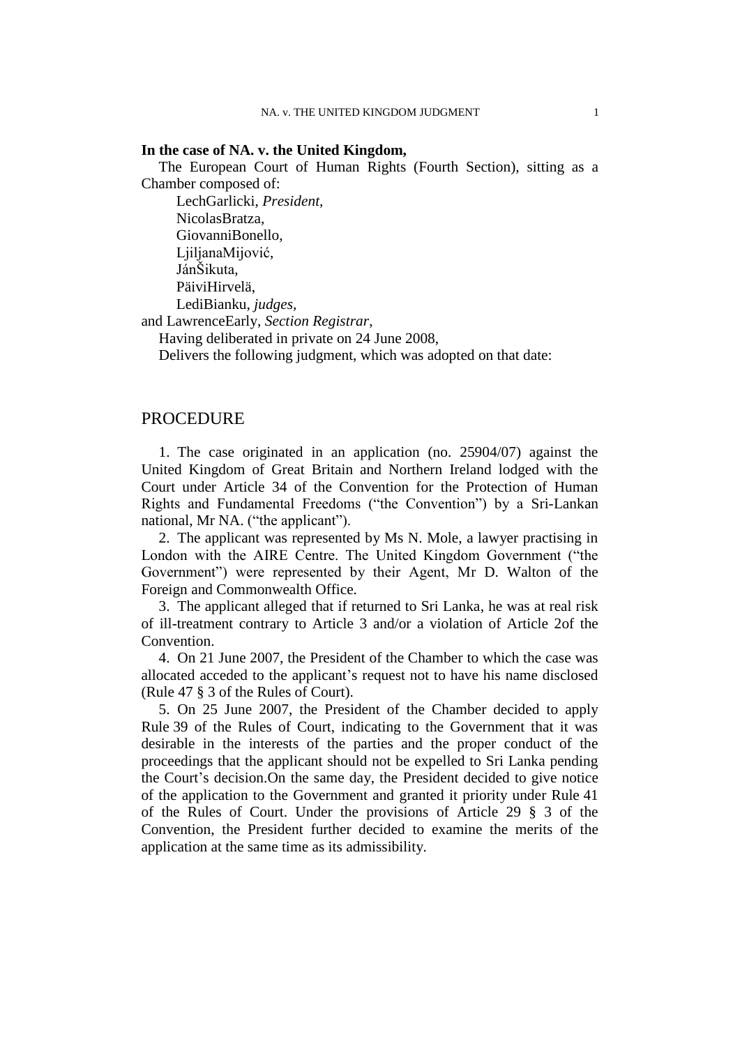**In the case of NA. v. the United Kingdom,**

The European Court of Human Rights (Fourth Section), sitting as a Chamber composed of:

LechGarlicki, *President*,
NicolasBratza,
GiovanniBonello,
LjiljanaMijović,
JánŠikuta,
PäiviHirvelä,
LediBianku, *judges*,
and LawrenceEarly, *Section Registrar*,

Having deliberated in private on 24 June 2008,

Delivers the following judgment, which was adopted on that date:

# PROCEDURE

1. The case originated in an application (no. 25904/07) against the United Kingdom of Great Britain and Northern Ireland lodged with the Court under Article 34 of the Convention for the Protection of Human Rights and Fundamental Freedoms ("the Convention") by a Sri-Lankan national, Mr NA. ("the applicant").

2. The applicant was represented by Ms N. Mole, a lawyer practising in London with the AIRE Centre. The United Kingdom Government ("the Government") were represented by their Agent, Mr D. Walton of the Foreign and Commonwealth Office.

3. The applicant alleged that if returned to Sri Lanka, he was at real risk of ill-treatment contrary to Article 3 and/or a violation of Article 2of the Convention.

4. On 21 June 2007, the President of the Chamber to which the case was allocated acceded to the applicant's request not to have his name disclosed (Rule 47 § 3 of the Rules of Court).

5. On 25 June 2007, the President of the Chamber decided to apply Rule 39 of the Rules of Court, indicating to the Government that it was desirable in the interests of the parties and the proper conduct of the proceedings that the applicant should not be expelled to Sri Lanka pending the Court's decision.On the same day, the President decided to give notice of the application to the Government and granted it priority under Rule 41 of the Rules of Court. Under the provisions of Article 29 § 3 of the Convention, the President further decided to examine the merits of the application at the same time as its admissibility.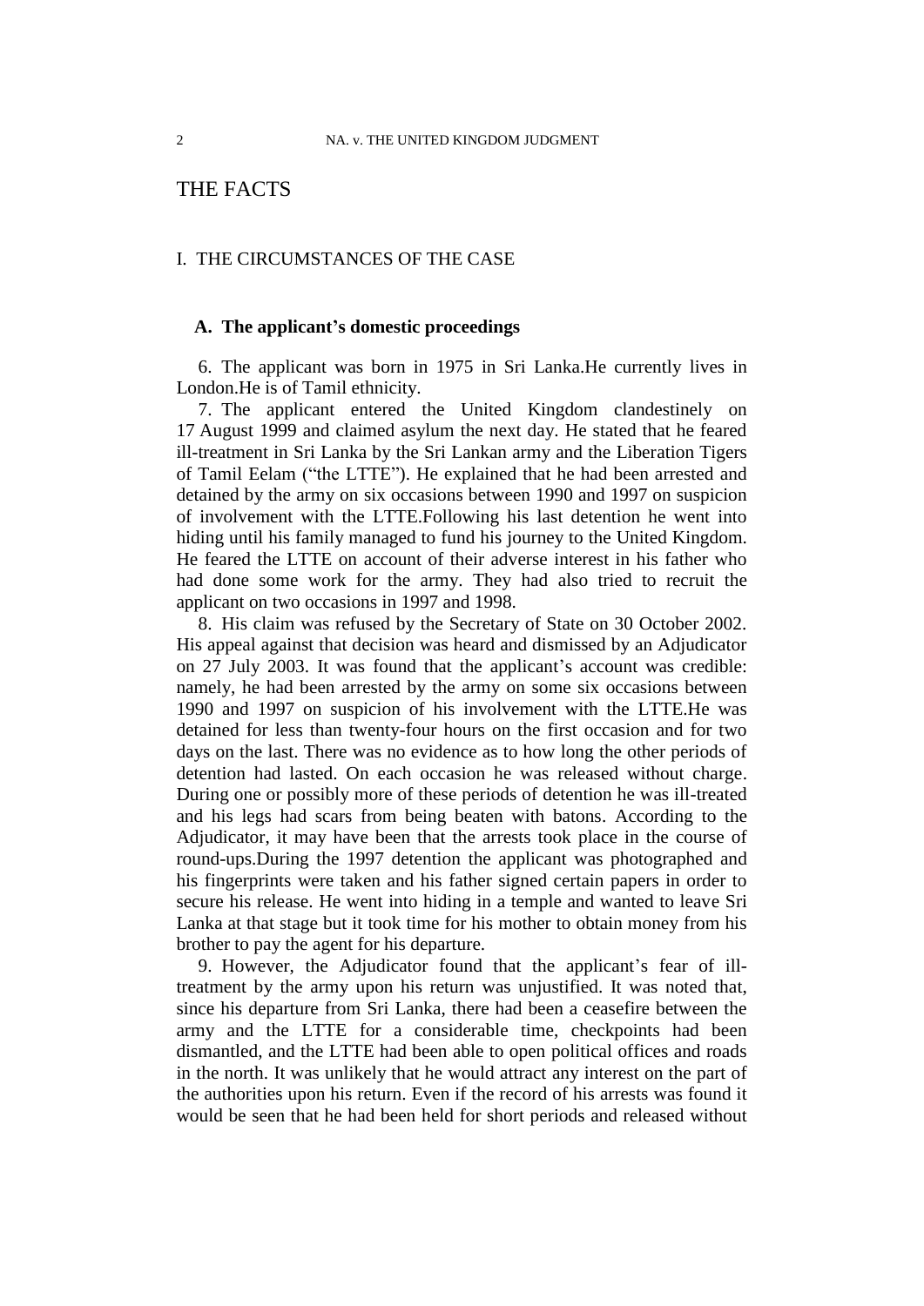# THE FACTS

## I. THE CIRCUMSTANCES OF THE CASE

### A. The applicant's domestic proceedings

6. The applicant was born in 1975 in Sri Lanka.He currently lives in London.He is of Tamil ethnicity.

7. The applicant entered the United Kingdom clandestinely on 17 August 1999 and claimed asylum the next day. He stated that he feared ill-treatment in Sri Lanka by the Sri Lankan army and the Liberation Tigers of Tamil Eelam ("the LTTE"). He explained that he had been arrested and detained by the army on six occasions between 1990 and 1997 on suspicion of involvement with the LTTE.Following his last detention he went into hiding until his family managed to fund his journey to the United Kingdom. He feared the LTTE on account of their adverse interest in his father who had done some work for the army. They had also tried to recruit the applicant on two occasions in 1997 and 1998.

8. His claim was refused by the Secretary of State on 30 October 2002. His appeal against that decision was heard and dismissed by an Adjudicator on 27 July 2003. It was found that the applicant's account was credible: namely, he had been arrested by the army on some six occasions between 1990 and 1997 on suspicion of his involvement with the LTTE.He was detained for less than twenty-four hours on the first occasion and for two days on the last. There was no evidence as to how long the other periods of detention had lasted. On each occasion he was released without charge. During one or possibly more of these periods of detention he was ill-treated and his legs had scars from being beaten with batons. According to the Adjudicator, it may have been that the arrests took place in the course of round-ups.During the 1997 detention the applicant was photographed and his fingerprints were taken and his father signed certain papers in order to secure his release. He went into hiding in a temple and wanted to leave Sri Lanka at that stage but it took time for his mother to obtain money from his brother to pay the agent for his departure.

9. However, the Adjudicator found that the applicant's fear of ill-treatment by the army upon his return was unjustified. It was noted that, since his departure from Sri Lanka, there had been a ceasefire between the army and the LTTE for a considerable time, checkpoints had been dismantled, and the LTTE had been able to open political offices and roads in the north. It was unlikely that he would attract any interest on the part of the authorities upon his return. Even if the record of his arrests was found it would be seen that he had been held for short periods and released without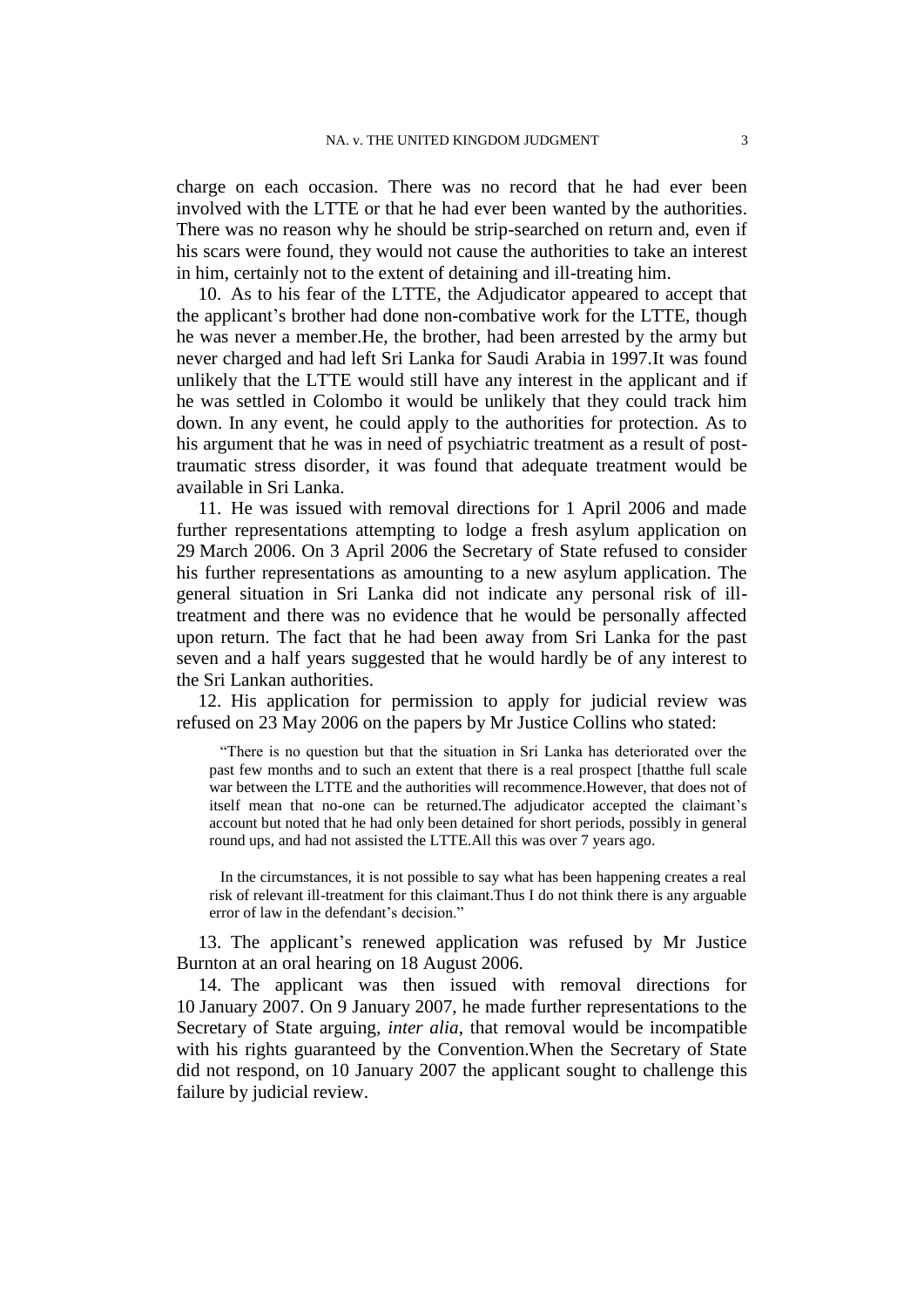charge on each occasion. There was no record that he had ever been involved with the LTTE or that he had ever been wanted by the authorities. There was no reason why he should be strip-searched on return and, even if his scars were found, they would not cause the authorities to take an interest in him, certainly not to the extent of detaining and ill-treating him.

10. As to his fear of the LTTE, the Adjudicator appeared to accept that the applicant's brother had done non-combative work for the LTTE, though he was never a member.He, the brother, had been arrested by the army but never charged and had left Sri Lanka for Saudi Arabia in 1997.It was found unlikely that the LTTE would still have any interest in the applicant and if he was settled in Colombo it would be unlikely that they could track him down. In any event, he could apply to the authorities for protection. As to his argument that he was in need of psychiatric treatment as a result of post-traumatic stress disorder, it was found that adequate treatment would be available in Sri Lanka.

11. He was issued with removal directions for 1 April 2006 and made further representations attempting to lodge a fresh asylum application on 29 March 2006. On 3 April 2006 the Secretary of State refused to consider his further representations as amounting to a new asylum application. The general situation in Sri Lanka did not indicate any personal risk of ill-treatment and there was no evidence that he would be personally affected upon return. The fact that he had been away from Sri Lanka for the past seven and a half years suggested that he would hardly be of any interest to the Sri Lankan authorities.

12. His application for permission to apply for judicial review was refused on 23 May 2006 on the papers by Mr Justice Collins who stated:

> "There is no question but that the situation in Sri Lanka has deteriorated over the past few months and to such an extent that there is a real prospect [thatthe full scale war between the LTTE and the authorities will recommence.However, that does not of itself mean that no-one can be returned.The adjudicator accepted the claimant's account but noted that he had only been detained for short periods, possibly in general round ups, and had not assisted the LTTE.All this was over 7 years ago.
>
> In the circumstances, it is not possible to say what has been happening creates a real risk of relevant ill-treatment for this claimant.Thus I do not think there is any arguable error of law in the defendant's decision."

13. The applicant's renewed application was refused by Mr Justice Burnton at an oral hearing on 18 August 2006.

14. The applicant was then issued with removal directions for 10 January 2007. On 9 January 2007, he made further representations to the Secretary of State arguing, *inter alia*, that removal would be incompatible with his rights guaranteed by the Convention.When the Secretary of State did not respond, on 10 January 2007 the applicant sought to challenge this failure by judicial review.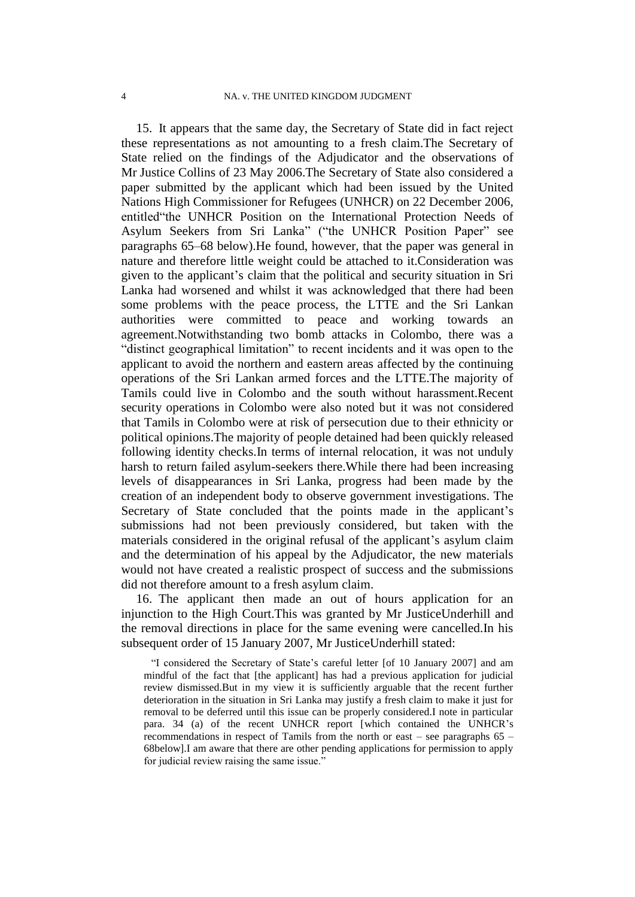15. It appears that the same day, the Secretary of State did in fact reject these representations as not amounting to a fresh claim.The Secretary of State relied on the findings of the Adjudicator and the observations of Mr Justice Collins of 23 May 2006.The Secretary of State also considered a paper submitted by the applicant which had been issued by the United Nations High Commissioner for Refugees (UNHCR) on 22 December 2006, entitled"the UNHCR Position on the International Protection Needs of Asylum Seekers from Sri Lanka" ("the UNHCR Position Paper" see paragraphs 65–68 below).He found, however, that the paper was general in nature and therefore little weight could be attached to it.Consideration was given to the applicant's claim that the political and security situation in Sri Lanka had worsened and whilst it was acknowledged that there had been some problems with the peace process, the LTTE and the Sri Lankan authorities were committed to peace and working towards an agreement.Notwithstanding two bomb attacks in Colombo, there was a "distinct geographical limitation" to recent incidents and it was open to the applicant to avoid the northern and eastern areas affected by the continuing operations of the Sri Lankan armed forces and the LTTE.The majority of Tamils could live in Colombo and the south without harassment.Recent security operations in Colombo were also noted but it was not considered that Tamils in Colombo were at risk of persecution due to their ethnicity or political opinions.The majority of people detained had been quickly released following identity checks.In terms of internal relocation, it was not unduly harsh to return failed asylum-seekers there.While there had been increasing levels of disappearances in Sri Lanka, progress had been made by the creation of an independent body to observe government investigations. The Secretary of State concluded that the points made in the applicant's submissions had not been previously considered, but taken with the materials considered in the original refusal of the applicant's asylum claim and the determination of his appeal by the Adjudicator, the new materials would not have created a realistic prospect of success and the submissions did not therefore amount to a fresh asylum claim.

16. The applicant then made an out of hours application for an injunction to the High Court.This was granted by Mr JusticeUnderhill and the removal directions in place for the same evening were cancelled.In his subsequent order of 15 January 2007, Mr JusticeUnderhill stated:

> "I considered the Secretary of State's careful letter [of 10 January 2007] and am mindful of the fact that [the applicant] has had a previous application for judicial review dismissed.But in my view it is sufficiently arguable that the recent further deterioration in the situation in Sri Lanka may justify a fresh claim to make it just for removal to be deferred until this issue can be properly considered.I note in particular para. 34 (a) of the recent UNHCR report [which contained the UNHCR's recommendations in respect of Tamils from the north or east – see paragraphs 65 – 68below].I am aware that there are other pending applications for permission to apply for judicial review raising the same issue."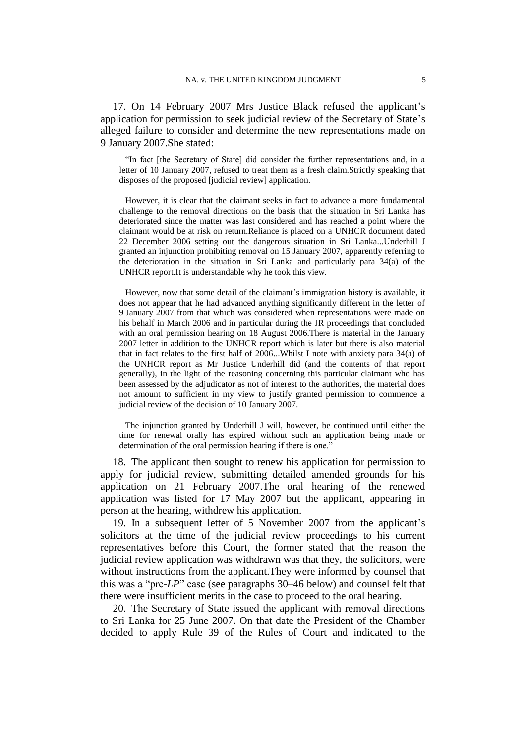17. On 14 February 2007 Mrs Justice Black refused the applicant's application for permission to seek judicial review of the Secretary of State's alleged failure to consider and determine the new representations made on 9 January 2007.She stated:

> "In fact [the Secretary of State] did consider the further representations and, in a letter of 10 January 2007, refused to treat them as a fresh claim.Strictly speaking that disposes of the proposed [judicial review] application.
>
> However, it is clear that the claimant seeks in fact to advance a more fundamental challenge to the removal directions on the basis that the situation in Sri Lanka has deteriorated since the matter was last considered and has reached a point where the claimant would be at risk on return.Reliance is placed on a UNHCR document dated 22 December 2006 setting out the dangerous situation in Sri Lanka...Underhill J granted an injunction prohibiting removal on 15 January 2007, apparently referring to the deterioration in the situation in Sri Lanka and particularly para 34(a) of the UNHCR report.It is understandable why he took this view.
>
> However, now that some detail of the claimant's immigration history is available, it does not appear that he had advanced anything significantly different in the letter of 9 January 2007 from that which was considered when representations were made on his behalf in March 2006 and in particular during the JR proceedings that concluded with an oral permission hearing on 18 August 2006.There is material in the January 2007 letter in addition to the UNHCR report which is later but there is also material that in fact relates to the first half of 2006...Whilst I note with anxiety para 34(a) of the UNHCR report as Mr Justice Underhill did (and the contents of that report generally), in the light of the reasoning concerning this particular claimant who has been assessed by the adjudicator as not of interest to the authorities, the material does not amount to sufficient in my view to justify granted permission to commence a judicial review of the decision of 10 January 2007.
>
> The injunction granted by Underhill J will, however, be continued until either the time for renewal orally has expired without such an application being made or determination of the oral permission hearing if there is one."

18. The applicant then sought to renew his application for permission to apply for judicial review, submitting detailed amended grounds for his application on 21 February 2007.The oral hearing of the renewed application was listed for 17 May 2007 but the applicant, appearing in person at the hearing, withdrew his application.

19. In a subsequent letter of 5 November 2007 from the applicant's solicitors at the time of the judicial review proceedings to his current representatives before this Court, the former stated that the reason the judicial review application was withdrawn was that they, the solicitors, were without instructions from the applicant.They were informed by counsel that this was a "pre-*LP*" case (see paragraphs 30–46 below) and counsel felt that there were insufficient merits in the case to proceed to the oral hearing.

20. The Secretary of State issued the applicant with removal directions to Sri Lanka for 25 June 2007. On that date the President of the Chamber decided to apply Rule 39 of the Rules of Court and indicated to the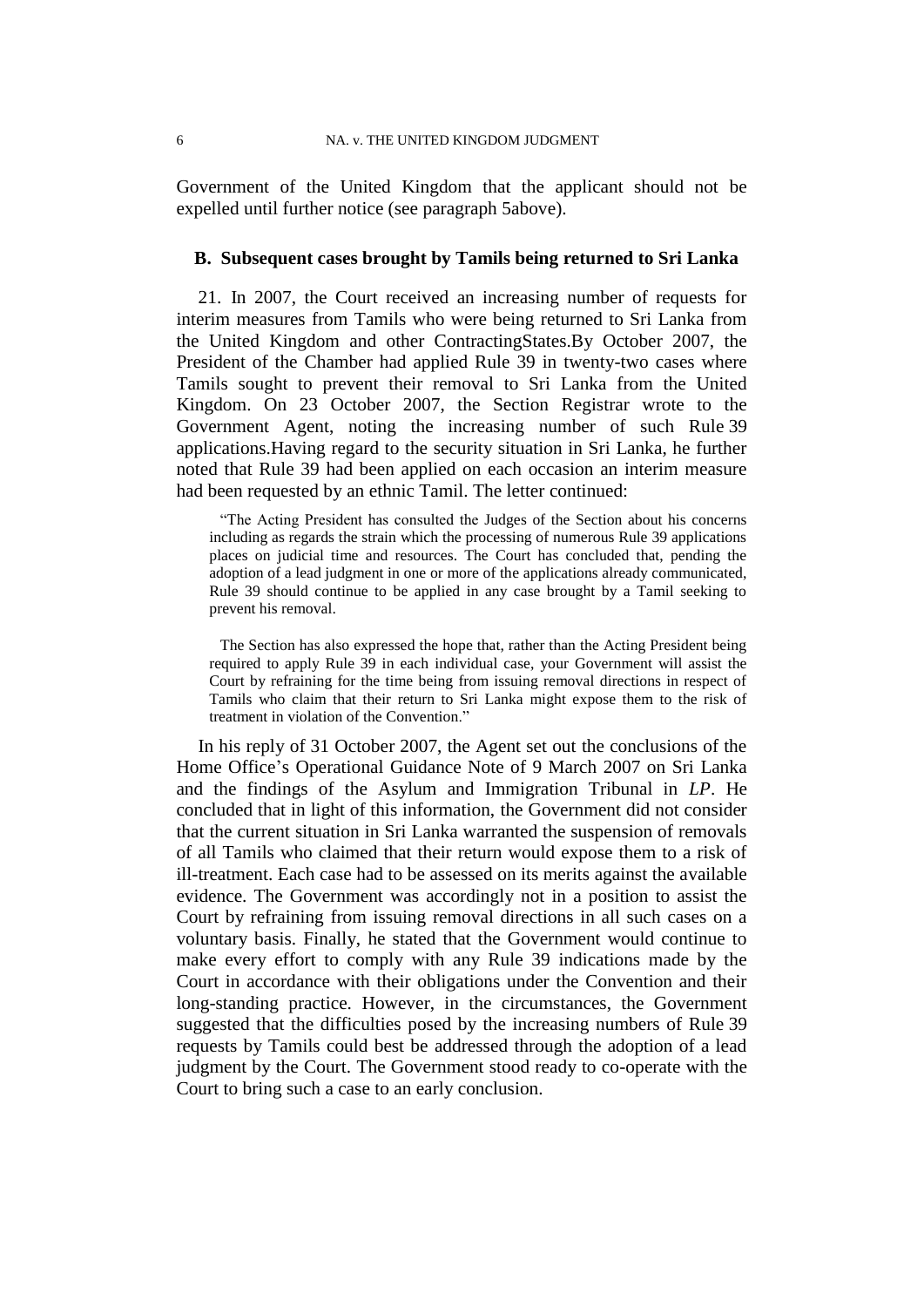Government of the United Kingdom that the applicant should not be expelled until further notice (see paragraph 5above).

### B. Subsequent cases brought by Tamils being returned to Sri Lanka

21. In 2007, the Court received an increasing number of requests for interim measures from Tamils who were being returned to Sri Lanka from the United Kingdom and other ContractingStates.By October 2007, the President of the Chamber had applied Rule 39 in twenty-two cases where Tamils sought to prevent their removal to Sri Lanka from the United Kingdom. On 23 October 2007, the Section Registrar wrote to the Government Agent, noting the increasing number of such Rule 39 applications.Having regard to the security situation in Sri Lanka, he further noted that Rule 39 had been applied on each occasion an interim measure had been requested by an ethnic Tamil. The letter continued:

> "The Acting President has consulted the Judges of the Section about his concerns including as regards the strain which the processing of numerous Rule 39 applications places on judicial time and resources. The Court has concluded that, pending the adoption of a lead judgment in one or more of the applications already communicated, Rule 39 should continue to be applied in any case brought by a Tamil seeking to prevent his removal.
>
> The Section has also expressed the hope that, rather than the Acting President being required to apply Rule 39 in each individual case, your Government will assist the Court by refraining for the time being from issuing removal directions in respect of Tamils who claim that their return to Sri Lanka might expose them to the risk of treatment in violation of the Convention."

In his reply of 31 October 2007, the Agent set out the conclusions of the Home Office's Operational Guidance Note of 9 March 2007 on Sri Lanka and the findings of the Asylum and Immigration Tribunal in *LP*. He concluded that in light of this information, the Government did not consider that the current situation in Sri Lanka warranted the suspension of removals of all Tamils who claimed that their return would expose them to a risk of ill-treatment. Each case had to be assessed on its merits against the available evidence. The Government was accordingly not in a position to assist the Court by refraining from issuing removal directions in all such cases on a voluntary basis. Finally, he stated that the Government would continue to make every effort to comply with any Rule 39 indications made by the Court in accordance with their obligations under the Convention and their long-standing practice. However, in the circumstances, the Government suggested that the difficulties posed by the increasing numbers of Rule 39 requests by Tamils could best be addressed through the adoption of a lead judgment by the Court. The Government stood ready to co-operate with the Court to bring such a case to an early conclusion.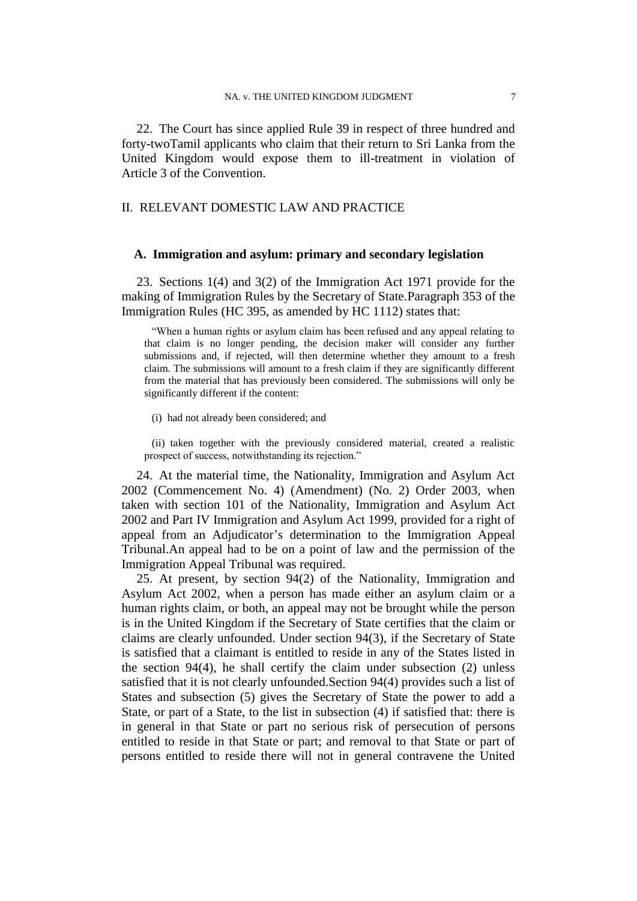22. The Court has since applied Rule 39 in respect of three hundred and forty-twoTamil applicants who claim that their return to Sri Lanka from the United Kingdom would expose them to ill-treatment in violation of Article 3 of the Convention.

## II. RELEVANT DOMESTIC LAW AND PRACTICE

### A. Immigration and asylum: primary and secondary legislation

23. Sections 1(4) and 3(2) of the Immigration Act 1971 provide for the making of Immigration Rules by the Secretary of State.Paragraph 353 of the Immigration Rules (HC 395, as amended by HC 1112) states that:

> "When a human rights or asylum claim has been refused and any appeal relating to that claim is no longer pending, the decision maker will consider any further submissions and, if rejected, will then determine whether they amount to a fresh claim. The submissions will amount to a fresh claim if they are significantly different from the material that has previously been considered. The submissions will only be significantly different if the content:
>
> (i) had not already been considered; and
>
> (ii) taken together with the previously considered material, created a realistic prospect of success, notwithstanding its rejection."

24. At the material time, the Nationality, Immigration and Asylum Act 2002 (Commencement No. 4) (Amendment) (No. 2) Order 2003, when taken with section 101 of the Nationality, Immigration and Asylum Act 2002 and Part IV Immigration and Asylum Act 1999, provided for a right of appeal from an Adjudicator's determination to the Immigration Appeal Tribunal.An appeal had to be on a point of law and the permission of the Immigration Appeal Tribunal was required.

25. At present, by section 94(2) of the Nationality, Immigration and Asylum Act 2002, when a person has made either an asylum claim or a human rights claim, or both, an appeal may not be brought while the person is in the United Kingdom if the Secretary of State certifies that the claim or claims are clearly unfounded. Under section 94(3), if the Secretary of State is satisfied that a claimant is entitled to reside in any of the States listed in the section 94(4), he shall certify the claim under subsection (2) unless satisfied that it is not clearly unfounded.Section 94(4) provides such a list of States and subsection (5) gives the Secretary of State the power to add a State, or part of a State, to the list in subsection (4) if satisfied that: there is in general in that State or part no serious risk of persecution of persons entitled to reside in that State or part; and removal to that State or part of persons entitled to reside there will not in general contravene the United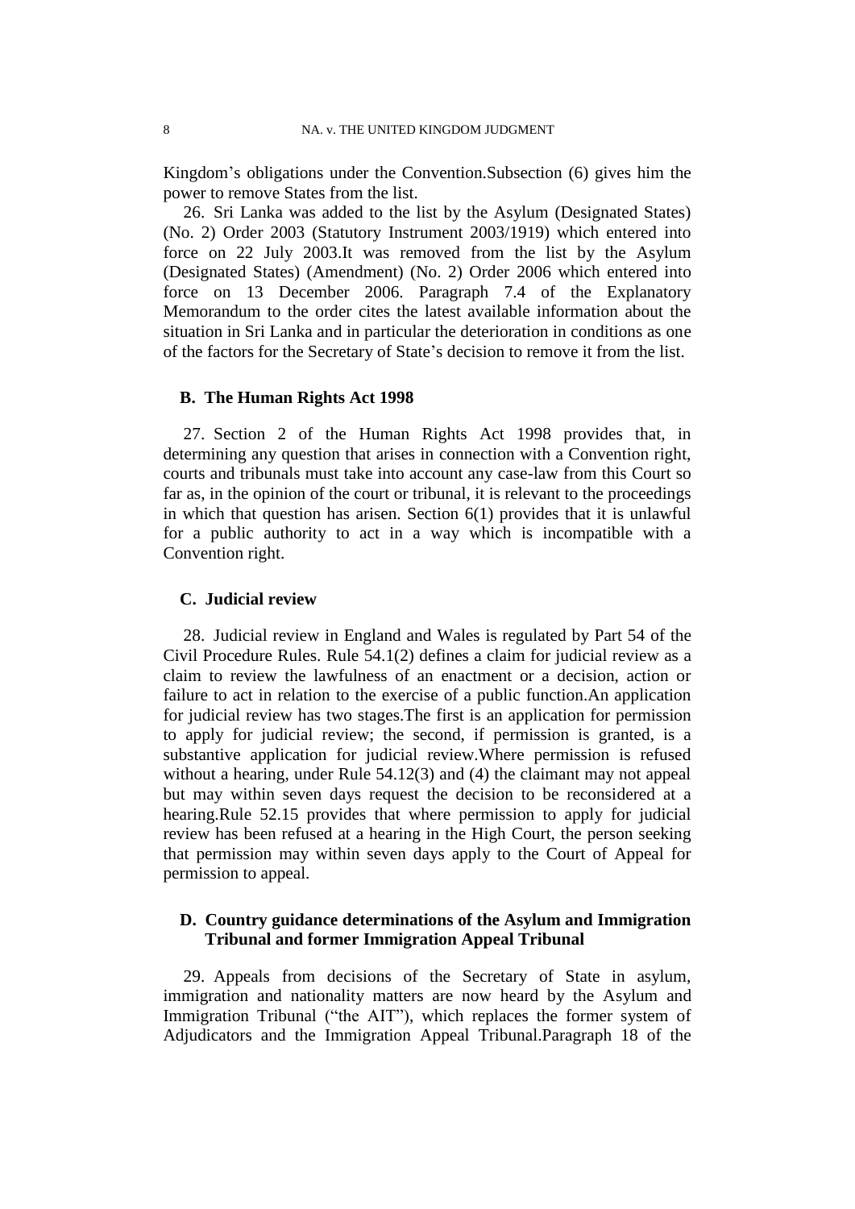Kingdom’s obligations under the Convention.Subsection (6) gives him the power to remove States from the list.

26. Sri Lanka was added to the list by the Asylum (Designated States) (No. 2) Order 2003 (Statutory Instrument 2003/1919) which entered into force on 22 July 2003.It was removed from the list by the Asylum (Designated States) (Amendment) (No. 2) Order 2006 which entered into force on 13 December 2006. Paragraph 7.4 of the Explanatory Memorandum to the order cites the latest available information about the situation in Sri Lanka and in particular the deterioration in conditions as one of the factors for the Secretary of State’s decision to remove it from the list.

### B. The Human Rights Act 1998

27. Section 2 of the Human Rights Act 1998 provides that, in determining any question that arises in connection with a Convention right, courts and tribunals must take into account any case-law from this Court so far as, in the opinion of the court or tribunal, it is relevant to the proceedings in which that question has arisen. Section 6(1) provides that it is unlawful for a public authority to act in a way which is incompatible with a Convention right.

### C. Judicial review

28. Judicial review in England and Wales is regulated by Part 54 of the Civil Procedure Rules. Rule 54.1(2) defines a claim for judicial review as a claim to review the lawfulness of an enactment or a decision, action or failure to act in relation to the exercise of a public function.An application for judicial review has two stages.The first is an application for permission to apply for judicial review; the second, if permission is granted, is a substantive application for judicial review.Where permission is refused without a hearing, under Rule 54.12(3) and (4) the claimant may not appeal but may within seven days request the decision to be reconsidered at a hearing.Rule 52.15 provides that where permission to apply for judicial review has been refused at a hearing in the High Court, the person seeking that permission may within seven days apply to the Court of Appeal for permission to appeal.

### D. Country guidance determinations of the Asylum and Immigration Tribunal and former Immigration Appeal Tribunal

29. Appeals from decisions of the Secretary of State in asylum, immigration and nationality matters are now heard by the Asylum and Immigration Tribunal (“the AIT”), which replaces the former system of Adjudicators and the Immigration Appeal Tribunal.Paragraph 18 of the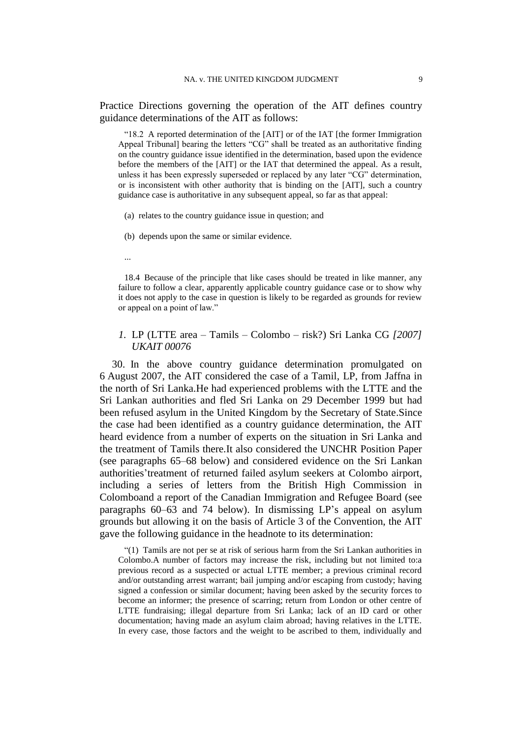Practice Directions governing the operation of the AIT defines country guidance determinations of the AIT as follows:

> "18.2 A reported determination of the [AIT] or of the IAT [the former Immigration Appeal Tribunal] bearing the letters "CG" shall be treated as an authoritative finding on the country guidance issue identified in the determination, based upon the evidence before the members of the [AIT] or the IAT that determined the appeal. As a result, unless it has been expressly superseded or replaced by any later "CG" determination, or is inconsistent with other authority that is binding on the [AIT], such a country guidance case is authoritative in any subsequent appeal, so far as that appeal:
>
> (a) relates to the country guidance issue in question; and
>
> (b) depends upon the same or similar evidence.
>
> ...
>
> 18.4 Because of the principle that like cases should be treated in like manner, any failure to follow a clear, apparently applicable country guidance case or to show why it does not apply to the case in question is likely to be regarded as grounds for review or appeal on a point of law."

### *1.* LP (LTTE area – Tamils – Colombo – risk?) Sri Lanka CG *[2007] UKAIT 00076*

30. In the above country guidance determination promulgated on 6 August 2007, the AIT considered the case of a Tamil, LP, from Jaffna in the north of Sri Lanka. He had experienced problems with the LTTE and the Sri Lankan authorities and fled Sri Lanka on 29 December 1999 but had been refused asylum in the United Kingdom by the Secretary of State. Since the case had been identified as a country guidance determination, the AIT heard evidence from a number of experts on the situation in Sri Lanka and the treatment of Tamils there. It also considered the UNCHR Position Paper (see paragraphs 65–68 below) and considered evidence on the Sri Lankan authorities' treatment of returned failed asylum seekers at Colombo airport, including a series of letters from the British High Commission in Colombo and a report of the Canadian Immigration and Refugee Board (see paragraphs 60–63 and 74 below). In dismissing LP's appeal on asylum grounds but allowing it on the basis of Article 3 of the Convention, the AIT gave the following guidance in the headnote to its determination:

> "(1) Tamils are not per se at risk of serious harm from the Sri Lankan authorities in Colombo. A number of factors may increase the risk, including but not limited to: a previous record as a suspected or actual LTTE member; a previous criminal record and/or outstanding arrest warrant; bail jumping and/or escaping from custody; having signed a confession or similar document; having been asked by the security forces to become an informer; the presence of scarring; return from London or other centre of LTTE fundraising; illegal departure from Sri Lanka; lack of an ID card or other documentation; having made an asylum claim abroad; having relatives in the LTTE. In every case, those factors and the weight to be ascribed to them, individually and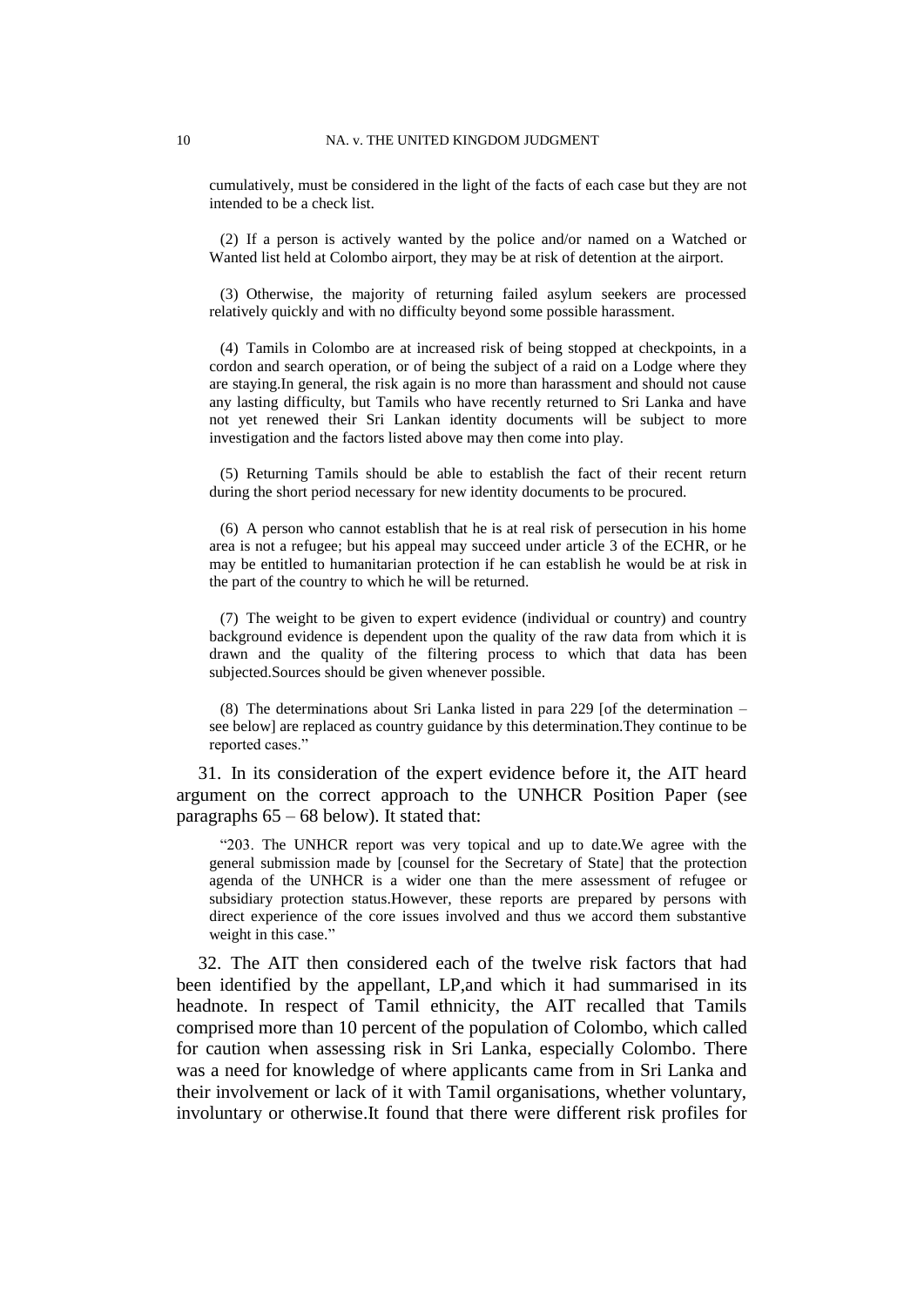cumulatively, must be considered in the light of the facts of each case but they are not intended to be a check list.

(2) If a person is actively wanted by the police and/or named on a Watched or Wanted list held at Colombo airport, they may be at risk of detention at the airport.

(3) Otherwise, the majority of returning failed asylum seekers are processed relatively quickly and with no difficulty beyond some possible harassment.

(4) Tamils in Colombo are at increased risk of being stopped at checkpoints, in a cordon and search operation, or of being the subject of a raid on a Lodge where they are staying.In general, the risk again is no more than harassment and should not cause any lasting difficulty, but Tamils who have recently returned to Sri Lanka and have not yet renewed their Sri Lankan identity documents will be subject to more investigation and the factors listed above may then come into play.

(5) Returning Tamils should be able to establish the fact of their recent return during the short period necessary for new identity documents to be procured.

(6) A person who cannot establish that he is at real risk of persecution in his home area is not a refugee; but his appeal may succeed under article 3 of the ECHR, or he may be entitled to humanitarian protection if he can establish he would be at risk in the part of the country to which he will be returned.

(7) The weight to be given to expert evidence (individual or country) and country background evidence is dependent upon the quality of the raw data from which it is drawn and the quality of the filtering process to which that data has been subjected.Sources should be given whenever possible.

(8) The determinations about Sri Lanka listed in para 229 [of the determination – see below] are replaced as country guidance by this determination.They continue to be reported cases."

31. In its consideration of the expert evidence before it, the AIT heard argument on the correct approach to the UNHCR Position Paper (see paragraphs 65 – 68 below). It stated that:

"203. The UNHCR report was very topical and up to date.We agree with the general submission made by [counsel for the Secretary of State] that the protection agenda of the UNHCR is a wider one than the mere assessment of refugee or subsidiary protection status.However, these reports are prepared by persons with direct experience of the core issues involved and thus we accord them substantive weight in this case."

32. The AIT then considered each of the twelve risk factors that had been identified by the appellant, LP,and which it had summarised in its headnote. In respect of Tamil ethnicity, the AIT recalled that Tamils comprised more than 10 percent of the population of Colombo, which called for caution when assessing risk in Sri Lanka, especially Colombo. There was a need for knowledge of where applicants came from in Sri Lanka and their involvement or lack of it with Tamil organisations, whether voluntary, involuntary or otherwise.It found that there were different risk profiles for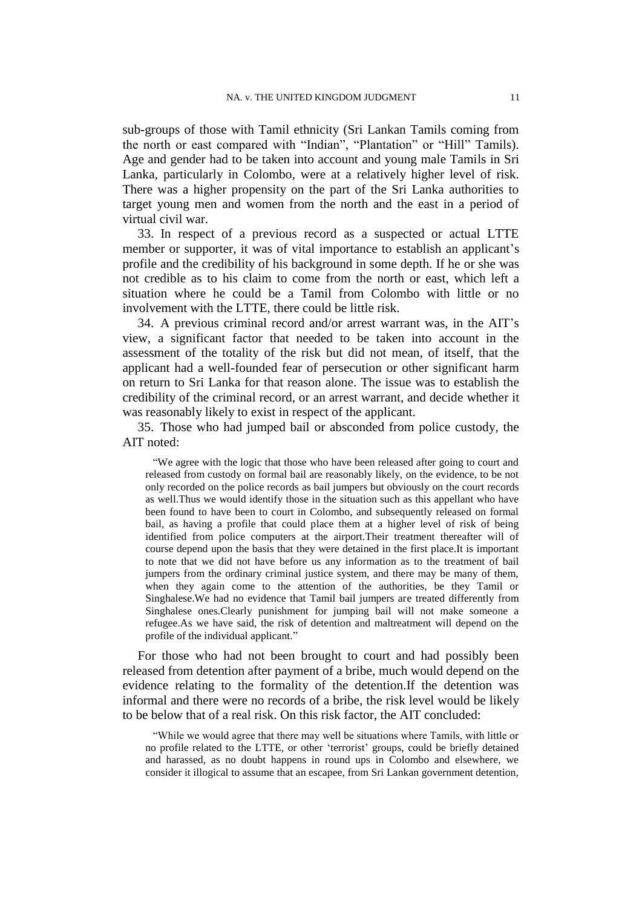sub-groups of those with Tamil ethnicity (Sri Lankan Tamils coming from the north or east compared with "Indian", "Plantation" or "Hill" Tamils). Age and gender had to be taken into account and young male Tamils in Sri Lanka, particularly in Colombo, were at a relatively higher level of risk. There was a higher propensity on the part of the Sri Lanka authorities to target young men and women from the north and the east in a period of virtual civil war.

33. In respect of a previous record as a suspected or actual LTTE member or supporter, it was of vital importance to establish an applicant's profile and the credibility of his background in some depth. If he or she was not credible as to his claim to come from the north or east, which left a situation where he could be a Tamil from Colombo with little or no involvement with the LTTE, there could be little risk.

34. A previous criminal record and/or arrest warrant was, in the AIT's view, a significant factor that needed to be taken into account in the assessment of the totality of the risk but did not mean, of itself, that the applicant had a well-founded fear of persecution or other significant harm on return to Sri Lanka for that reason alone. The issue was to establish the credibility of the criminal record, or an arrest warrant, and decide whether it was reasonably likely to exist in respect of the applicant.

35. Those who had jumped bail or absconded from police custody, the AIT noted:

> "We agree with the logic that those who have been released after going to court and released from custody on formal bail are reasonably likely, on the evidence, to be not only recorded on the police records as bail jumpers but obviously on the court records as well.Thus we would identify those in the situation such as this appellant who have been found to have been to court in Colombo, and subsequently released on formal bail, as having a profile that could place them at a higher level of risk of being identified from police computers at the airport.Their treatment thereafter will of course depend upon the basis that they were detained in the first place.It is important to note that we did not have before us any information as to the treatment of bail jumpers from the ordinary criminal justice system, and there may be many of them, when they again come to the attention of the authorities, be they Tamil or Singhalese.We had no evidence that Tamil bail jumpers are treated differently from Singhalese ones.Clearly punishment for jumping bail will not make someone a refugee.As we have said, the risk of detention and maltreatment will depend on the profile of the individual applicant."

For those who had not been brought to court and had possibly been released from detention after payment of a bribe, much would depend on the evidence relating to the formality of the detention.If the detention was informal and there were no records of a bribe, the risk level would be likely to be below that of a real risk. On this risk factor, the AIT concluded:

> "While we would agree that there may well be situations where Tamils, with little or no profile related to the LTTE, or other 'terrorist' groups, could be briefly detained and harassed, as no doubt happens in round ups in Colombo and elsewhere, we consider it illogical to assume that an escapee, from Sri Lankan government detention,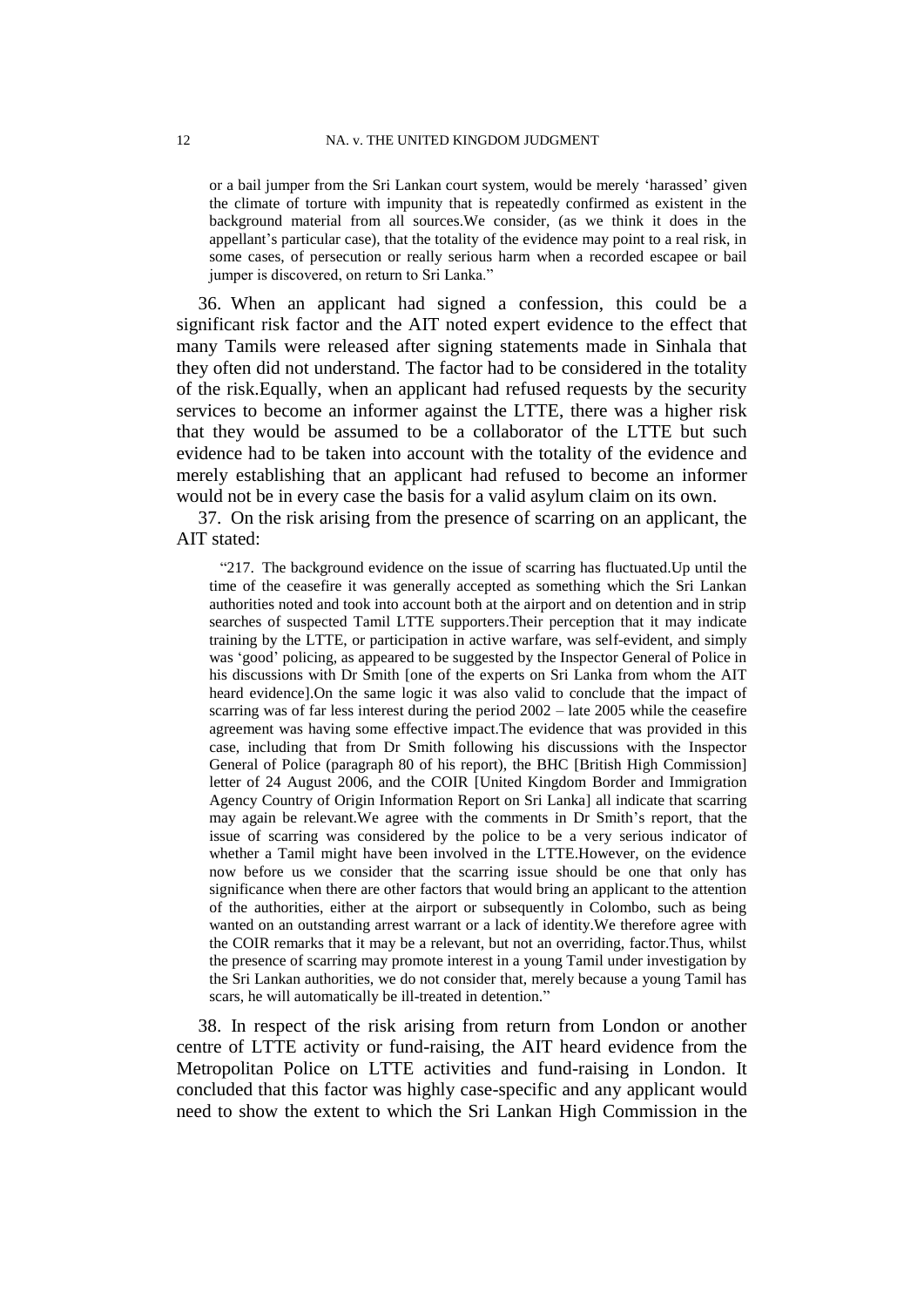or a bail jumper from the Sri Lankan court system, would be merely 'harassed' given the climate of torture with impunity that is repeatedly confirmed as existent in the background material from all sources.We consider, (as we think it does in the appellant's particular case), that the totality of the evidence may point to a real risk, in some cases, of persecution or really serious harm when a recorded escapee or bail jumper is discovered, on return to Sri Lanka."

36. When an applicant had signed a confession, this could be a significant risk factor and the AIT noted expert evidence to the effect that many Tamils were released after signing statements made in Sinhala that they often did not understand. The factor had to be considered in the totality of the risk.Equally, when an applicant had refused requests by the security services to become an informer against the LTTE, there was a higher risk that they would be assumed to be a collaborator of the LTTE but such evidence had to be taken into account with the totality of the evidence and merely establishing that an applicant had refused to become an informer would not be in every case the basis for a valid asylum claim on its own.

37. On the risk arising from the presence of scarring on an applicant, the AIT stated:

> "217. The background evidence on the issue of scarring has fluctuated.Up until the time of the ceasefire it was generally accepted as something which the Sri Lankan authorities noted and took into account both at the airport and on detention and in strip searches of suspected Tamil LTTE supporters.Their perception that it may indicate training by the LTTE, or participation in active warfare, was self-evident, and simply was 'good' policing, as appeared to be suggested by the Inspector General of Police in his discussions with Dr Smith [one of the experts on Sri Lanka from whom the AIT heard evidence].On the same logic it was also valid to conclude that the impact of scarring was of far less interest during the period 2002 – late 2005 while the ceasefire agreement was having some effective impact.The evidence that was provided in this case, including that from Dr Smith following his discussions with the Inspector General of Police (paragraph 80 of his report), the BHC [British High Commission] letter of 24 August 2006, and the COIR [United Kingdom Border and Immigration Agency Country of Origin Information Report on Sri Lanka] all indicate that scarring may again be relevant.We agree with the comments in Dr Smith's report, that the issue of scarring was considered by the police to be a very serious indicator of whether a Tamil might have been involved in the LTTE.However, on the evidence now before us we consider that the scarring issue should be one that only has significance when there are other factors that would bring an applicant to the attention of the authorities, either at the airport or subsequently in Colombo, such as being wanted on an outstanding arrest warrant or a lack of identity.We therefore agree with the COIR remarks that it may be a relevant, but not an overriding, factor.Thus, whilst the presence of scarring may promote interest in a young Tamil under investigation by the Sri Lankan authorities, we do not consider that, merely because a young Tamil has scars, he will automatically be ill-treated in detention."

38. In respect of the risk arising from return from London or another centre of LTTE activity or fund-raising, the AIT heard evidence from the Metropolitan Police on LTTE activities and fund-raising in London. It concluded that this factor was highly case-specific and any applicant would need to show the extent to which the Sri Lankan High Commission in the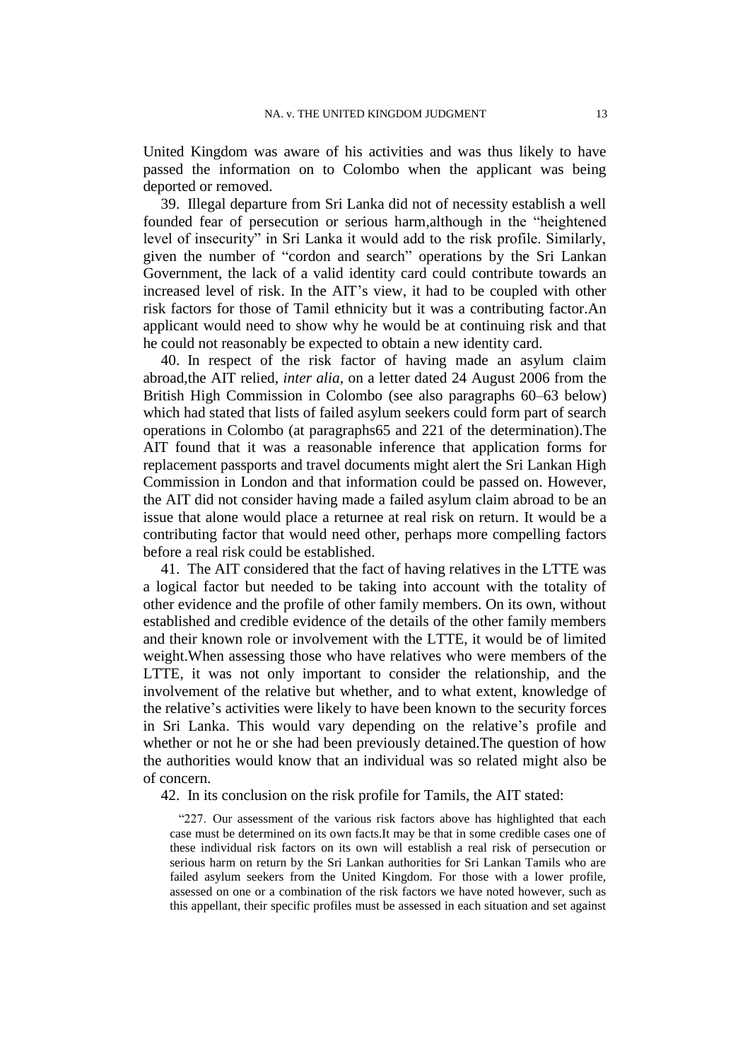United Kingdom was aware of his activities and was thus likely to have passed the information on to Colombo when the applicant was being deported or removed.

39. Illegal departure from Sri Lanka did not of necessity establish a well founded fear of persecution or serious harm,although in the "heightened level of insecurity" in Sri Lanka it would add to the risk profile. Similarly, given the number of "cordon and search" operations by the Sri Lankan Government, the lack of a valid identity card could contribute towards an increased level of risk. In the AIT's view, it had to be coupled with other risk factors for those of Tamil ethnicity but it was a contributing factor.An applicant would need to show why he would be at continuing risk and that he could not reasonably be expected to obtain a new identity card.

40. In respect of the risk factor of having made an asylum claim abroad,the AIT relied, *inter alia*, on a letter dated 24 August 2006 from the British High Commission in Colombo (see also paragraphs 60–63 below) which had stated that lists of failed asylum seekers could form part of search operations in Colombo (at paragraphs65 and 221 of the determination).The AIT found that it was a reasonable inference that application forms for replacement passports and travel documents might alert the Sri Lankan High Commission in London and that information could be passed on. However, the AIT did not consider having made a failed asylum claim abroad to be an issue that alone would place a returnee at real risk on return. It would be a contributing factor that would need other, perhaps more compelling factors before a real risk could be established.

41. The AIT considered that the fact of having relatives in the LTTE was a logical factor but needed to be taking into account with the totality of other evidence and the profile of other family members. On its own, without established and credible evidence of the details of the other family members and their known role or involvement with the LTTE, it would be of limited weight.When assessing those who have relatives who were members of the LTTE, it was not only important to consider the relationship, and the involvement of the relative but whether, and to what extent, knowledge of the relative's activities were likely to have been known to the security forces in Sri Lanka. This would vary depending on the relative's profile and whether or not he or she had been previously detained.The question of how the authorities would know that an individual was so related might also be of concern.

42. In its conclusion on the risk profile for Tamils, the AIT stated:

> "227. Our assessment of the various risk factors above has highlighted that each case must be determined on its own facts.It may be that in some credible cases one of these individual risk factors on its own will establish a real risk of persecution or serious harm on return by the Sri Lankan authorities for Sri Lankan Tamils who are failed asylum seekers from the United Kingdom. For those with a lower profile, assessed on one or a combination of the risk factors we have noted however, such as this appellant, their specific profiles must be assessed in each situation and set against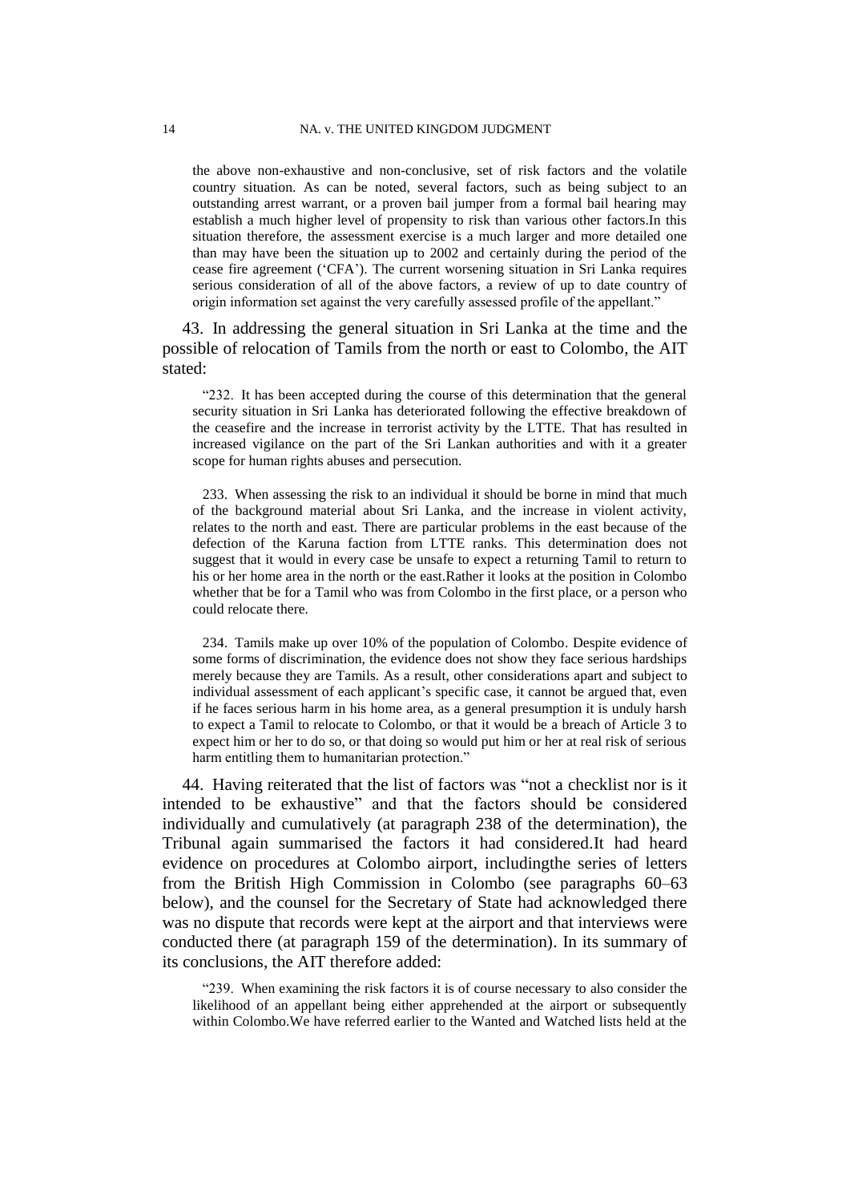the above non-exhaustive and non-conclusive, set of risk factors and the volatile country situation. As can be noted, several factors, such as being subject to an outstanding arrest warrant, or a proven bail jumper from a formal bail hearing may establish a much higher level of propensity to risk than various other factors.In this situation therefore, the assessment exercise is a much larger and more detailed one than may have been the situation up to 2002 and certainly during the period of the cease fire agreement ('CFA'). The current worsening situation in Sri Lanka requires serious consideration of all of the above factors, a review of up to date country of origin information set against the very carefully assessed profile of the appellant."

43. In addressing the general situation in Sri Lanka at the time and the possible of relocation of Tamils from the north or east to Colombo, the AIT stated:

> "232. It has been accepted during the course of this determination that the general security situation in Sri Lanka has deteriorated following the effective breakdown of the ceasefire and the increase in terrorist activity by the LTTE. That has resulted in increased vigilance on the part of the Sri Lankan authorities and with it a greater scope for human rights abuses and persecution.
>
> 233. When assessing the risk to an individual it should be borne in mind that much of the background material about Sri Lanka, and the increase in violent activity, relates to the north and east. There are particular problems in the east because of the defection of the Karuna faction from LTTE ranks. This determination does not suggest that it would in every case be unsafe to expect a returning Tamil to return to his or her home area in the north or the east.Rather it looks at the position in Colombo whether that be for a Tamil who was from Colombo in the first place, or a person who could relocate there.
>
> 234. Tamils make up over 10% of the population of Colombo. Despite evidence of some forms of discrimination, the evidence does not show they face serious hardships merely because they are Tamils. As a result, other considerations apart and subject to individual assessment of each applicant's specific case, it cannot be argued that, even if he faces serious harm in his home area, as a general presumption it is unduly harsh to expect a Tamil to relocate to Colombo, or that it would be a breach of Article 3 to expect him or her to do so, or that doing so would put him or her at real risk of serious harm entitling them to humanitarian protection."

44. Having reiterated that the list of factors was "not a checklist nor is it intended to be exhaustive" and that the factors should be considered individually and cumulatively (at paragraph 238 of the determination), the Tribunal again summarised the factors it had considered.It had heard evidence on procedures at Colombo airport, includingthe series of letters from the British High Commission in Colombo (see paragraphs 60–63 below), and the counsel for the Secretary of State had acknowledged there was no dispute that records were kept at the airport and that interviews were conducted there (at paragraph 159 of the determination). In its summary of its conclusions, the AIT therefore added:

> "239. When examining the risk factors it is of course necessary to also consider the likelihood of an appellant being either apprehended at the airport or subsequently within Colombo.We have referred earlier to the Wanted and Watched lists held at the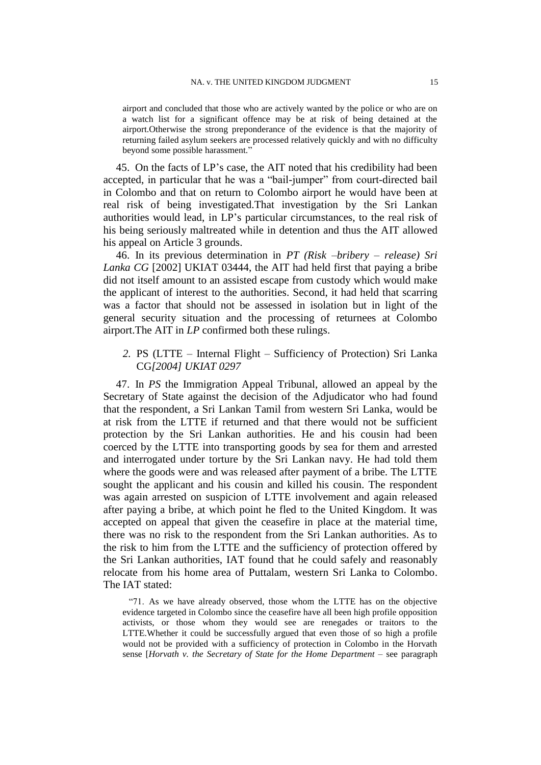> airport and concluded that those who are actively wanted by the police or who are on a watch list for a significant offence may be at risk of being detained at the airport.Otherwise the strong preponderance of the evidence is that the majority of returning failed asylum seekers are processed relatively quickly and with no difficulty beyond some possible harassment."

45. On the facts of LP's case, the AIT noted that his credibility had been accepted, in particular that he was a "bail-jumper" from court-directed bail in Colombo and that on return to Colombo airport he would have been at real risk of being investigated.That investigation by the Sri Lankan authorities would lead, in LP's particular circumstances, to the real risk of his being seriously maltreated while in detention and thus the AIT allowed his appeal on Article 3 grounds.

46. In its previous determination in *PT (Risk –bribery – release) Sri Lanka CG* [2002] UKIAT 03444, the AIT had held first that paying a bribe did not itself amount to an assisted escape from custody which would make the applicant of interest to the authorities. Second, it had held that scarring was a factor that should not be assessed in isolation but in light of the general security situation and the processing of returnees at Colombo airport.The AIT in *LP* confirmed both these rulings.

### *2.* PS (LTTE – Internal Flight – Sufficiency of Protection) Sri Lanka CG*[2004] UKIAT 0297*

47. In *PS* the Immigration Appeal Tribunal, allowed an appeal by the Secretary of State against the decision of the Adjudicator who had found that the respondent, a Sri Lankan Tamil from western Sri Lanka, would be at risk from the LTTE if returned and that there would not be sufficient protection by the Sri Lankan authorities. He and his cousin had been coerced by the LTTE into transporting goods by sea for them and arrested and interrogated under torture by the Sri Lankan navy. He had told them where the goods were and was released after payment of a bribe. The LTTE sought the applicant and his cousin and killed his cousin. The respondent was again arrested on suspicion of LTTE involvement and again released after paying a bribe, at which point he fled to the United Kingdom. It was accepted on appeal that given the ceasefire in place at the material time, there was no risk to the respondent from the Sri Lankan authorities. As to the risk to him from the LTTE and the sufficiency of protection offered by the Sri Lankan authorities, IAT found that he could safely and reasonably relocate from his home area of Puttalam, western Sri Lanka to Colombo. The IAT stated:

> "71. As we have already observed, those whom the LTTE has on the objective evidence targeted in Colombo since the ceasefire have all been high profile opposition activists, or those whom they would see are renegades or traitors to the LTTE.Whether it could be successfully argued that even those of so high a profile would not be provided with a sufficiency of protection in Colombo in the Horvath sense [*Horvath v. the Secretary of State for the Home Department* – see paragraph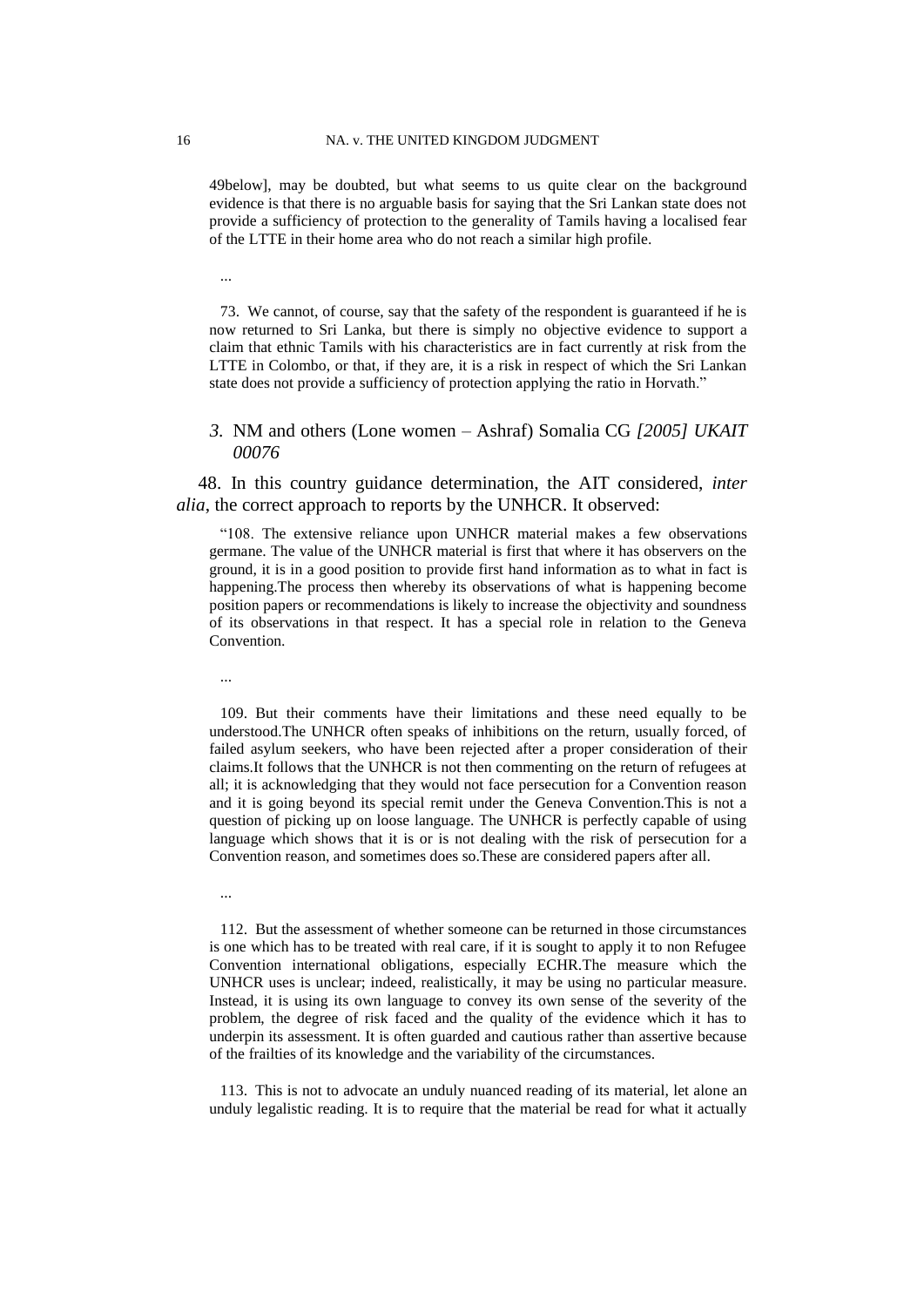49below], may be doubted, but what seems to us quite clear on the background evidence is that there is no arguable basis for saying that the Sri Lankan state does not provide a sufficiency of protection to the generality of Tamils having a localised fear of the LTTE in their home area who do not reach a similar high profile.

...

73. We cannot, of course, say that the safety of the respondent is guaranteed if he is now returned to Sri Lanka, but there is simply no objective evidence to support a claim that ethnic Tamils with his characteristics are in fact currently at risk from the LTTE in Colombo, or that, if they are, it is a risk in respect of which the Sri Lankan state does not provide a sufficiency of protection applying the ratio in Horvath."

### *3.* NM and others (Lone women – Ashraf) Somalia CG *[2005] UKAIT 00076*

48. In this country guidance determination, the AIT considered, *inter alia*, the correct approach to reports by the UNHCR. It observed:

"108. The extensive reliance upon UNHCR material makes a few observations germane. The value of the UNHCR material is first that where it has observers on the ground, it is in a good position to provide first hand information as to what in fact is happening.The process then whereby its observations of what is happening become position papers or recommendations is likely to increase the objectivity and soundness of its observations in that respect. It has a special role in relation to the Geneva Convention.

...

109. But their comments have their limitations and these need equally to be understood.The UNHCR often speaks of inhibitions on the return, usually forced, of failed asylum seekers, who have been rejected after a proper consideration of their claims.It follows that the UNHCR is not then commenting on the return of refugees at all; it is acknowledging that they would not face persecution for a Convention reason and it is going beyond its special remit under the Geneva Convention.This is not a question of picking up on loose language. The UNHCR is perfectly capable of using language which shows that it is or is not dealing with the risk of persecution for a Convention reason, and sometimes does so.These are considered papers after all.

...

112. But the assessment of whether someone can be returned in those circumstances is one which has to be treated with real care, if it is sought to apply it to non Refugee Convention international obligations, especially ECHR.The measure which the UNHCR uses is unclear; indeed, realistically, it may be using no particular measure. Instead, it is using its own language to convey its own sense of the severity of the problem, the degree of risk faced and the quality of the evidence which it has to underpin its assessment. It is often guarded and cautious rather than assertive because of the frailties of its knowledge and the variability of the circumstances.

113. This is not to advocate an unduly nuanced reading of its material, let alone an unduly legalistic reading. It is to require that the material be read for what it actually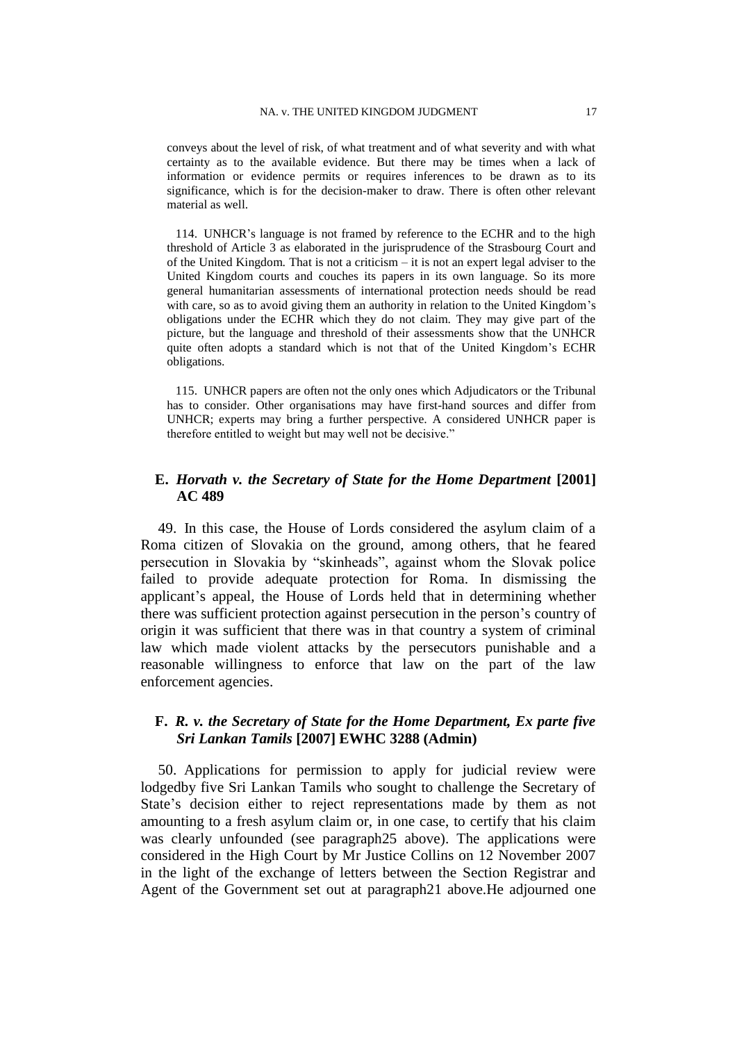conveys about the level of risk, of what treatment and of what severity and with what certainty as to the available evidence. But there may be times when a lack of information or evidence permits or requires inferences to be drawn as to its significance, which is for the decision-maker to draw. There is often other relevant material as well.

114. UNHCR's language is not framed by reference to the ECHR and to the high threshold of Article 3 as elaborated in the jurisprudence of the Strasbourg Court and of the United Kingdom. That is not a criticism – it is not an expert legal adviser to the United Kingdom courts and couches its papers in its own language. So its more general humanitarian assessments of international protection needs should be read with care, so as to avoid giving them an authority in relation to the United Kingdom's obligations under the ECHR which they do not claim. They may give part of the picture, but the language and threshold of their assessments show that the UNHCR quite often adopts a standard which is not that of the United Kingdom's ECHR obligations.

115. UNHCR papers are often not the only ones which Adjudicators or the Tribunal has to consider. Other organisations may have first-hand sources and differ from UNHCR; experts may bring a further perspective. A considered UNHCR paper is therefore entitled to weight but may well not be decisive."

## E. *Horvath v. the Secretary of State for the Home Department* [2001] AC 489

49. In this case, the House of Lords considered the asylum claim of a Roma citizen of Slovakia on the ground, among others, that he feared persecution in Slovakia by "skinheads", against whom the Slovak police failed to provide adequate protection for Roma. In dismissing the applicant's appeal, the House of Lords held that in determining whether there was sufficient protection against persecution in the person's country of origin it was sufficient that there was in that country a system of criminal law which made violent attacks by the persecutors punishable and a reasonable willingness to enforce that law on the part of the law enforcement agencies.

## F. *R. v. the Secretary of State for the Home Department, Ex parte five Sri Lankan Tamils* [2007] EWHC 3288 (Admin)

50. Applications for permission to apply for judicial review were lodgedby five Sri Lankan Tamils who sought to challenge the Secretary of State's decision either to reject representations made by them as not amounting to a fresh asylum claim or, in one case, to certify that his claim was clearly unfounded (see paragraph25 above). The applications were considered in the High Court by Mr Justice Collins on 12 November 2007 in the light of the exchange of letters between the Section Registrar and Agent of the Government set out at paragraph21 above.He adjourned one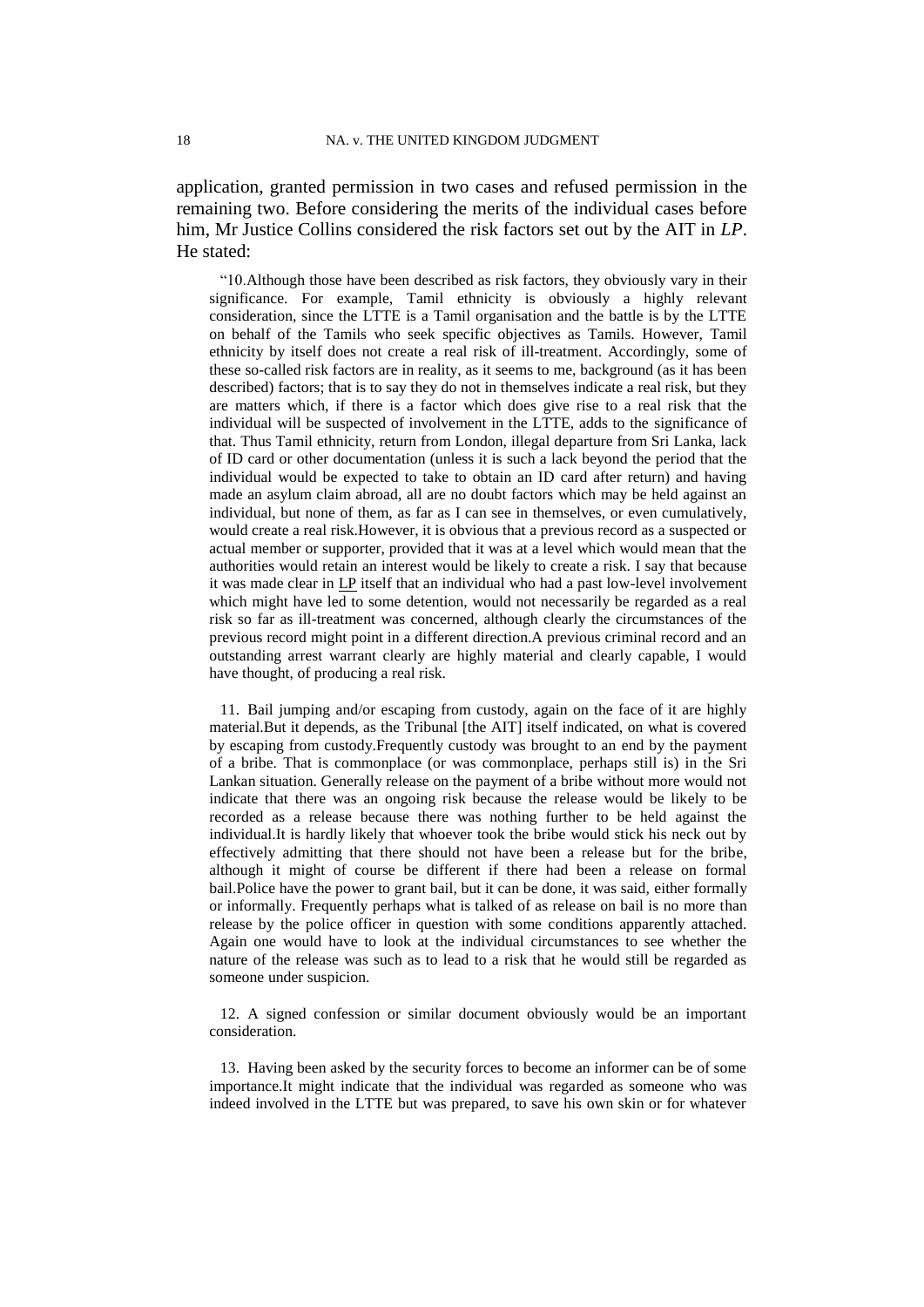application, granted permission in two cases and refused permission in the remaining two. Before considering the merits of the individual cases before him, Mr Justice Collins considered the risk factors set out by the AIT in *LP*. He stated:

> "10.Although those have been described as risk factors, they obviously vary in their significance. For example, Tamil ethnicity is obviously a highly relevant consideration, since the LTTE is a Tamil organisation and the battle is by the LTTE on behalf of the Tamils who seek specific objectives as Tamils. However, Tamil ethnicity by itself does not create a real risk of ill-treatment. Accordingly, some of these so-called risk factors are in reality, as it seems to me, background (as it has been described) factors; that is to say they do not in themselves indicate a real risk, but they are matters which, if there is a factor which does give rise to a real risk that the individual will be suspected of involvement in the LTTE, adds to the significance of that. Thus Tamil ethnicity, return from London, illegal departure from Sri Lanka, lack of ID card or other documentation (unless it is such a lack beyond the period that the individual would be expected to take to obtain an ID card after return) and having made an asylum claim abroad, all are no doubt factors which may be held against an individual, but none of them, as far as I can see in themselves, or even cumulatively, would create a real risk.However, it is obvious that a previous record as a suspected or actual member or supporter, provided that it was at a level which would mean that the authorities would retain an interest would be likely to create a risk. I say that because it was made clear in LP itself that an individual who had a past low-level involvement which might have led to some detention, would not necessarily be regarded as a real risk so far as ill-treatment was concerned, although clearly the circumstances of the previous record might point in a different direction.A previous criminal record and an outstanding arrest warrant clearly are highly material and clearly capable, I would have thought, of producing a real risk.
>
> 11. Bail jumping and/or escaping from custody, again on the face of it are highly material.But it depends, as the Tribunal [the AIT] itself indicated, on what is covered by escaping from custody.Frequently custody was brought to an end by the payment of a bribe. That is commonplace (or was commonplace, perhaps still is) in the Sri Lankan situation. Generally release on the payment of a bribe without more would not indicate that there was an ongoing risk because the release would be likely to be recorded as a release because there was nothing further to be held against the individual.It is hardly likely that whoever took the bribe would stick his neck out by effectively admitting that there should not have been a release but for the bribe, although it might of course be different if there had been a release on formal bail.Police have the power to grant bail, but it can be done, it was said, either formally or informally. Frequently perhaps what is talked of as release on bail is no more than release by the police officer in question with some conditions apparently attached. Again one would have to look at the individual circumstances to see whether the nature of the release was such as to lead to a risk that he would still be regarded as someone under suspicion.
>
> 12. A signed confession or similar document obviously would be an important consideration.
>
> 13. Having been asked by the security forces to become an informer can be of some importance.It might indicate that the individual was regarded as someone who was indeed involved in the LTTE but was prepared, to save his own skin or for whatever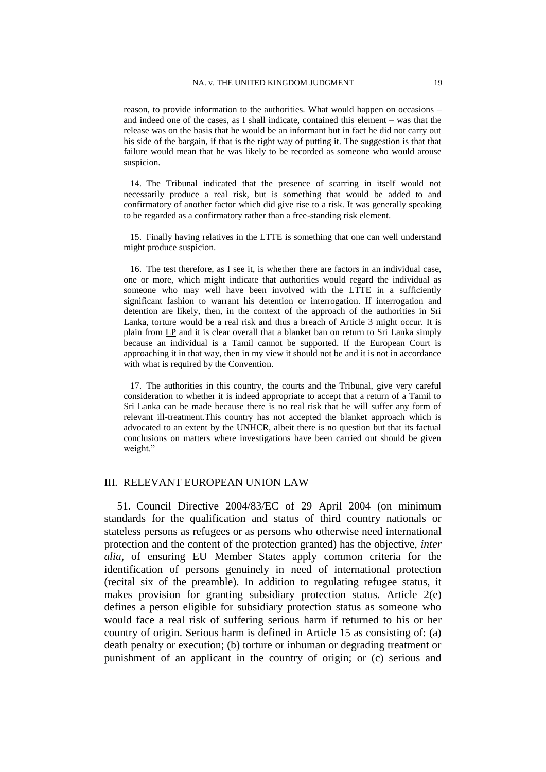reason, to provide information to the authorities. What would happen on occasions – and indeed one of the cases, as I shall indicate, contained this element – was that the release was on the basis that he would be an informant but in fact he did not carry out his side of the bargain, if that is the right way of putting it. The suggestion is that that failure would mean that he was likely to be recorded as someone who would arouse suspicion.

14. The Tribunal indicated that the presence of scarring in itself would not necessarily produce a real risk, but is something that would be added to and confirmatory of another factor which did give rise to a risk. It was generally speaking to be regarded as a confirmatory rather than a free-standing risk element.

15. Finally having relatives in the LTTE is something that one can well understand might produce suspicion.

16. The test therefore, as I see it, is whether there are factors in an individual case, one or more, which might indicate that authorities would regard the individual as someone who may well have been involved with the LTTE in a sufficiently significant fashion to warrant his detention or interrogation. If interrogation and detention are likely, then, in the context of the approach of the authorities in Sri Lanka, torture would be a real risk and thus a breach of Article 3 might occur. It is plain from LP and it is clear overall that a blanket ban on return to Sri Lanka simply because an individual is a Tamil cannot be supported. If the European Court is approaching it in that way, then in my view it should not be and it is not in accordance with what is required by the Convention.

17. The authorities in this country, the courts and the Tribunal, give very careful consideration to whether it is indeed appropriate to accept that a return of a Tamil to Sri Lanka can be made because there is no real risk that he will suffer any form of relevant ill-treatment.This country has not accepted the blanket approach which is advocated to an extent by the UNHCR, albeit there is no question but that its factual conclusions on matters where investigations have been carried out should be given weight."

## III. RELEVANT EUROPEAN UNION LAW

51. Council Directive 2004/83/EC of 29 April 2004 (on minimum standards for the qualification and status of third country nationals or stateless persons as refugees or as persons who otherwise need international protection and the content of the protection granted) has the objective, *inter alia*, of ensuring EU Member States apply common criteria for the identification of persons genuinely in need of international protection (recital six of the preamble). In addition to regulating refugee status, it makes provision for granting subsidiary protection status. Article 2(e) defines a person eligible for subsidiary protection status as someone who would face a real risk of suffering serious harm if returned to his or her country of origin. Serious harm is defined in Article 15 as consisting of: (a) death penalty or execution; (b) torture or inhuman or degrading treatment or punishment of an applicant in the country of origin; or (c) serious and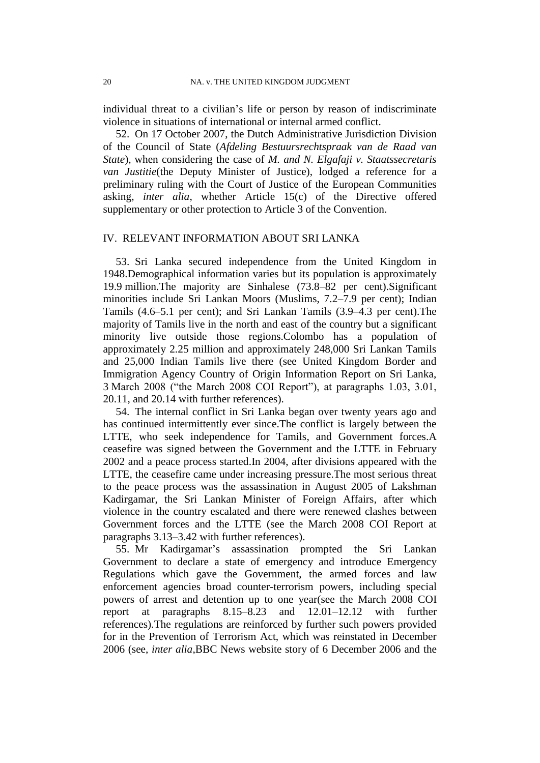individual threat to a civilian's life or person by reason of indiscriminate violence in situations of international or internal armed conflict.

52. On 17 October 2007, the Dutch Administrative Jurisdiction Division of the Council of State (*Afdeling Bestuursrechtspraak van de Raad van State*), when considering the case of *M. and N. Elgafaji v. Staatssecretaris van Justitie*(the Deputy Minister of Justice), lodged a reference for a preliminary ruling with the Court of Justice of the European Communities asking, *inter alia*, whether Article 15(c) of the Directive offered supplementary or other protection to Article 3 of the Convention.

## IV. RELEVANT INFORMATION ABOUT SRI LANKA

53. Sri Lanka secured independence from the United Kingdom in 1948.Demographical information varies but its population is approximately 19.9 million.The majority are Sinhalese (73.8–82 per cent).Significant minorities include Sri Lankan Moors (Muslims, 7.2–7.9 per cent); Indian Tamils (4.6–5.1 per cent); and Sri Lankan Tamils (3.9–4.3 per cent).The majority of Tamils live in the north and east of the country but a significant minority live outside those regions.Colombo has a population of approximately 2.25 million and approximately 248,000 Sri Lankan Tamils and 25,000 Indian Tamils live there (see United Kingdom Border and Immigration Agency Country of Origin Information Report on Sri Lanka, 3 March 2008 ("the March 2008 COI Report"), at paragraphs 1.03, 3.01, 20.11, and 20.14 with further references).

54. The internal conflict in Sri Lanka began over twenty years ago and has continued intermittently ever since.The conflict is largely between the LTTE, who seek independence for Tamils, and Government forces.A ceasefire was signed between the Government and the LTTE in February 2002 and a peace process started.In 2004, after divisions appeared with the LTTE, the ceasefire came under increasing pressure.The most serious threat to the peace process was the assassination in August 2005 of Lakshman Kadirgamar, the Sri Lankan Minister of Foreign Affairs, after which violence in the country escalated and there were renewed clashes between Government forces and the LTTE (see the March 2008 COI Report at paragraphs 3.13–3.42 with further references).

55. Mr Kadirgamar's assassination prompted the Sri Lankan Government to declare a state of emergency and introduce Emergency Regulations which gave the Government, the armed forces and law enforcement agencies broad counter-terrorism powers, including special powers of arrest and detention up to one year(see the March 2008 COI report at paragraphs 8.15–8.23 and 12.01–12.12 with further references).The regulations are reinforced by further such powers provided for in the Prevention of Terrorism Act, which was reinstated in December 2006 (see, *inter alia*,BBC News website story of 6 December 2006 and the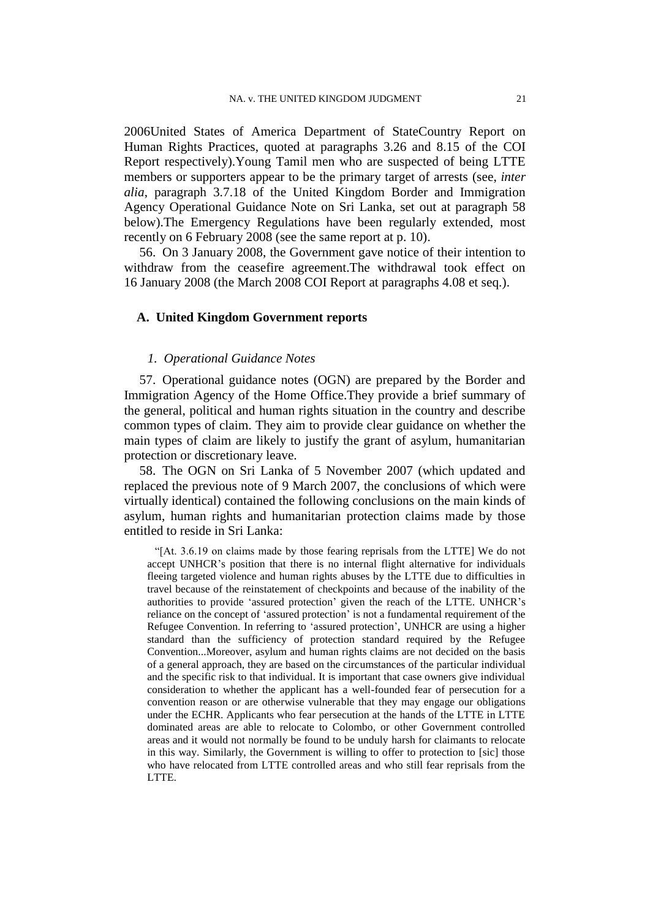2006United States of America Department of StateCountry Report on Human Rights Practices, quoted at paragraphs 3.26 and 8.15 of the COI Report respectively).Young Tamil men who are suspected of being LTTE members or supporters appear to be the primary target of arrests (see, *inter alia*, paragraph 3.7.18 of the United Kingdom Border and Immigration Agency Operational Guidance Note on Sri Lanka, set out at paragraph 58 below).The Emergency Regulations have been regularly extended, most recently on 6 February 2008 (see the same report at p. 10).

56. On 3 January 2008, the Government gave notice of their intention to withdraw from the ceasefire agreement.The withdrawal took effect on 16 January 2008 (the March 2008 COI Report at paragraphs 4.08 et seq.).

## A. United Kingdom Government reports

### *1. Operational Guidance Notes*

57. Operational guidance notes (OGN) are prepared by the Border and Immigration Agency of the Home Office.They provide a brief summary of the general, political and human rights situation in the country and describe common types of claim. They aim to provide clear guidance on whether the main types of claim are likely to justify the grant of asylum, humanitarian protection or discretionary leave.

58. The OGN on Sri Lanka of 5 November 2007 (which updated and replaced the previous note of 9 March 2007, the conclusions of which were virtually identical) contained the following conclusions on the main kinds of asylum, human rights and humanitarian protection claims made by those entitled to reside in Sri Lanka:

> "[At. 3.6.19 on claims made by those fearing reprisals from the LTTE] We do not accept UNHCR's position that there is no internal flight alternative for individuals fleeing targeted violence and human rights abuses by the LTTE due to difficulties in travel because of the reinstatement of checkpoints and because of the inability of the authorities to provide 'assured protection' given the reach of the LTTE. UNHCR's reliance on the concept of 'assured protection' is not a fundamental requirement of the Refugee Convention. In referring to 'assured protection', UNHCR are using a higher standard than the sufficiency of protection standard required by the Refugee Convention...Moreover, asylum and human rights claims are not decided on the basis of a general approach, they are based on the circumstances of the particular individual and the specific risk to that individual. It is important that case owners give individual consideration to whether the applicant has a well-founded fear of persecution for a convention reason or are otherwise vulnerable that they may engage our obligations under the ECHR. Applicants who fear persecution at the hands of the LTTE in LTTE dominated areas are able to relocate to Colombo, or other Government controlled areas and it would not normally be found to be unduly harsh for claimants to relocate in this way. Similarly, the Government is willing to offer to protection to [sic] those who have relocated from LTTE controlled areas and who still fear reprisals from the LTTE.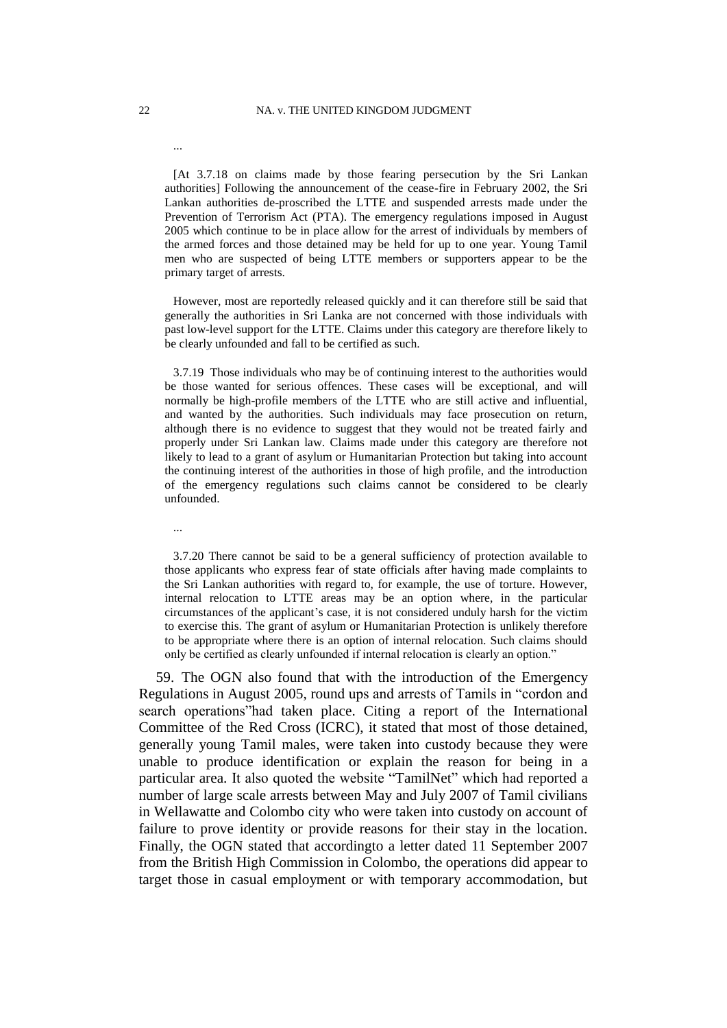...

[At 3.7.18 on claims made by those fearing persecution by the Sri Lankan authorities] Following the announcement of the cease-fire in February 2002, the Sri Lankan authorities de-proscribed the LTTE and suspended arrests made under the Prevention of Terrorism Act (PTA). The emergency regulations imposed in August 2005 which continue to be in place allow for the arrest of individuals by members of the armed forces and those detained may be held for up to one year. Young Tamil men who are suspected of being LTTE members or supporters appear to be the primary target of arrests.

However, most are reportedly released quickly and it can therefore still be said that generally the authorities in Sri Lanka are not concerned with those individuals with past low-level support for the LTTE. Claims under this category are therefore likely to be clearly unfounded and fall to be certified as such.

3.7.19 Those individuals who may be of continuing interest to the authorities would be those wanted for serious offences. These cases will be exceptional, and will normally be high-profile members of the LTTE who are still active and influential, and wanted by the authorities. Such individuals may face prosecution on return, although there is no evidence to suggest that they would not be treated fairly and properly under Sri Lankan law. Claims made under this category are therefore not likely to lead to a grant of asylum or Humanitarian Protection but taking into account the continuing interest of the authorities in those of high profile, and the introduction of the emergency regulations such claims cannot be considered to be clearly unfounded.

...

3.7.20 There cannot be said to be a general sufficiency of protection available to those applicants who express fear of state officials after having made complaints to the Sri Lankan authorities with regard to, for example, the use of torture. However, internal relocation to LTTE areas may be an option where, in the particular circumstances of the applicant's case, it is not considered unduly harsh for the victim to exercise this. The grant of asylum or Humanitarian Protection is unlikely therefore to be appropriate where there is an option of internal relocation. Such claims should only be certified as clearly unfounded if internal relocation is clearly an option."

59. The OGN also found that with the introduction of the Emergency Regulations in August 2005, round ups and arrests of Tamils in "cordon and search operations"had taken place. Citing a report of the International Committee of the Red Cross (ICRC), it stated that most of those detained, generally young Tamil males, were taken into custody because they were unable to produce identification or explain the reason for being in a particular area. It also quoted the website "TamilNet" which had reported a number of large scale arrests between May and July 2007 of Tamil civilians in Wellawatte and Colombo city who were taken into custody on account of failure to prove identity or provide reasons for their stay in the location. Finally, the OGN stated that accordingto a letter dated 11 September 2007 from the British High Commission in Colombo, the operations did appear to target those in casual employment or with temporary accommodation, but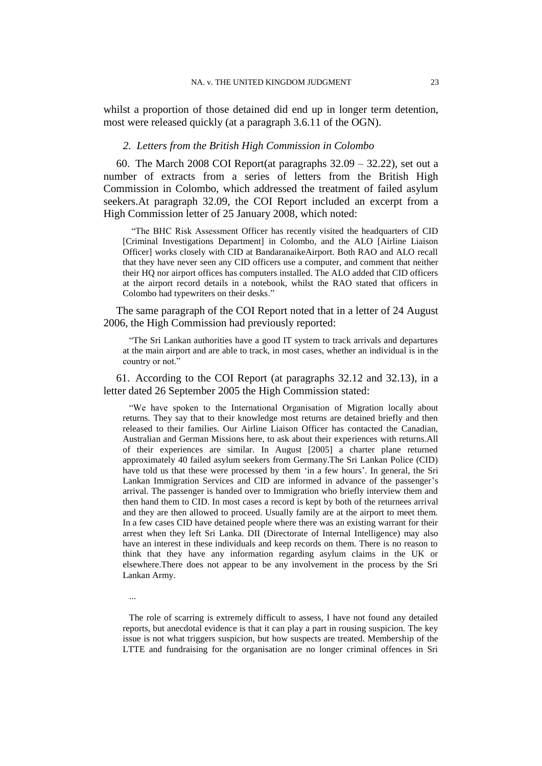whilst a proportion of those detained did end up in longer term detention, most were released quickly (at a paragraph 3.6.11 of the OGN).

### *2. Letters from the British High Commission in Colombo*

60. The March 2008 COI Report(at paragraphs 32.09 – 32.22), set out a number of extracts from a series of letters from the British High Commission in Colombo, which addressed the treatment of failed asylum seekers.At paragraph 32.09, the COI Report included an excerpt from a High Commission letter of 25 January 2008, which noted:

> "The BHC Risk Assessment Officer has recently visited the headquarters of CID [Criminal Investigations Department] in Colombo, and the ALO [Airline Liaison Officer] works closely with CID at BandaranaikeAirport. Both RAO and ALO recall that they have never seen any CID officers use a computer, and comment that neither their HQ nor airport offices has computers installed. The ALO added that CID officers at the airport record details in a notebook, whilst the RAO stated that officers in Colombo had typewriters on their desks."

The same paragraph of the COI Report noted that in a letter of 24 August 2006, the High Commission had previously reported:

> "The Sri Lankan authorities have a good IT system to track arrivals and departures at the main airport and are able to track, in most cases, whether an individual is in the country or not."

61. According to the COI Report (at paragraphs 32.12 and 32.13), in a letter dated 26 September 2005 the High Commission stated:

> "We have spoken to the International Organisation of Migration locally about returns. They say that to their knowledge most returns are detained briefly and then released to their families. Our Airline Liaison Officer has contacted the Canadian, Australian and German Missions here, to ask about their experiences with returns.All of their experiences are similar. In August [2005] a charter plane returned approximately 40 failed asylum seekers from Germany.The Sri Lankan Police (CID) have told us that these were processed by them 'in a few hours'. In general, the Sri Lankan Immigration Services and CID are informed in advance of the passenger's arrival. The passenger is handed over to Immigration who briefly interview them and then hand them to CID. In most cases a record is kept by both of the returnees arrival and they are then allowed to proceed. Usually family are at the airport to meet them. In a few cases CID have detained people where there was an existing warrant for their arrest when they left Sri Lanka. DII (Directorate of Internal Intelligence) may also have an interest in these individuals and keep records on them. There is no reason to think that they have any information regarding asylum claims in the UK or elsewhere.There does not appear to be any involvement in the process by the Sri Lankan Army.
>
> ...
>
> The role of scarring is extremely difficult to assess, I have not found any detailed reports, but anecdotal evidence is that it can play a part in rousing suspicion. The key issue is not what triggers suspicion, but how suspects are treated. Membership of the LTTE and fundraising for the organisation are no longer criminal offences in Sri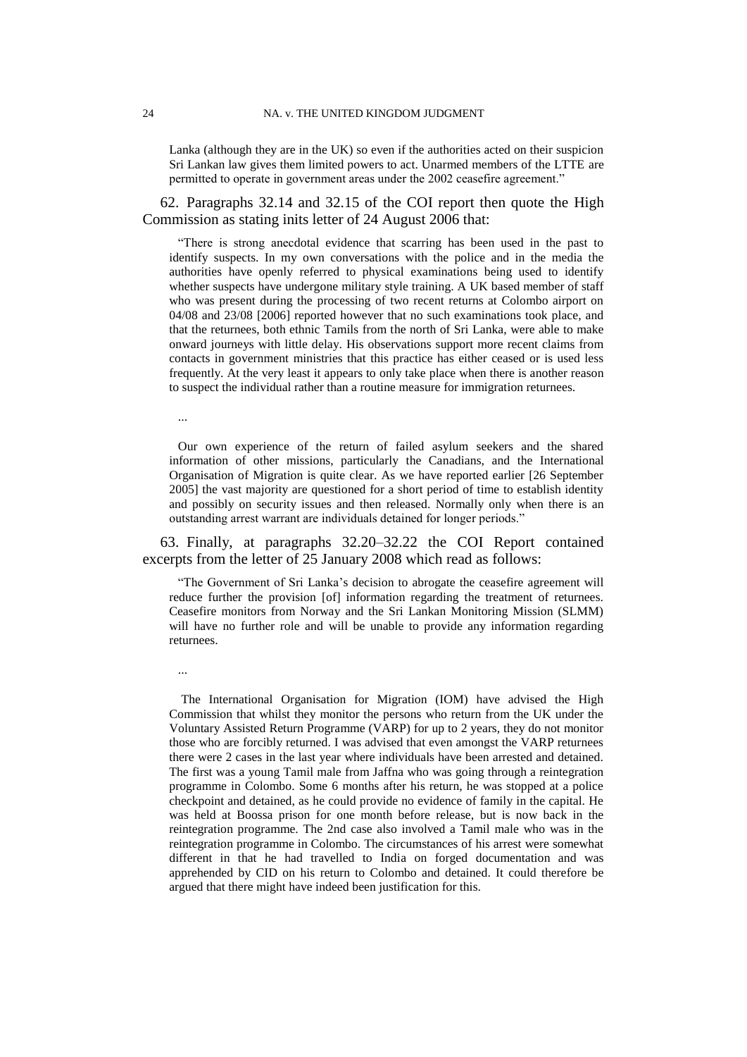Lanka (although they are in the UK) so even if the authorities acted on their suspicion Sri Lankan law gives them limited powers to act. Unarmed members of the LTTE are permitted to operate in government areas under the 2002 ceasefire agreement."

62. Paragraphs 32.14 and 32.15 of the COI report then quote the High Commission as stating inits letter of 24 August 2006 that:

> "There is strong anecdotal evidence that scarring has been used in the past to identify suspects. In my own conversations with the police and in the media the authorities have openly referred to physical examinations being used to identify whether suspects have undergone military style training. A UK based member of staff who was present during the processing of two recent returns at Colombo airport on 04/08 and 23/08 [2006] reported however that no such examinations took place, and that the returnees, both ethnic Tamils from the north of Sri Lanka, were able to make onward journeys with little delay. His observations support more recent claims from contacts in government ministries that this practice has either ceased or is used less frequently. At the very least it appears to only take place when there is another reason to suspect the individual rather than a routine measure for immigration returnees.
>
> ...
>
> Our own experience of the return of failed asylum seekers and the shared information of other missions, particularly the Canadians, and the International Organisation of Migration is quite clear. As we have reported earlier [26 September 2005] the vast majority are questioned for a short period of time to establish identity and possibly on security issues and then released. Normally only when there is an outstanding arrest warrant are individuals detained for longer periods."

63. Finally, at paragraphs 32.20–32.22 the COI Report contained excerpts from the letter of 25 January 2008 which read as follows:

> "The Government of Sri Lanka's decision to abrogate the ceasefire agreement will reduce further the provision [of] information regarding the treatment of returnees. Ceasefire monitors from Norway and the Sri Lankan Monitoring Mission (SLMM) will have no further role and will be unable to provide any information regarding returnees.
>
> ...
>
> The International Organisation for Migration (IOM) have advised the High Commission that whilst they monitor the persons who return from the UK under the Voluntary Assisted Return Programme (VARP) for up to 2 years, they do not monitor those who are forcibly returned. I was advised that even amongst the VARP returnees there were 2 cases in the last year where individuals have been arrested and detained. The first was a young Tamil male from Jaffna who was going through a reintegration programme in Colombo. Some 6 months after his return, he was stopped at a police checkpoint and detained, as he could provide no evidence of family in the capital. He was held at Boossa prison for one month before release, but is now back in the reintegration programme. The 2nd case also involved a Tamil male who was in the reintegration programme in Colombo. The circumstances of his arrest were somewhat different in that he had travelled to India on forged documentation and was apprehended by CID on his return to Colombo and detained. It could therefore be argued that there might have indeed been justification for this.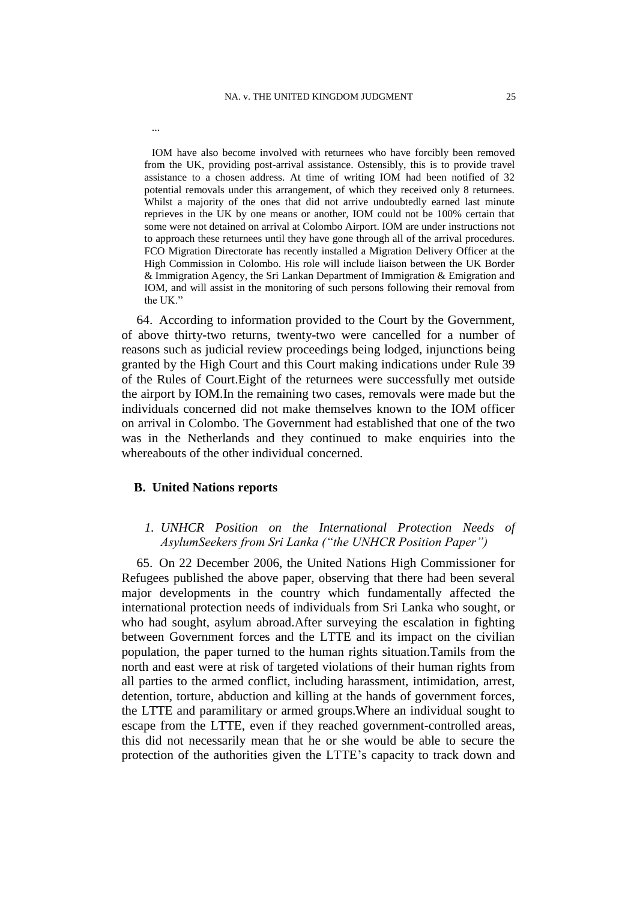...

IOM have also become involved with returnees who have forcibly been removed from the UK, providing post-arrival assistance. Ostensibly, this is to provide travel assistance to a chosen address. At time of writing IOM had been notified of 32 potential removals under this arrangement, of which they received only 8 returnees. Whilst a majority of the ones that did not arrive undoubtedly earned last minute reprieves in the UK by one means or another, IOM could not be 100% certain that some were not detained on arrival at Colombo Airport. IOM are under instructions not to approach these returnees until they have gone through all of the arrival procedures. FCO Migration Directorate has recently installed a Migration Delivery Officer at the High Commission in Colombo. His role will include liaison between the UK Border & Immigration Agency, the Sri Lankan Department of Immigration & Emigration and IOM, and will assist in the monitoring of such persons following their removal from the UK."

64. According to information provided to the Court by the Government, of above thirty-two returns, twenty-two were cancelled for a number of reasons such as judicial review proceedings being lodged, injunctions being granted by the High Court and this Court making indications under Rule 39 of the Rules of Court.Eight of the returnees were successfully met outside the airport by IOM.In the remaining two cases, removals were made but the individuals concerned did not make themselves known to the IOM officer on arrival in Colombo. The Government had established that one of the two was in the Netherlands and they continued to make enquiries into the whereabouts of the other individual concerned.

## B. United Nations reports

### *1. UNHCR Position on the International Protection Needs of AsylumSeekers from Sri Lanka ("the UNHCR Position Paper")*

65. On 22 December 2006, the United Nations High Commissioner for Refugees published the above paper, observing that there had been several major developments in the country which fundamentally affected the international protection needs of individuals from Sri Lanka who sought, or who had sought, asylum abroad.After surveying the escalation in fighting between Government forces and the LTTE and its impact on the civilian population, the paper turned to the human rights situation.Tamils from the north and east were at risk of targeted violations of their human rights from all parties to the armed conflict, including harassment, intimidation, arrest, detention, torture, abduction and killing at the hands of government forces, the LTTE and paramilitary or armed groups.Where an individual sought to escape from the LTTE, even if they reached government-controlled areas, this did not necessarily mean that he or she would be able to secure the protection of the authorities given the LTTE's capacity to track down and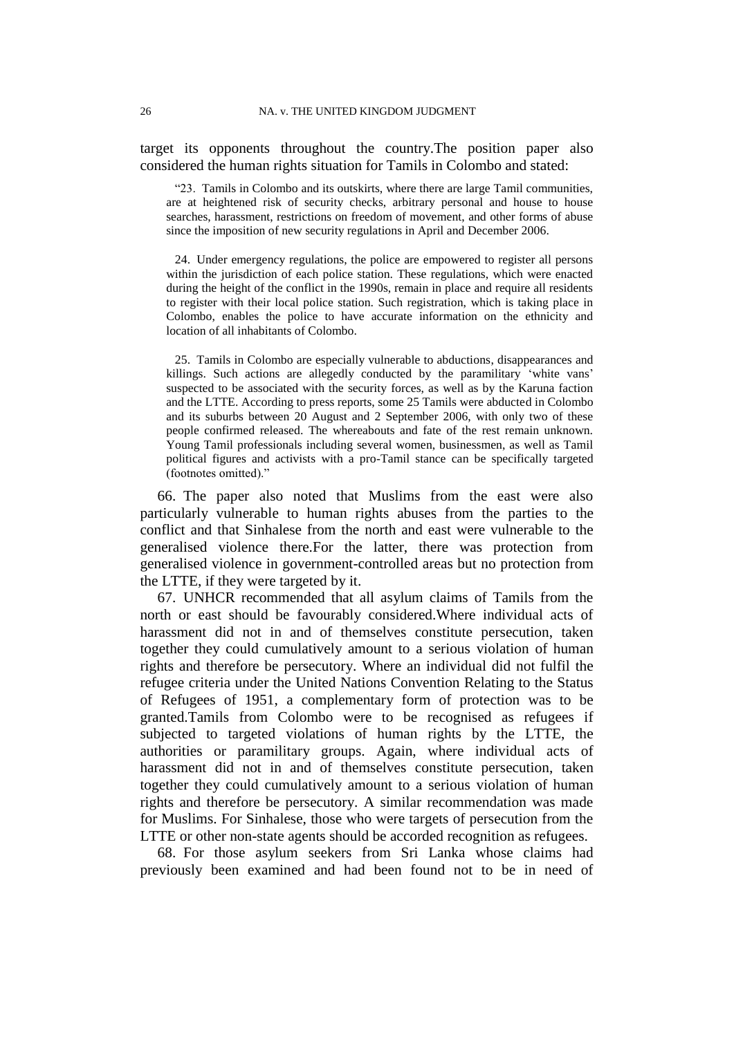target its opponents throughout the country.The position paper also considered the human rights situation for Tamils in Colombo and stated:

> "23. Tamils in Colombo and its outskirts, where there are large Tamil communities, are at heightened risk of security checks, arbitrary personal and house to house searches, harassment, restrictions on freedom of movement, and other forms of abuse since the imposition of new security regulations in April and December 2006.
>
> 24. Under emergency regulations, the police are empowered to register all persons within the jurisdiction of each police station. These regulations, which were enacted during the height of the conflict in the 1990s, remain in place and require all residents to register with their local police station. Such registration, which is taking place in Colombo, enables the police to have accurate information on the ethnicity and location of all inhabitants of Colombo.
>
> 25. Tamils in Colombo are especially vulnerable to abductions, disappearances and killings. Such actions are allegedly conducted by the paramilitary 'white vans' suspected to be associated with the security forces, as well as by the Karuna faction and the LTTE. According to press reports, some 25 Tamils were abducted in Colombo and its suburbs between 20 August and 2 September 2006, with only two of these people confirmed released. The whereabouts and fate of the rest remain unknown. Young Tamil professionals including several women, businessmen, as well as Tamil political figures and activists with a pro-Tamil stance can be specifically targeted (footnotes omitted)."

66. The paper also noted that Muslims from the east were also particularly vulnerable to human rights abuses from the parties to the conflict and that Sinhalese from the north and east were vulnerable to the generalised violence there.For the latter, there was protection from generalised violence in government-controlled areas but no protection from the LTTE, if they were targeted by it.

67. UNHCR recommended that all asylum claims of Tamils from the north or east should be favourably considered.Where individual acts of harassment did not in and of themselves constitute persecution, taken together they could cumulatively amount to a serious violation of human rights and therefore be persecutory. Where an individual did not fulfil the refugee criteria under the United Nations Convention Relating to the Status of Refugees of 1951, a complementary form of protection was to be granted.Tamils from Colombo were to be recognised as refugees if subjected to targeted violations of human rights by the LTTE, the authorities or paramilitary groups. Again, where individual acts of harassment did not in and of themselves constitute persecution, taken together they could cumulatively amount to a serious violation of human rights and therefore be persecutory. A similar recommendation was made for Muslims. For Sinhalese, those who were targets of persecution from the LTTE or other non-state agents should be accorded recognition as refugees.

68. For those asylum seekers from Sri Lanka whose claims had previously been examined and had been found not to be in need of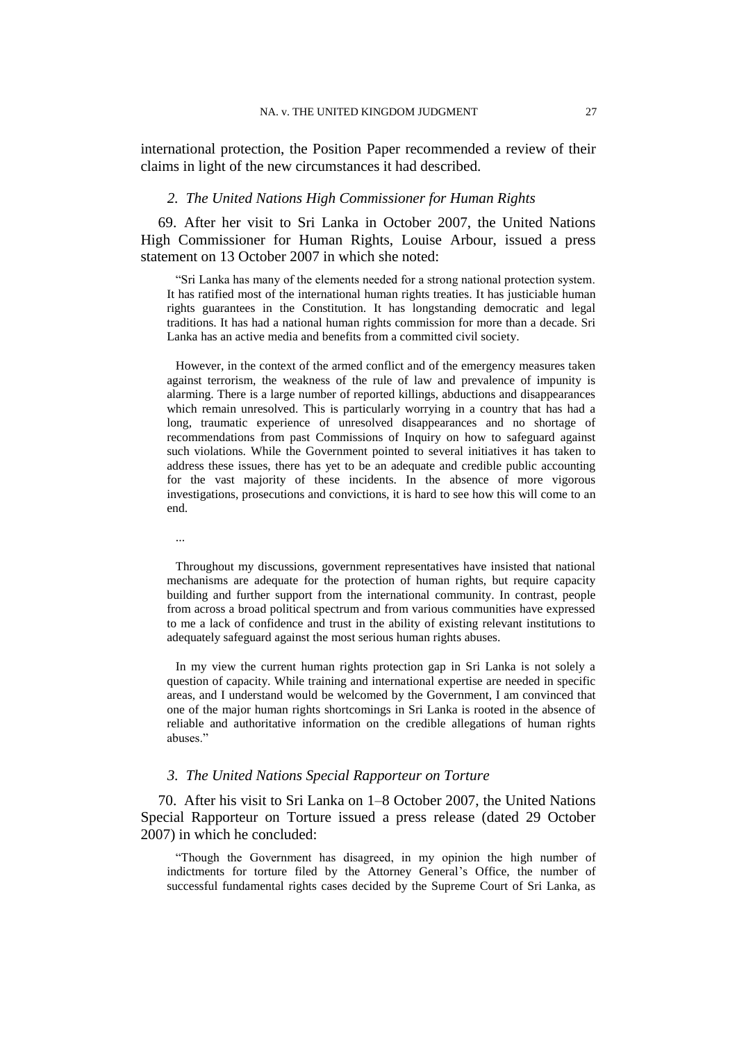international protection, the Position Paper recommended a review of their claims in light of the new circumstances it had described.

### *2. The United Nations High Commissioner for Human Rights*

69. After her visit to Sri Lanka in October 2007, the United Nations High Commissioner for Human Rights, Louise Arbour, issued a press statement on 13 October 2007 in which she noted:

> "Sri Lanka has many of the elements needed for a strong national protection system. It has ratified most of the international human rights treaties. It has justiciable human rights guarantees in the Constitution. It has longstanding democratic and legal traditions. It has had a national human rights commission for more than a decade. Sri Lanka has an active media and benefits from a committed civil society.
>
> However, in the context of the armed conflict and of the emergency measures taken against terrorism, the weakness of the rule of law and prevalence of impunity is alarming. There is a large number of reported killings, abductions and disappearances which remain unresolved. This is particularly worrying in a country that has had a long, traumatic experience of unresolved disappearances and no shortage of recommendations from past Commissions of Inquiry on how to safeguard against such violations. While the Government pointed to several initiatives it has taken to address these issues, there has yet to be an adequate and credible public accounting for the vast majority of these incidents. In the absence of more vigorous investigations, prosecutions and convictions, it is hard to see how this will come to an end.
>
> ...
>
> Throughout my discussions, government representatives have insisted that national mechanisms are adequate for the protection of human rights, but require capacity building and further support from the international community. In contrast, people from across a broad political spectrum and from various communities have expressed to me a lack of confidence and trust in the ability of existing relevant institutions to adequately safeguard against the most serious human rights abuses.
>
> In my view the current human rights protection gap in Sri Lanka is not solely a question of capacity. While training and international expertise are needed in specific areas, and I understand would be welcomed by the Government, I am convinced that one of the major human rights shortcomings in Sri Lanka is rooted in the absence of reliable and authoritative information on the credible allegations of human rights abuses."

### *3. The United Nations Special Rapporteur on Torture*

70. After his visit to Sri Lanka on 1–8 October 2007, the United Nations Special Rapporteur on Torture issued a press release (dated 29 October 2007) in which he concluded:

> "Though the Government has disagreed, in my opinion the high number of indictments for torture filed by the Attorney General's Office, the number of successful fundamental rights cases decided by the Supreme Court of Sri Lanka, as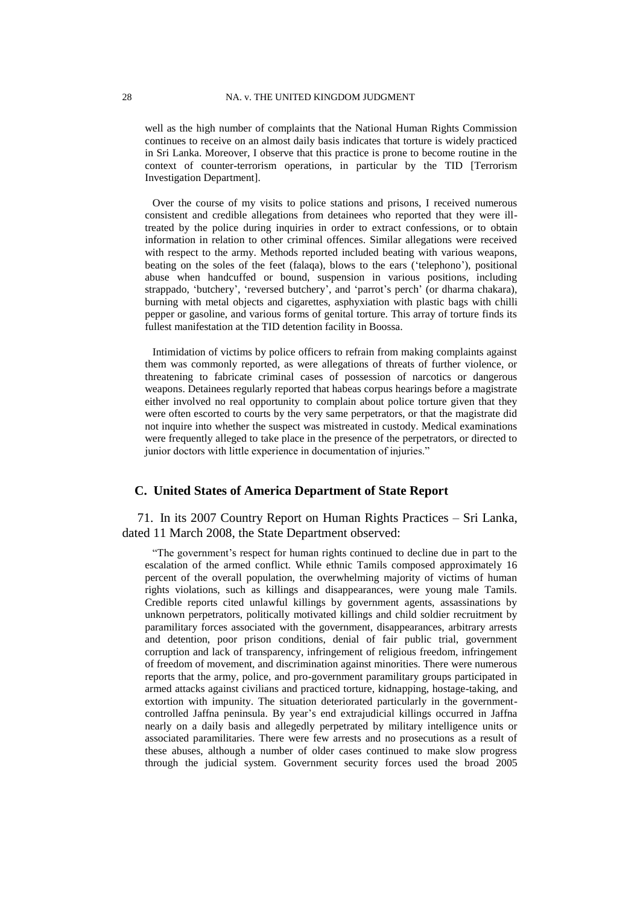well as the high number of complaints that the National Human Rights Commission continues to receive on an almost daily basis indicates that torture is widely practiced in Sri Lanka. Moreover, I observe that this practice is prone to become routine in the context of counter-terrorism operations, in particular by the TID [Terrorism Investigation Department].

Over the course of my visits to police stations and prisons, I received numerous consistent and credible allegations from detainees who reported that they were ill-treated by the police during inquiries in order to extract confessions, or to obtain information in relation to other criminal offences. Similar allegations were received with respect to the army. Methods reported included beating with various weapons, beating on the soles of the feet (falaqa), blows to the ears ('telephono'), positional abuse when handcuffed or bound, suspension in various positions, including strappado, 'butchery', 'reversed butchery', and 'parrot's perch' (or dharma chakara), burning with metal objects and cigarettes, asphyxiation with plastic bags with chilli pepper or gasoline, and various forms of genital torture. This array of torture finds its fullest manifestation at the TID detention facility in Boossa.

Intimidation of victims by police officers to refrain from making complaints against them was commonly reported, as were allegations of threats of further violence, or threatening to fabricate criminal cases of possession of narcotics or dangerous weapons. Detainees regularly reported that habeas corpus hearings before a magistrate either involved no real opportunity to complain about police torture given that they were often escorted to courts by the very same perpetrators, or that the magistrate did not inquire into whether the suspect was mistreated in custody. Medical examinations were frequently alleged to take place in the presence of the perpetrators, or directed to junior doctors with little experience in documentation of injuries."

## C. United States of America Department of State Report

71. In its 2007 Country Report on Human Rights Practices – Sri Lanka, dated 11 March 2008, the State Department observed:

"The government's respect for human rights continued to decline due in part to the escalation of the armed conflict. While ethnic Tamils composed approximately 16 percent of the overall population, the overwhelming majority of victims of human rights violations, such as killings and disappearances, were young male Tamils. Credible reports cited unlawful killings by government agents, assassinations by unknown perpetrators, politically motivated killings and child soldier recruitment by paramilitary forces associated with the government, disappearances, arbitrary arrests and detention, poor prison conditions, denial of fair public trial, government corruption and lack of transparency, infringement of religious freedom, infringement of freedom of movement, and discrimination against minorities. There were numerous reports that the army, police, and pro-government paramilitary groups participated in armed attacks against civilians and practiced torture, kidnapping, hostage-taking, and extortion with impunity. The situation deteriorated particularly in the government-controlled Jaffna peninsula. By year's end extrajudicial killings occurred in Jaffna nearly on a daily basis and allegedly perpetrated by military intelligence units or associated paramilitaries. There were few arrests and no prosecutions as a result of these abuses, although a number of older cases continued to make slow progress through the judicial system. Government security forces used the broad 2005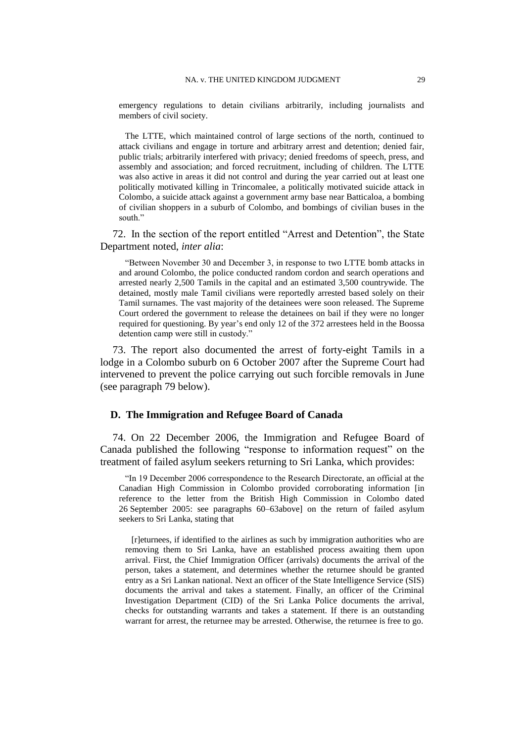emergency regulations to detain civilians arbitrarily, including journalists and members of civil society.

The LTTE, which maintained control of large sections of the north, continued to attack civilians and engage in torture and arbitrary arrest and detention; denied fair, public trials; arbitrarily interfered with privacy; denied freedoms of speech, press, and assembly and association; and forced recruitment, including of children. The LTTE was also active in areas it did not control and during the year carried out at least one politically motivated killing in Trincomalee, a politically motivated suicide attack in Colombo, a suicide attack against a government army base near Batticaloa, a bombing of civilian shoppers in a suburb of Colombo, and bombings of civilian buses in the south."

72. In the section of the report entitled "Arrest and Detention", the State Department noted, *inter alia*:

"Between November 30 and December 3, in response to two LTTE bomb attacks in and around Colombo, the police conducted random cordon and search operations and arrested nearly 2,500 Tamils in the capital and an estimated 3,500 countrywide. The detained, mostly male Tamil civilians were reportedly arrested based solely on their Tamil surnames. The vast majority of the detainees were soon released. The Supreme Court ordered the government to release the detainees on bail if they were no longer required for questioning. By year's end only 12 of the 372 arrestees held in the Boossa detention camp were still in custody."

73. The report also documented the arrest of forty-eight Tamils in a lodge in a Colombo suburb on 6 October 2007 after the Supreme Court had intervened to prevent the police carrying out such forcible removals in June (see paragraph 79 below).

### D. The Immigration and Refugee Board of Canada

74. On 22 December 2006, the Immigration and Refugee Board of Canada published the following "response to information request" on the treatment of failed asylum seekers returning to Sri Lanka, which provides:

"In 19 December 2006 correspondence to the Research Directorate, an official at the Canadian High Commission in Colombo provided corroborating information [in reference to the letter from the British High Commission in Colombo dated 26 September 2005: see paragraphs 60–63above] on the return of failed asylum seekers to Sri Lanka, stating that

[r]eturnees, if identified to the airlines as such by immigration authorities who are removing them to Sri Lanka, have an established process awaiting them upon arrival. First, the Chief Immigration Officer (arrivals) documents the arrival of the person, takes a statement, and determines whether the returnee should be granted entry as a Sri Lankan national. Next an officer of the State Intelligence Service (SIS) documents the arrival and takes a statement. Finally, an officer of the Criminal Investigation Department (CID) of the Sri Lanka Police documents the arrival, checks for outstanding warrants and takes a statement. If there is an outstanding warrant for arrest, the returnee may be arrested. Otherwise, the returnee is free to go.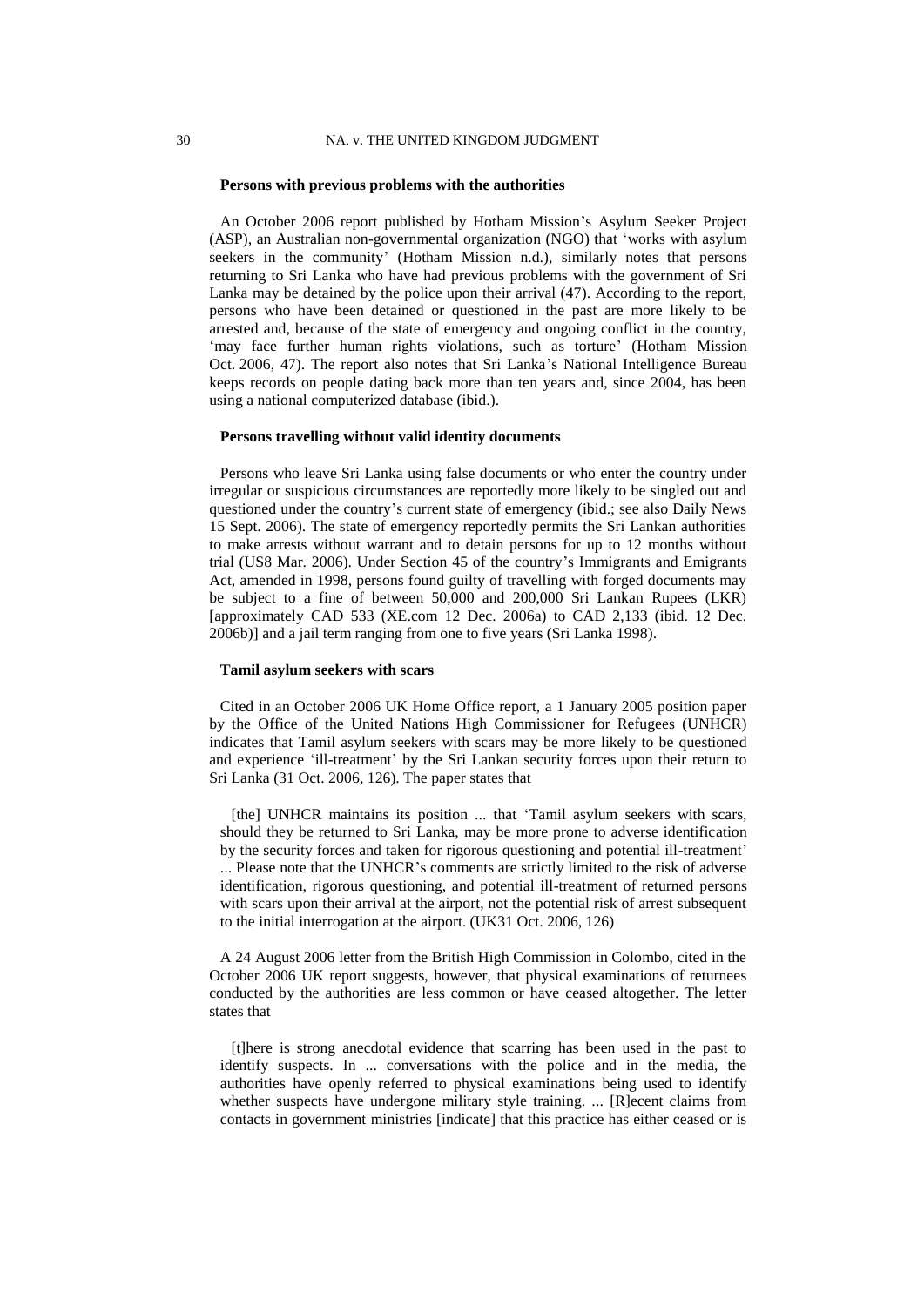**Persons with previous problems with the authorities**

An October 2006 report published by Hotham Mission's Asylum Seeker Project (ASP), an Australian non-governmental organization (NGO) that 'works with asylum seekers in the community' (Hotham Mission n.d.), similarly notes that persons returning to Sri Lanka who have had previous problems with the government of Sri Lanka may be detained by the police upon their arrival (47). According to the report, persons who have been detained or questioned in the past are more likely to be arrested and, because of the state of emergency and ongoing conflict in the country, 'may face further human rights violations, such as torture' (Hotham Mission Oct. 2006, 47). The report also notes that Sri Lanka's National Intelligence Bureau keeps records on people dating back more than ten years and, since 2004, has been using a national computerized database (ibid.).

**Persons travelling without valid identity documents**

Persons who leave Sri Lanka using false documents or who enter the country under irregular or suspicious circumstances are reportedly more likely to be singled out and questioned under the country's current state of emergency (ibid.; see also Daily News 15 Sept. 2006). The state of emergency reportedly permits the Sri Lankan authorities to make arrests without warrant and to detain persons for up to 12 months without trial (US8 Mar. 2006). Under Section 45 of the country's Immigrants and Emigrants Act, amended in 1998, persons found guilty of travelling with forged documents may be subject to a fine of between 50,000 and 200,000 Sri Lankan Rupees (LKR) [approximately CAD 533 (XE.com 12 Dec. 2006a) to CAD 2,133 (ibid. 12 Dec. 2006b)] and a jail term ranging from one to five years (Sri Lanka 1998).

**Tamil asylum seekers with scars**

Cited in an October 2006 UK Home Office report, a 1 January 2005 position paper by the Office of the United Nations High Commissioner for Refugees (UNHCR) indicates that Tamil asylum seekers with scars may be more likely to be questioned and experience 'ill-treatment' by the Sri Lankan security forces upon their return to Sri Lanka (31 Oct. 2006, 126). The paper states that

> [the] UNHCR maintains its position ... that 'Tamil asylum seekers with scars, should they be returned to Sri Lanka, may be more prone to adverse identification by the security forces and taken for rigorous questioning and potential ill-treatment' ... Please note that the UNHCR's comments are strictly limited to the risk of adverse identification, rigorous questioning, and potential ill-treatment of returned persons with scars upon their arrival at the airport, not the potential risk of arrest subsequent to the initial interrogation at the airport. (UK31 Oct. 2006, 126)

A 24 August 2006 letter from the British High Commission in Colombo, cited in the October 2006 UK report suggests, however, that physical examinations of returnees conducted by the authorities are less common or have ceased altogether. The letter states that

> [t]here is strong anecdotal evidence that scarring has been used in the past to identify suspects. In ... conversations with the police and in the media, the authorities have openly referred to physical examinations being used to identify whether suspects have undergone military style training. ... [R]ecent claims from contacts in government ministries [indicate] that this practice has either ceased or is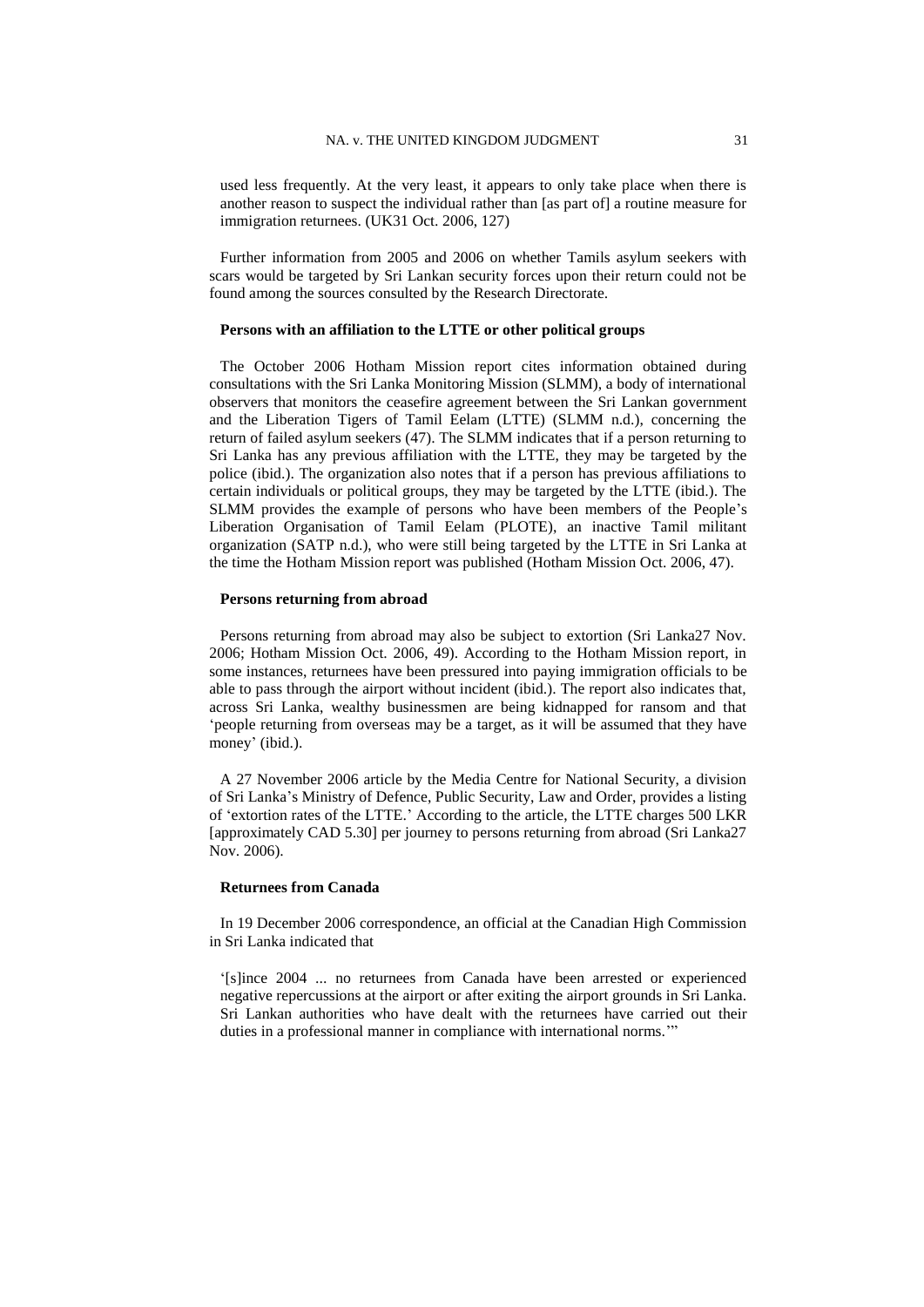used less frequently. At the very least, it appears to only take place when there is another reason to suspect the individual rather than [as part of] a routine measure for immigration returnees. (UK31 Oct. 2006, 127)

Further information from 2005 and 2006 on whether Tamils asylum seekers with scars would be targeted by Sri Lankan security forces upon their return could not be found among the sources consulted by the Research Directorate.

**Persons with an affiliation to the LTTE or other political groups**

The October 2006 Hotham Mission report cites information obtained during consultations with the Sri Lanka Monitoring Mission (SLMM), a body of international observers that monitors the ceasefire agreement between the Sri Lankan government and the Liberation Tigers of Tamil Eelam (LTTE) (SLMM n.d.), concerning the return of failed asylum seekers (47). The SLMM indicates that if a person returning to Sri Lanka has any previous affiliation with the LTTE, they may be targeted by the police (ibid.). The organization also notes that if a person has previous affiliations to certain individuals or political groups, they may be targeted by the LTTE (ibid.). The SLMM provides the example of persons who have been members of the People's Liberation Organisation of Tamil Eelam (PLOTE), an inactive Tamil militant organization (SATP n.d.), who were still being targeted by the LTTE in Sri Lanka at the time the Hotham Mission report was published (Hotham Mission Oct. 2006, 47).

**Persons returning from abroad**

Persons returning from abroad may also be subject to extortion (Sri Lanka27 Nov. 2006; Hotham Mission Oct. 2006, 49). According to the Hotham Mission report, in some instances, returnees have been pressured into paying immigration officials to be able to pass through the airport without incident (ibid.). The report also indicates that, across Sri Lanka, wealthy businessmen are being kidnapped for ransom and that 'people returning from overseas may be a target, as it will be assumed that they have money' (ibid.).

A 27 November 2006 article by the Media Centre for National Security, a division of Sri Lanka's Ministry of Defence, Public Security, Law and Order, provides a listing of 'extortion rates of the LTTE.' According to the article, the LTTE charges 500 LKR [approximately CAD 5.30] per journey to persons returning from abroad (Sri Lanka27 Nov. 2006).

**Returnees from Canada**

In 19 December 2006 correspondence, an official at the Canadian High Commission in Sri Lanka indicated that

'[s]ince 2004 ... no returnees from Canada have been arrested or experienced negative repercussions at the airport or after exiting the airport grounds in Sri Lanka. Sri Lankan authorities who have dealt with the returnees have carried out their duties in a professional manner in compliance with international norms.'"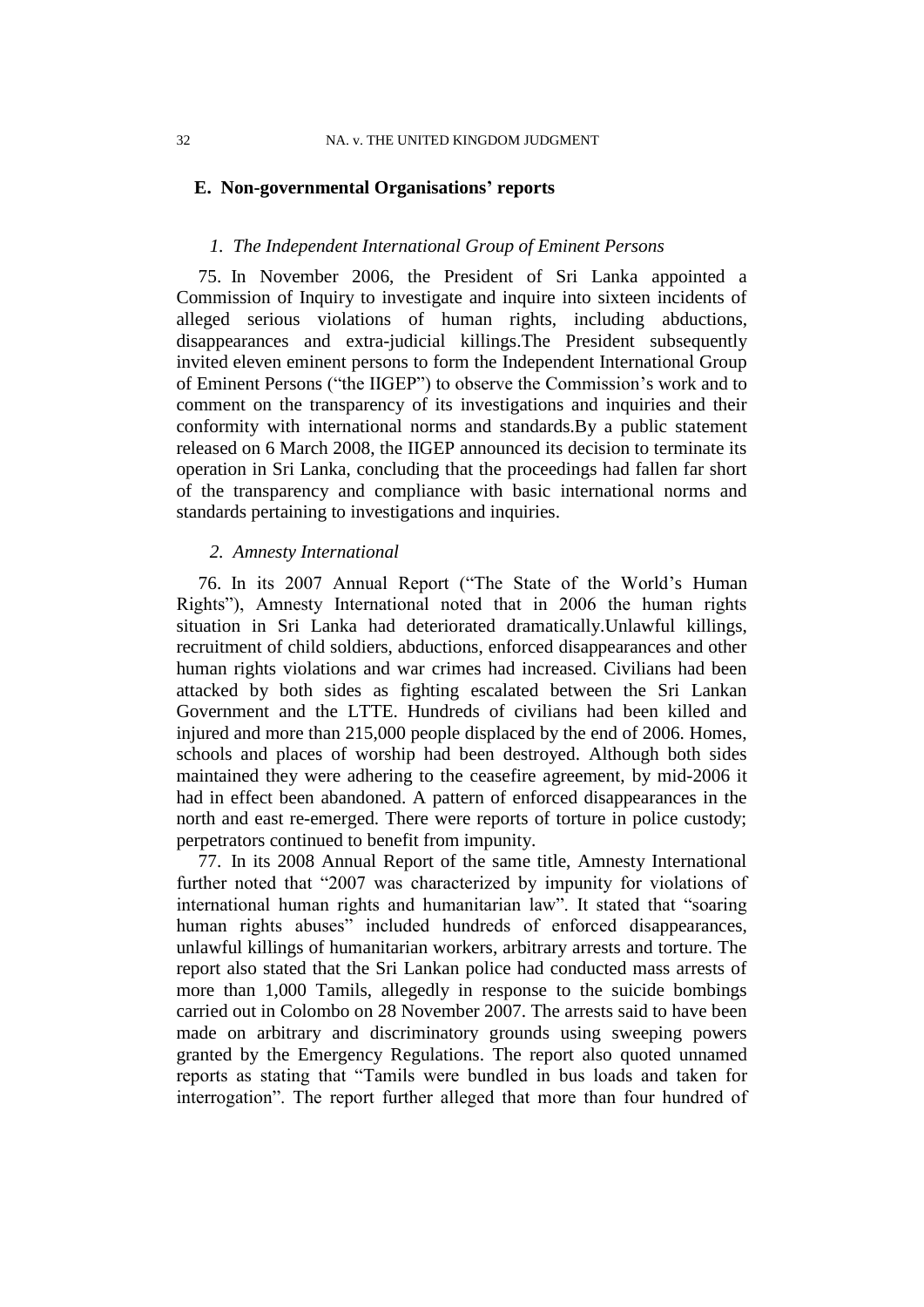## E. Non-governmental Organisations' reports

### 1. The Independent International Group of Eminent Persons

75. In November 2006, the President of Sri Lanka appointed a Commission of Inquiry to investigate and inquire into sixteen incidents of alleged serious violations of human rights, including abductions, disappearances and extra-judicial killings.The President subsequently invited eleven eminent persons to form the Independent International Group of Eminent Persons ("the IIGEP") to observe the Commission's work and to comment on the transparency of its investigations and inquiries and their conformity with international norms and standards.By a public statement released on 6 March 2008, the IIGEP announced its decision to terminate its operation in Sri Lanka, concluding that the proceedings had fallen far short of the transparency and compliance with basic international norms and standards pertaining to investigations and inquiries.

### 2. Amnesty International

76. In its 2007 Annual Report ("The State of the World's Human Rights"), Amnesty International noted that in 2006 the human rights situation in Sri Lanka had deteriorated dramatically.Unlawful killings, recruitment of child soldiers, abductions, enforced disappearances and other human rights violations and war crimes had increased. Civilians had been attacked by both sides as fighting escalated between the Sri Lankan Government and the LTTE. Hundreds of civilians had been killed and injured and more than 215,000 people displaced by the end of 2006. Homes, schools and places of worship had been destroyed. Although both sides maintained they were adhering to the ceasefire agreement, by mid-2006 it had in effect been abandoned. A pattern of enforced disappearances in the north and east re-emerged. There were reports of torture in police custody; perpetrators continued to benefit from impunity.

77. In its 2008 Annual Report of the same title, Amnesty International further noted that "2007 was characterized by impunity for violations of international human rights and humanitarian law". It stated that "soaring human rights abuses" included hundreds of enforced disappearances, unlawful killings of humanitarian workers, arbitrary arrests and torture. The report also stated that the Sri Lankan police had conducted mass arrests of more than 1,000 Tamils, allegedly in response to the suicide bombings carried out in Colombo on 28 November 2007. The arrests said to have been made on arbitrary and discriminatory grounds using sweeping powers granted by the Emergency Regulations. The report also quoted unnamed reports as stating that "Tamils were bundled in bus loads and taken for interrogation". The report further alleged that more than four hundred of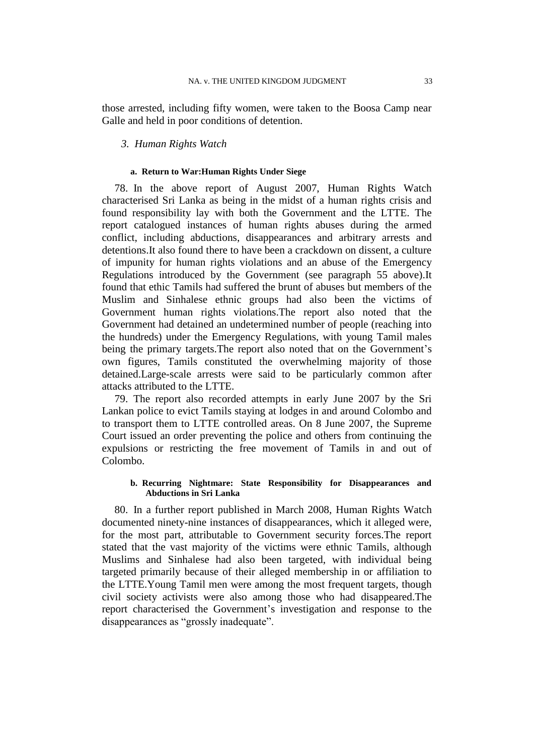those arrested, including fifty women, were taken to the Boosa Camp near Galle and held in poor conditions of detention.

### *3. Human Rights Watch*

#### a. Return to War:Human Rights Under Siege

78. In the above report of August 2007, Human Rights Watch characterised Sri Lanka as being in the midst of a human rights crisis and found responsibility lay with both the Government and the LTTE. The report catalogued instances of human rights abuses during the armed conflict, including abductions, disappearances and arbitrary arrests and detentions.It also found there to have been a crackdown on dissent, a culture of impunity for human rights violations and an abuse of the Emergency Regulations introduced by the Government (see paragraph 55 above).It found that ethic Tamils had suffered the brunt of abuses but members of the Muslim and Sinhalese ethnic groups had also been the victims of Government human rights violations.The report also noted that the Government had detained an undetermined number of people (reaching into the hundreds) under the Emergency Regulations, with young Tamil males being the primary targets.The report also noted that on the Government's own figures, Tamils constituted the overwhelming majority of those detained.Large-scale arrests were said to be particularly common after attacks attributed to the LTTE.

79. The report also recorded attempts in early June 2007 by the Sri Lankan police to evict Tamils staying at lodges in and around Colombo and to transport them to LTTE controlled areas. On 8 June 2007, the Supreme Court issued an order preventing the police and others from continuing the expulsions or restricting the free movement of Tamils in and out of Colombo.

#### b. Recurring Nightmare: State Responsibility for Disappearances and Abductions in Sri Lanka

80. In a further report published in March 2008, Human Rights Watch documented ninety-nine instances of disappearances, which it alleged were, for the most part, attributable to Government security forces.The report stated that the vast majority of the victims were ethnic Tamils, although Muslims and Sinhalese had also been targeted, with individual being targeted primarily because of their alleged membership in or affiliation to the LTTE.Young Tamil men were among the most frequent targets, though civil society activists were also among those who had disappeared.The report characterised the Government's investigation and response to the disappearances as "grossly inadequate".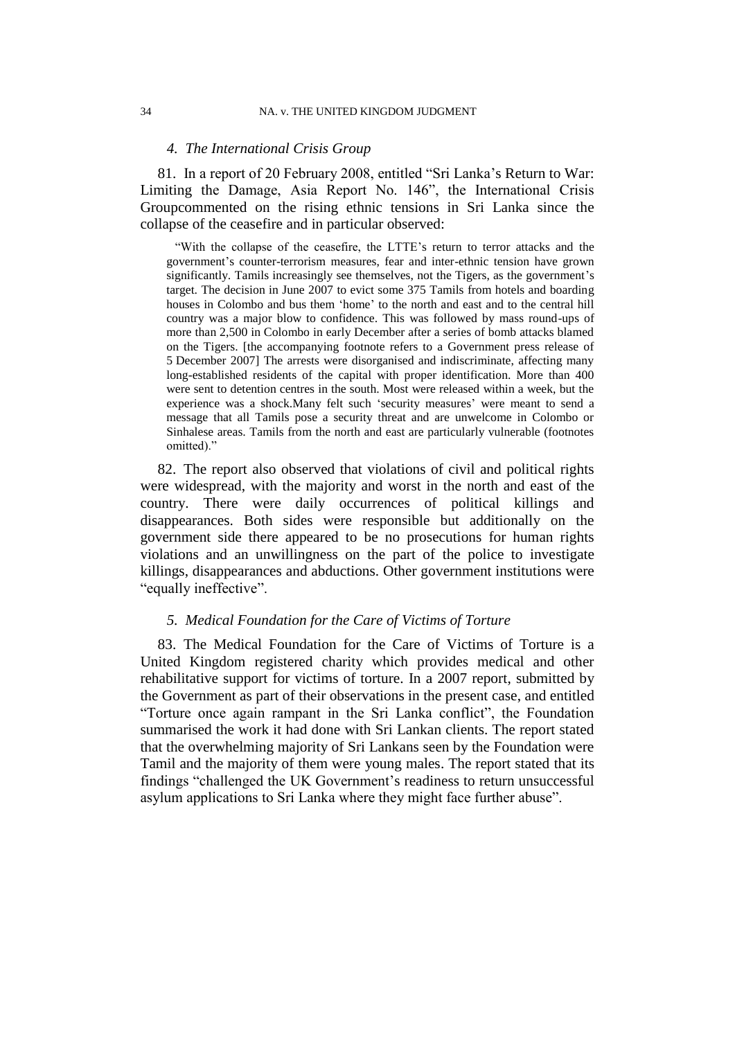#### *4. The International Crisis Group*

81. In a report of 20 February 2008, entitled "Sri Lanka's Return to War: Limiting the Damage, Asia Report No. 146", the International Crisis Groupcommented on the rising ethnic tensions in Sri Lanka since the collapse of the ceasefire and in particular observed:

> "With the collapse of the ceasefire, the LTTE's return to terror attacks and the government's counter-terrorism measures, fear and inter-ethnic tension have grown significantly. Tamils increasingly see themselves, not the Tigers, as the government's target. The decision in June 2007 to evict some 375 Tamils from hotels and boarding houses in Colombo and bus them 'home' to the north and east and to the central hill country was a major blow to confidence. This was followed by mass round-ups of more than 2,500 in Colombo in early December after a series of bomb attacks blamed on the Tigers. [the accompanying footnote refers to a Government press release of 5 December 2007] The arrests were disorganised and indiscriminate, affecting many long-established residents of the capital with proper identification. More than 400 were sent to detention centres in the south. Most were released within a week, but the experience was a shock.Many felt such 'security measures' were meant to send a message that all Tamils pose a security threat and are unwelcome in Colombo or Sinhalese areas. Tamils from the north and east are particularly vulnerable (footnotes omitted)."

82. The report also observed that violations of civil and political rights were widespread, with the majority and worst in the north and east of the country. There were daily occurrences of political killings and disappearances. Both sides were responsible but additionally on the government side there appeared to be no prosecutions for human rights violations and an unwillingness on the part of the police to investigate killings, disappearances and abductions. Other government institutions were "equally ineffective".

#### *5. Medical Foundation for the Care of Victims of Torture*

83. The Medical Foundation for the Care of Victims of Torture is a United Kingdom registered charity which provides medical and other rehabilitative support for victims of torture. In a 2007 report, submitted by the Government as part of their observations in the present case, and entitled "Torture once again rampant in the Sri Lanka conflict", the Foundation summarised the work it had done with Sri Lankan clients. The report stated that the overwhelming majority of Sri Lankans seen by the Foundation were Tamil and the majority of them were young males. The report stated that its findings "challenged the UK Government's readiness to return unsuccessful asylum applications to Sri Lanka where they might face further abuse".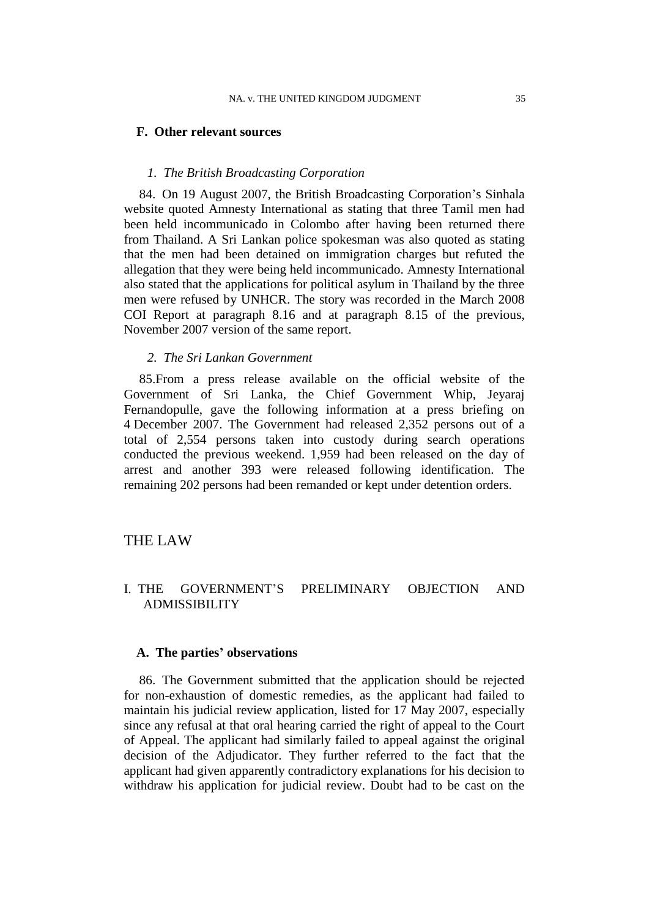### F. Other relevant sources

#### *1. The British Broadcasting Corporation*

84. On 19 August 2007, the British Broadcasting Corporation's Sinhala website quoted Amnesty International as stating that three Tamil men had been held incommunicado in Colombo after having been returned there from Thailand. A Sri Lankan police spokesman was also quoted as stating that the men had been detained on immigration charges but refuted the allegation that they were being held incommunicado. Amnesty International also stated that the applications for political asylum in Thailand by the three men were refused by UNHCR. The story was recorded in the March 2008 COI Report at paragraph 8.16 and at paragraph 8.15 of the previous, November 2007 version of the same report.

#### *2. The Sri Lankan Government*

85. From a press release available on the official website of the Government of Sri Lanka, the Chief Government Whip, Jeyaraj Fernandopulle, gave the following information at a press briefing on 4 December 2007. The Government had released 2,352 persons out of a total of 2,554 persons taken into custody during search operations conducted the previous weekend. 1,959 had been released on the day of arrest and another 393 were released following identification. The remaining 202 persons had been remanded or kept under detention orders.

# THE LAW

## I. THE GOVERNMENT'S PRELIMINARY OBJECTION AND ADMISSIBILITY

### A. The parties' observations

86. The Government submitted that the application should be rejected for non-exhaustion of domestic remedies, as the applicant had failed to maintain his judicial review application, listed for 17 May 2007, especially since any refusal at that oral hearing carried the right of appeal to the Court of Appeal. The applicant had similarly failed to appeal against the original decision of the Adjudicator. They further referred to the fact that the applicant had given apparently contradictory explanations for his decision to withdraw his application for judicial review. Doubt had to be cast on the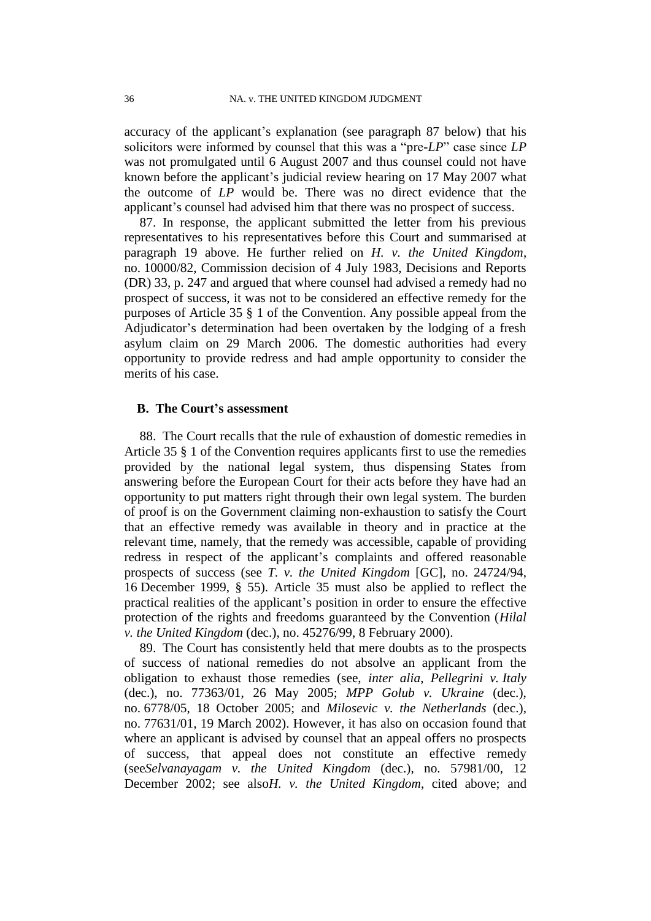accuracy of the applicant's explanation (see paragraph 87 below) that his solicitors were informed by counsel that this was a "pre-*LP*" case since *LP* was not promulgated until 6 August 2007 and thus counsel could not have known before the applicant's judicial review hearing on 17 May 2007 what the outcome of *LP* would be. There was no direct evidence that the applicant's counsel had advised him that there was no prospect of success.

87. In response, the applicant submitted the letter from his previous representatives to his representatives before this Court and summarised at paragraph 19 above. He further relied on *H. v. the United Kingdom*, no. 10000/82, Commission decision of 4 July 1983, Decisions and Reports (DR) 33, p. 247 and argued that where counsel had advised a remedy had no prospect of success, it was not to be considered an effective remedy for the purposes of Article 35 § 1 of the Convention. Any possible appeal from the Adjudicator's determination had been overtaken by the lodging of a fresh asylum claim on 29 March 2006. The domestic authorities had every opportunity to provide redress and had ample opportunity to consider the merits of his case.

## B. The Court's assessment

88. The Court recalls that the rule of exhaustion of domestic remedies in Article 35 § 1 of the Convention requires applicants first to use the remedies provided by the national legal system, thus dispensing States from answering before the European Court for their acts before they have had an opportunity to put matters right through their own legal system. The burden of proof is on the Government claiming non-exhaustion to satisfy the Court that an effective remedy was available in theory and in practice at the relevant time, namely, that the remedy was accessible, capable of providing redress in respect of the applicant's complaints and offered reasonable prospects of success (see *T. v. the United Kingdom* [GC], no. 24724/94, 16 December 1999, § 55). Article 35 must also be applied to reflect the practical realities of the applicant's position in order to ensure the effective protection of the rights and freedoms guaranteed by the Convention (*Hilal v. the United Kingdom* (dec.), no. 45276/99, 8 February 2000).

89. The Court has consistently held that mere doubts as to the prospects of success of national remedies do not absolve an applicant from the obligation to exhaust those remedies (see, *inter alia*, *Pellegrini v. Italy* (dec.), no. 77363/01, 26 May 2005; *MPP Golub v. Ukraine* (dec.), no. 6778/05, 18 October 2005; and *Milosevic v. the Netherlands* (dec.), no. 77631/01, 19 March 2002). However, it has also on occasion found that where an applicant is advised by counsel that an appeal offers no prospects of success, that appeal does not constitute an effective remedy (see*Selvanayagam v. the United Kingdom* (dec.), no. 57981/00, 12 December 2002; see also*H. v. the United Kingdom*, cited above; and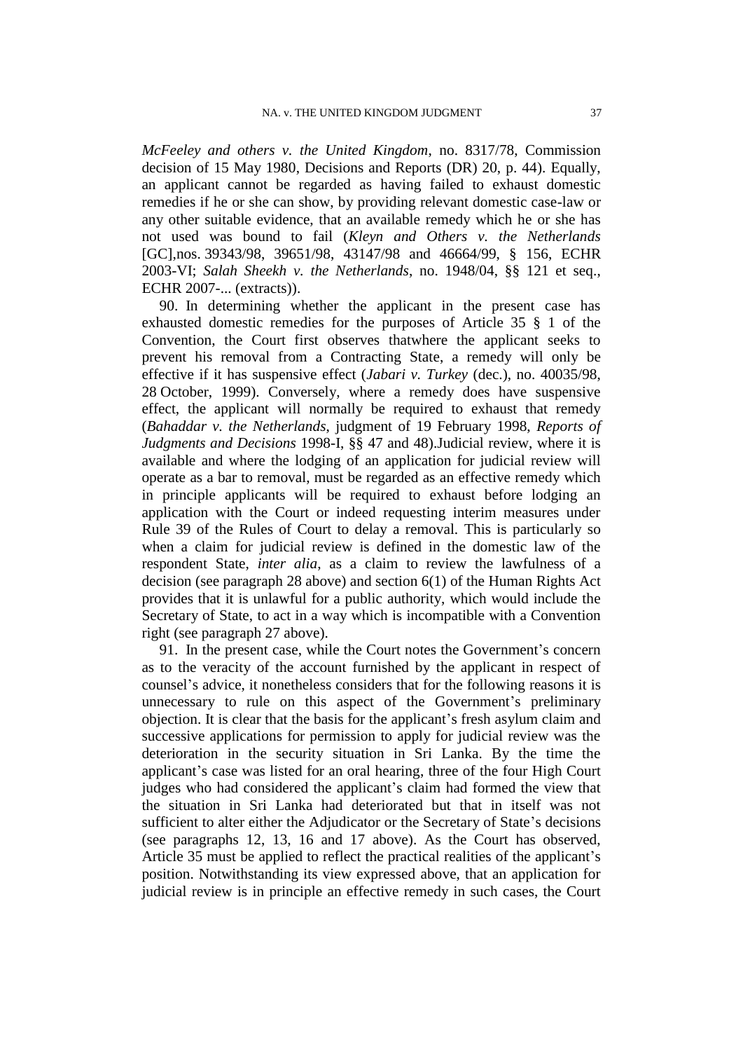*McFeeley and others v. the United Kingdom*, no. 8317/78, Commission decision of 15 May 1980, Decisions and Reports (DR) 20, p. 44). Equally, an applicant cannot be regarded as having failed to exhaust domestic remedies if he or she can show, by providing relevant domestic case-law or any other suitable evidence, that an available remedy which he or she has not used was bound to fail (*Kleyn and Others v. the Netherlands* [GC],nos. 39343/98, 39651/98, 43147/98 and 46664/99, § 156, ECHR 2003-VI; *Salah Sheekh v. the Netherlands*, no. 1948/04, §§ 121 et seq., ECHR 2007-... (extracts)).

90. In determining whether the applicant in the present case has exhausted domestic remedies for the purposes of Article 35 § 1 of the Convention, the Court first observes thatwhere the applicant seeks to prevent his removal from a Contracting State, a remedy will only be effective if it has suspensive effect (*Jabari v. Turkey* (dec.), no. 40035/98, 28 October, 1999). Conversely, where a remedy does have suspensive effect, the applicant will normally be required to exhaust that remedy (*Bahaddar v. the Netherlands*, judgment of 19 February 1998, *Reports of Judgments and Decisions* 1998-I, §§ 47 and 48).Judicial review, where it is available and where the lodging of an application for judicial review will operate as a bar to removal, must be regarded as an effective remedy which in principle applicants will be required to exhaust before lodging an application with the Court or indeed requesting interim measures under Rule 39 of the Rules of Court to delay a removal. This is particularly so when a claim for judicial review is defined in the domestic law of the respondent State, *inter alia*, as a claim to review the lawfulness of a decision (see paragraph 28 above) and section 6(1) of the Human Rights Act provides that it is unlawful for a public authority, which would include the Secretary of State, to act in a way which is incompatible with a Convention right (see paragraph 27 above).

91. In the present case, while the Court notes the Government's concern as to the veracity of the account furnished by the applicant in respect of counsel's advice, it nonetheless considers that for the following reasons it is unnecessary to rule on this aspect of the Government's preliminary objection. It is clear that the basis for the applicant's fresh asylum claim and successive applications for permission to apply for judicial review was the deterioration in the security situation in Sri Lanka. By the time the applicant's case was listed for an oral hearing, three of the four High Court judges who had considered the applicant's claim had formed the view that the situation in Sri Lanka had deteriorated but that in itself was not sufficient to alter either the Adjudicator or the Secretary of State's decisions (see paragraphs 12, 13, 16 and 17 above). As the Court has observed, Article 35 must be applied to reflect the practical realities of the applicant's position. Notwithstanding its view expressed above, that an application for judicial review is in principle an effective remedy in such cases, the Court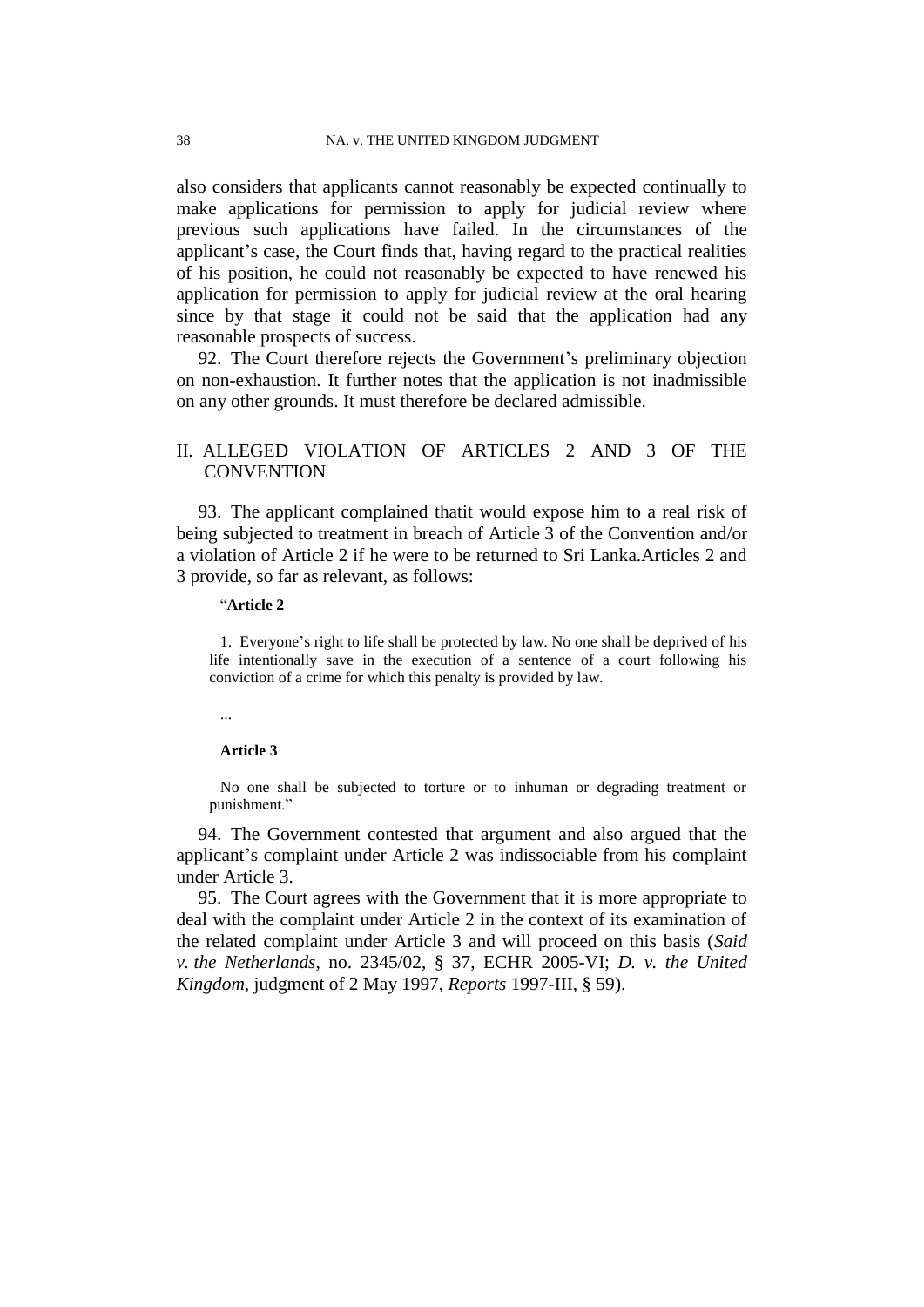also considers that applicants cannot reasonably be expected continually to make applications for permission to apply for judicial review where previous such applications have failed. In the circumstances of the applicant's case, the Court finds that, having regard to the practical realities of his position, he could not reasonably be expected to have renewed his application for permission to apply for judicial review at the oral hearing since by that stage it could not be said that the application had any reasonable prospects of success.

92. The Court therefore rejects the Government's preliminary objection on non-exhaustion. It further notes that the application is not inadmissible on any other grounds. It must therefore be declared admissible.

## II. ALLEGED VIOLATION OF ARTICLES 2 AND 3 OF THE CONVENTION

93. The applicant complained thatit would expose him to a real risk of being subjected to treatment in breach of Article 3 of the Convention and/or a violation of Article 2 if he were to be returned to Sri Lanka.Articles 2 and 3 provide, so far as relevant, as follows:

> "**Article 2**
>
> 1. Everyone's right to life shall be protected by law. No one shall be deprived of his life intentionally save in the execution of a sentence of a court following his conviction of a crime for which this penalty is provided by law.
>
> ...
>
> **Article 3**
>
> No one shall be subjected to torture or to inhuman or degrading treatment or punishment."

94. The Government contested that argument and also argued that the applicant's complaint under Article 2 was indissociable from his complaint under Article 3.

95. The Court agrees with the Government that it is more appropriate to deal with the complaint under Article 2 in the context of its examination of the related complaint under Article 3 and will proceed on this basis (*Said v. the Netherlands*, no. 2345/02, § 37, ECHR 2005-VI; *D. v. the United Kingdom*, judgment of 2 May 1997, *Reports* 1997-III, § 59).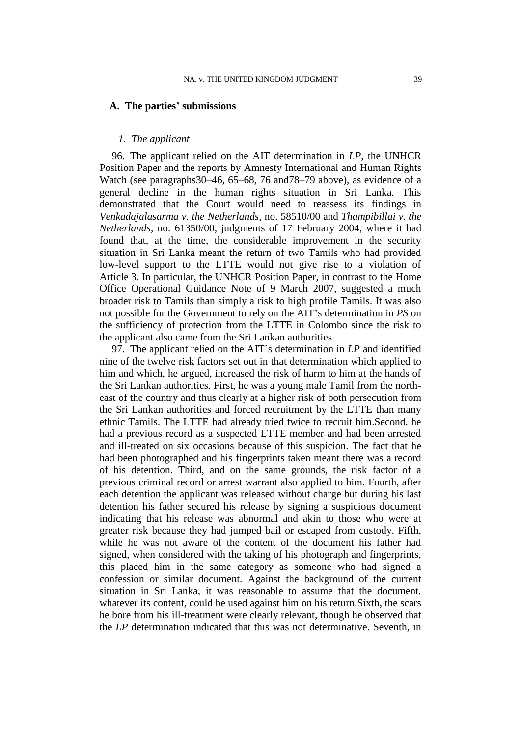### A. The parties' submissions

#### *1. The applicant*

96. The applicant relied on the AIT determination in *LP*, the UNHCR Position Paper and the reports by Amnesty International and Human Rights Watch (see paragraphs30–46, 65–68, 76 and78–79 above), as evidence of a general decline in the human rights situation in Sri Lanka. This demonstrated that the Court would need to reassess its findings in *Venkadajalasarma v. the Netherlands*, no. 58510/00 and *Thampibillai v. the Netherlands*, no. 61350/00, judgments of 17 February 2004, where it had found that, at the time, the considerable improvement in the security situation in Sri Lanka meant the return of two Tamils who had provided low-level support to the LTTE would not give rise to a violation of Article 3. In particular, the UNHCR Position Paper, in contrast to the Home Office Operational Guidance Note of 9 March 2007, suggested a much broader risk to Tamils than simply a risk to high profile Tamils. It was also not possible for the Government to rely on the AIT's determination in *PS* on the sufficiency of protection from the LTTE in Colombo since the risk to the applicant also came from the Sri Lankan authorities.

97. The applicant relied on the AIT's determination in *LP* and identified nine of the twelve risk factors set out in that determination which applied to him and which, he argued, increased the risk of harm to him at the hands of the Sri Lankan authorities. First, he was a young male Tamil from the north-east of the country and thus clearly at a higher risk of both persecution from the Sri Lankan authorities and forced recruitment by the LTTE than many ethnic Tamils. The LTTE had already tried twice to recruit him.Second, he had a previous record as a suspected LTTE member and had been arrested and ill-treated on six occasions because of this suspicion. The fact that he had been photographed and his fingerprints taken meant there was a record of his detention. Third, and on the same grounds, the risk factor of a previous criminal record or arrest warrant also applied to him. Fourth, after each detention the applicant was released without charge but during his last detention his father secured his release by signing a suspicious document indicating that his release was abnormal and akin to those who were at greater risk because they had jumped bail or escaped from custody. Fifth, while he was not aware of the content of the document his father had signed, when considered with the taking of his photograph and fingerprints, this placed him in the same category as someone who had signed a confession or similar document. Against the background of the current situation in Sri Lanka, it was reasonable to assume that the document, whatever its content, could be used against him on his return.Sixth, the scars he bore from his ill-treatment were clearly relevant, though he observed that the *LP* determination indicated that this was not determinative. Seventh, in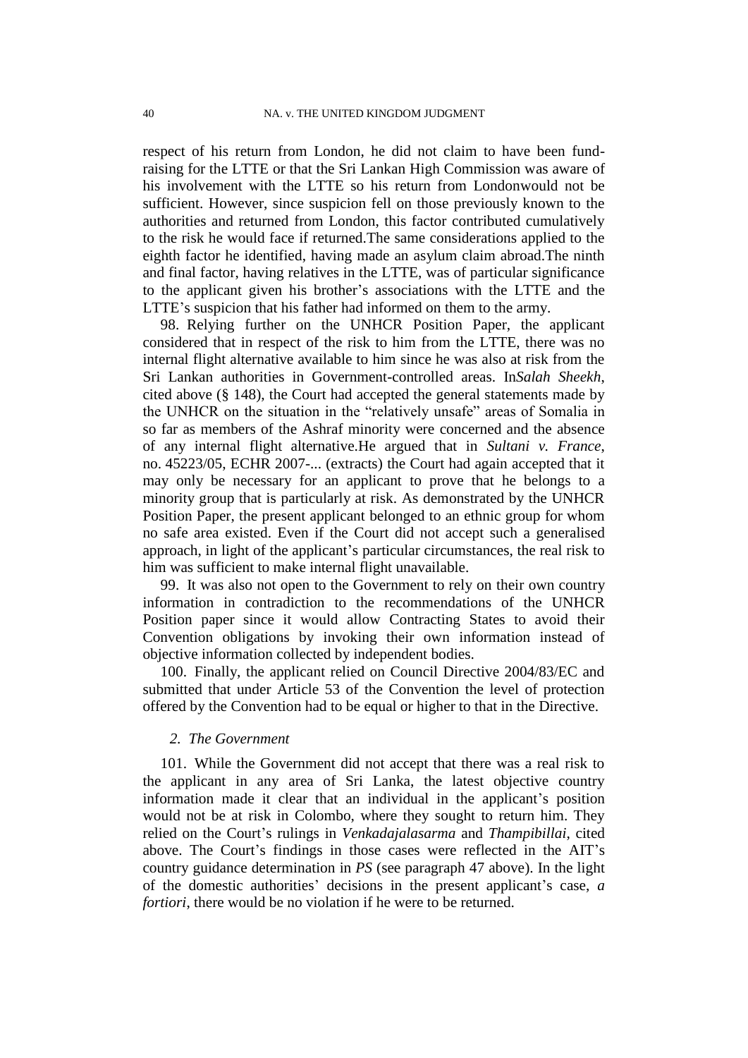respect of his return from London, he did not claim to have been fund-raising for the LTTE or that the Sri Lankan High Commission was aware of his involvement with the LTTE so his return from Londonwould not be sufficient. However, since suspicion fell on those previously known to the authorities and returned from London, this factor contributed cumulatively to the risk he would face if returned.The same considerations applied to the eighth factor he identified, having made an asylum claim abroad.The ninth and final factor, having relatives in the LTTE, was of particular significance to the applicant given his brother's associations with the LTTE and the LTTE's suspicion that his father had informed on them to the army.

98. Relying further on the UNHCR Position Paper, the applicant considered that in respect of the risk to him from the LTTE, there was no internal flight alternative available to him since he was also at risk from the Sri Lankan authorities in Government-controlled areas. In*Salah Sheekh*, cited above (§ 148), the Court had accepted the general statements made by the UNHCR on the situation in the "relatively unsafe" areas of Somalia in so far as members of the Ashraf minority were concerned and the absence of any internal flight alternative.He argued that in *Sultani v. France*, no. 45223/05, ECHR 2007-... (extracts) the Court had again accepted that it may only be necessary for an applicant to prove that he belongs to a minority group that is particularly at risk. As demonstrated by the UNHCR Position Paper, the present applicant belonged to an ethnic group for whom no safe area existed. Even if the Court did not accept such a generalised approach, in light of the applicant's particular circumstances, the real risk to him was sufficient to make internal flight unavailable.

99. It was also not open to the Government to rely on their own country information in contradiction to the recommendations of the UNHCR Position paper since it would allow Contracting States to avoid their Convention obligations by invoking their own information instead of objective information collected by independent bodies.

100. Finally, the applicant relied on Council Directive 2004/83/EC and submitted that under Article 53 of the Convention the level of protection offered by the Convention had to be equal or higher to that in the Directive.

### *2. The Government*

101. While the Government did not accept that there was a real risk to the applicant in any area of Sri Lanka, the latest objective country information made it clear that an individual in the applicant's position would not be at risk in Colombo, where they sought to return him. They relied on the Court's rulings in *Venkadajalasarma* and *Thampibillai*, cited above. The Court's findings in those cases were reflected in the AIT's country guidance determination in *PS* (see paragraph 47 above). In the light of the domestic authorities' decisions in the present applicant's case, *a fortiori*, there would be no violation if he were to be returned.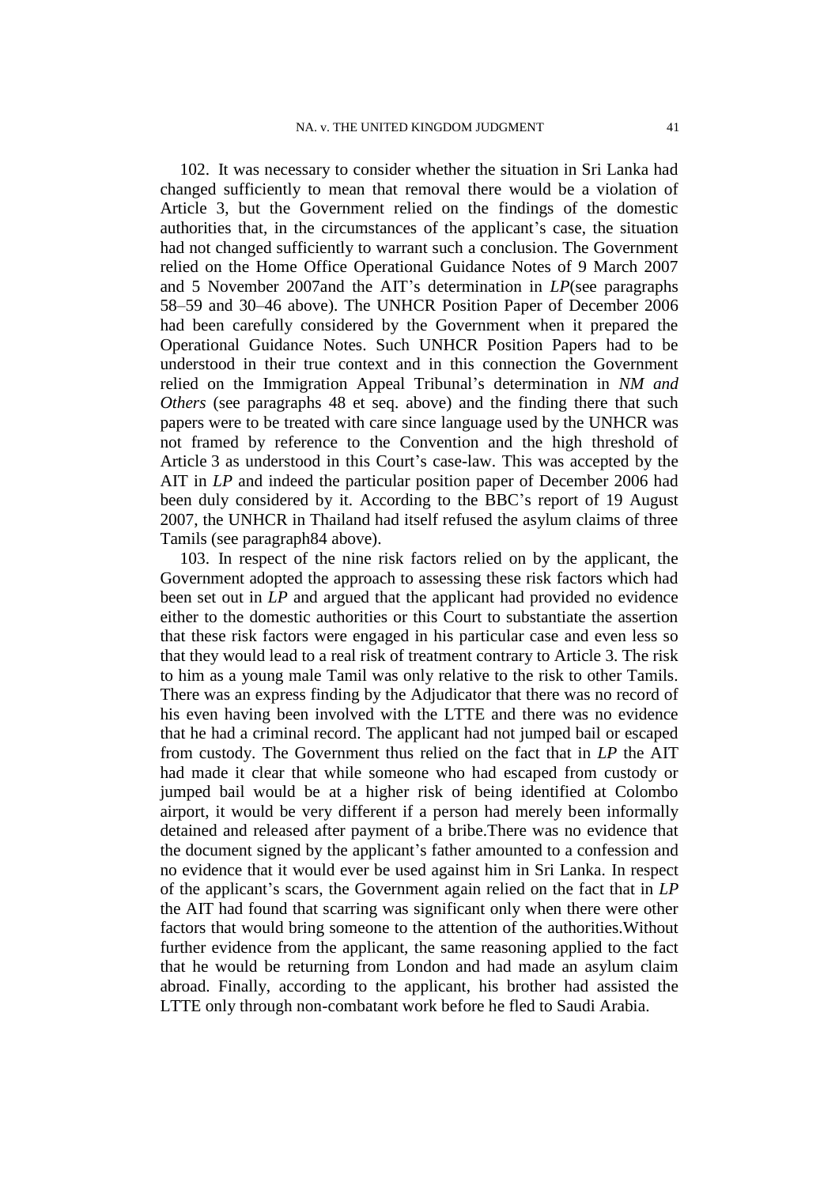102. It was necessary to consider whether the situation in Sri Lanka had changed sufficiently to mean that removal there would be a violation of Article 3, but the Government relied on the findings of the domestic authorities that, in the circumstances of the applicant's case, the situation had not changed sufficiently to warrant such a conclusion. The Government relied on the Home Office Operational Guidance Notes of 9 March 2007 and 5 November 2007and the AIT's determination in *LP*(see paragraphs 58–59 and 30–46 above). The UNHCR Position Paper of December 2006 had been carefully considered by the Government when it prepared the Operational Guidance Notes. Such UNHCR Position Papers had to be understood in their true context and in this connection the Government relied on the Immigration Appeal Tribunal's determination in *NM and Others* (see paragraphs 48 et seq. above) and the finding there that such papers were to be treated with care since language used by the UNHCR was not framed by reference to the Convention and the high threshold of Article 3 as understood in this Court's case-law. This was accepted by the AIT in *LP* and indeed the particular position paper of December 2006 had been duly considered by it. According to the BBC's report of 19 August 2007, the UNHCR in Thailand had itself refused the asylum claims of three Tamils (see paragraph84 above).

103. In respect of the nine risk factors relied on by the applicant, the Government adopted the approach to assessing these risk factors which had been set out in *LP* and argued that the applicant had provided no evidence either to the domestic authorities or this Court to substantiate the assertion that these risk factors were engaged in his particular case and even less so that they would lead to a real risk of treatment contrary to Article 3. The risk to him as a young male Tamil was only relative to the risk to other Tamils. There was an express finding by the Adjudicator that there was no record of his even having been involved with the LTTE and there was no evidence that he had a criminal record. The applicant had not jumped bail or escaped from custody. The Government thus relied on the fact that in *LP* the AIT had made it clear that while someone who had escaped from custody or jumped bail would be at a higher risk of being identified at Colombo airport, it would be very different if a person had merely been informally detained and released after payment of a bribe.There was no evidence that the document signed by the applicant's father amounted to a confession and no evidence that it would ever be used against him in Sri Lanka. In respect of the applicant's scars, the Government again relied on the fact that in *LP* the AIT had found that scarring was significant only when there were other factors that would bring someone to the attention of the authorities.Without further evidence from the applicant, the same reasoning applied to the fact that he would be returning from London and had made an asylum claim abroad. Finally, according to the applicant, his brother had assisted the LTTE only through non-combatant work before he fled to Saudi Arabia.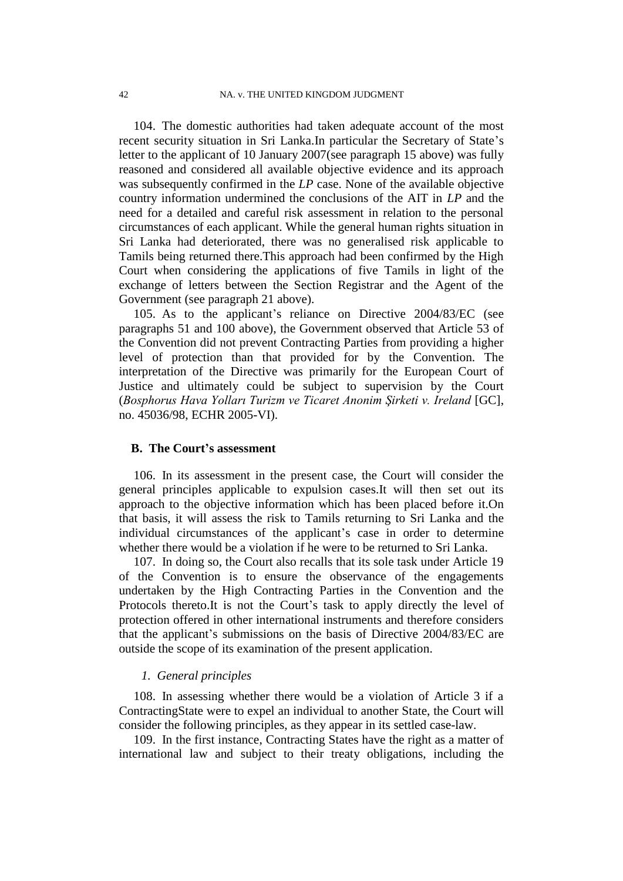104. The domestic authorities had taken adequate account of the most recent security situation in Sri Lanka.In particular the Secretary of State's letter to the applicant of 10 January 2007(see paragraph 15 above) was fully reasoned and considered all available objective evidence and its approach was subsequently confirmed in the *LP* case. None of the available objective country information undermined the conclusions of the AIT in *LP* and the need for a detailed and careful risk assessment in relation to the personal circumstances of each applicant. While the general human rights situation in Sri Lanka had deteriorated, there was no generalised risk applicable to Tamils being returned there.This approach had been confirmed by the High Court when considering the applications of five Tamils in light of the exchange of letters between the Section Registrar and the Agent of the Government (see paragraph 21 above).

105. As to the applicant's reliance on Directive 2004/83/EC (see paragraphs 51 and 100 above), the Government observed that Article 53 of the Convention did not prevent Contracting Parties from providing a higher level of protection than that provided for by the Convention. The interpretation of the Directive was primarily for the European Court of Justice and ultimately could be subject to supervision by the Court (*Bosphorus Hava Yolları Turizm ve Ticaret Anonim Şirketi v. Ireland* [GC], no. 45036/98, ECHR 2005-VI).

## B. The Court's assessment

106. In its assessment in the present case, the Court will consider the general principles applicable to expulsion cases.It will then set out its approach to the objective information which has been placed before it.On that basis, it will assess the risk to Tamils returning to Sri Lanka and the individual circumstances of the applicant's case in order to determine whether there would be a violation if he were to be returned to Sri Lanka.

107. In doing so, the Court also recalls that its sole task under Article 19 of the Convention is to ensure the observance of the engagements undertaken by the High Contracting Parties in the Convention and the Protocols thereto.It is not the Court's task to apply directly the level of protection offered in other international instruments and therefore considers that the applicant's submissions on the basis of Directive 2004/83/EC are outside the scope of its examination of the present application.

### *1. General principles*

108. In assessing whether there would be a violation of Article 3 if a ContractingState were to expel an individual to another State, the Court will consider the following principles, as they appear in its settled case-law.

109. In the first instance, Contracting States have the right as a matter of international law and subject to their treaty obligations, including the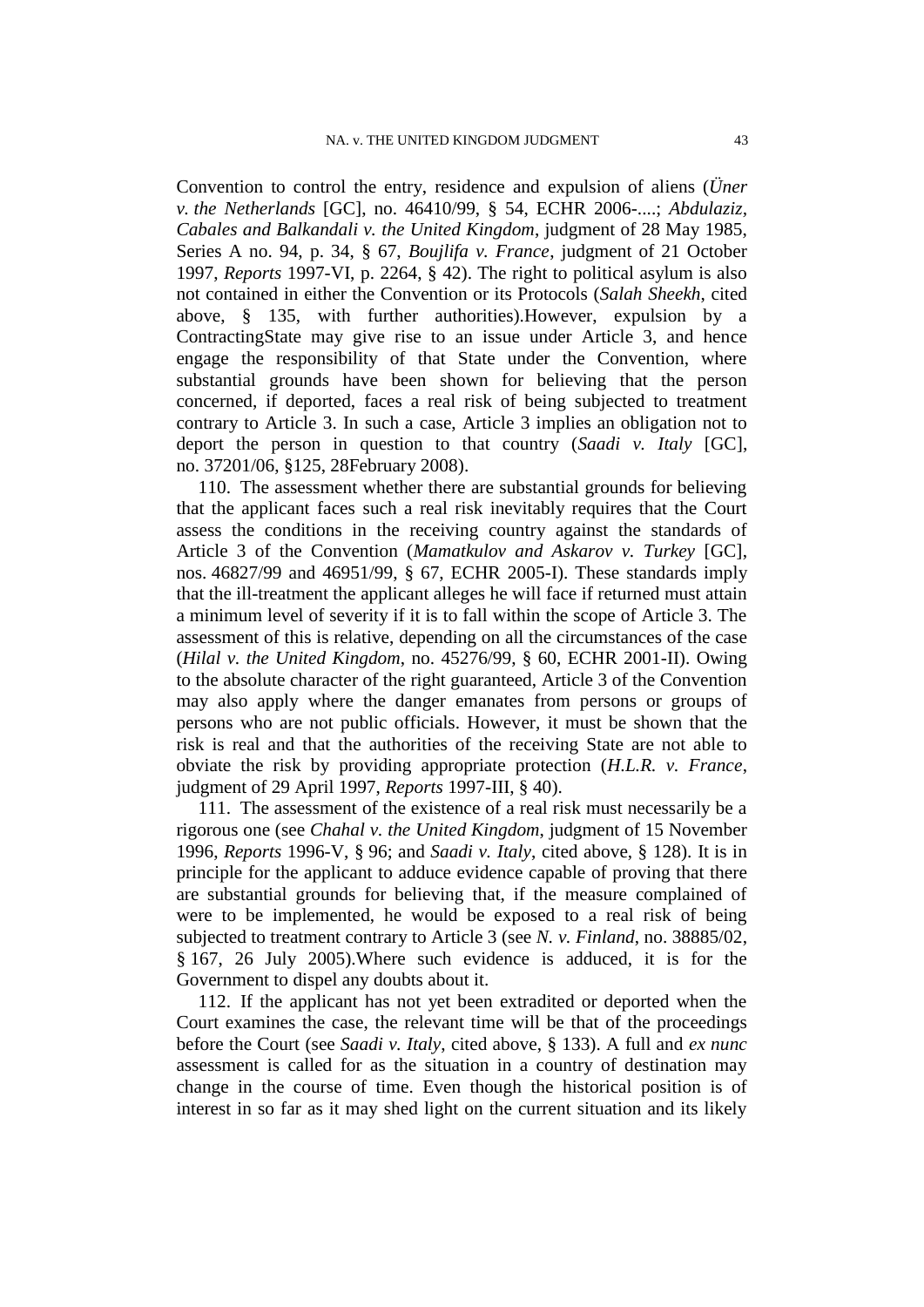Convention to control the entry, residence and expulsion of aliens (*Üner v. the Netherlands* [GC], no. 46410/99, § 54, ECHR 2006-....; *Abdulaziz, Cabales and Balkandali v. the United Kingdom*, judgment of 28 May 1985, Series A no. 94, p. 34, § 67, *Boujlifa v. France*, judgment of 21 October 1997, *Reports* 1997-VI, p. 2264, § 42). The right to political asylum is also not contained in either the Convention or its Protocols (*Salah Sheekh*, cited above, § 135, with further authorities).However, expulsion by a ContractingState may give rise to an issue under Article 3, and hence engage the responsibility of that State under the Convention, where substantial grounds have been shown for believing that the person concerned, if deported, faces a real risk of being subjected to treatment contrary to Article 3. In such a case, Article 3 implies an obligation not to deport the person in question to that country (*Saadi v. Italy* [GC], no. 37201/06, §125, 28February 2008).

110. The assessment whether there are substantial grounds for believing that the applicant faces such a real risk inevitably requires that the Court assess the conditions in the receiving country against the standards of Article 3 of the Convention (*Mamatkulov and Askarov v. Turkey* [GC], nos. 46827/99 and 46951/99, § 67, ECHR 2005-I). These standards imply that the ill-treatment the applicant alleges he will face if returned must attain a minimum level of severity if it is to fall within the scope of Article 3. The assessment of this is relative, depending on all the circumstances of the case (*Hilal v. the United Kingdom*, no. 45276/99, § 60, ECHR 2001-II). Owing to the absolute character of the right guaranteed, Article 3 of the Convention may also apply where the danger emanates from persons or groups of persons who are not public officials. However, it must be shown that the risk is real and that the authorities of the receiving State are not able to obviate the risk by providing appropriate protection (*H.L.R. v. France*, judgment of 29 April 1997, *Reports* 1997-III, § 40).

111. The assessment of the existence of a real risk must necessarily be a rigorous one (see *Chahal v. the United Kingdom*, judgment of 15 November 1996, *Reports* 1996-V, § 96; and *Saadi v. Italy*, cited above, § 128). It is in principle for the applicant to adduce evidence capable of proving that there are substantial grounds for believing that, if the measure complained of were to be implemented, he would be exposed to a real risk of being subjected to treatment contrary to Article 3 (see *N. v. Finland*, no. 38885/02, § 167, 26 July 2005).Where such evidence is adduced, it is for the Government to dispel any doubts about it.

112. If the applicant has not yet been extradited or deported when the Court examines the case, the relevant time will be that of the proceedings before the Court (see *Saadi v. Italy*, cited above, § 133). A full and *ex nunc* assessment is called for as the situation in a country of destination may change in the course of time. Even though the historical position is of interest in so far as it may shed light on the current situation and its likely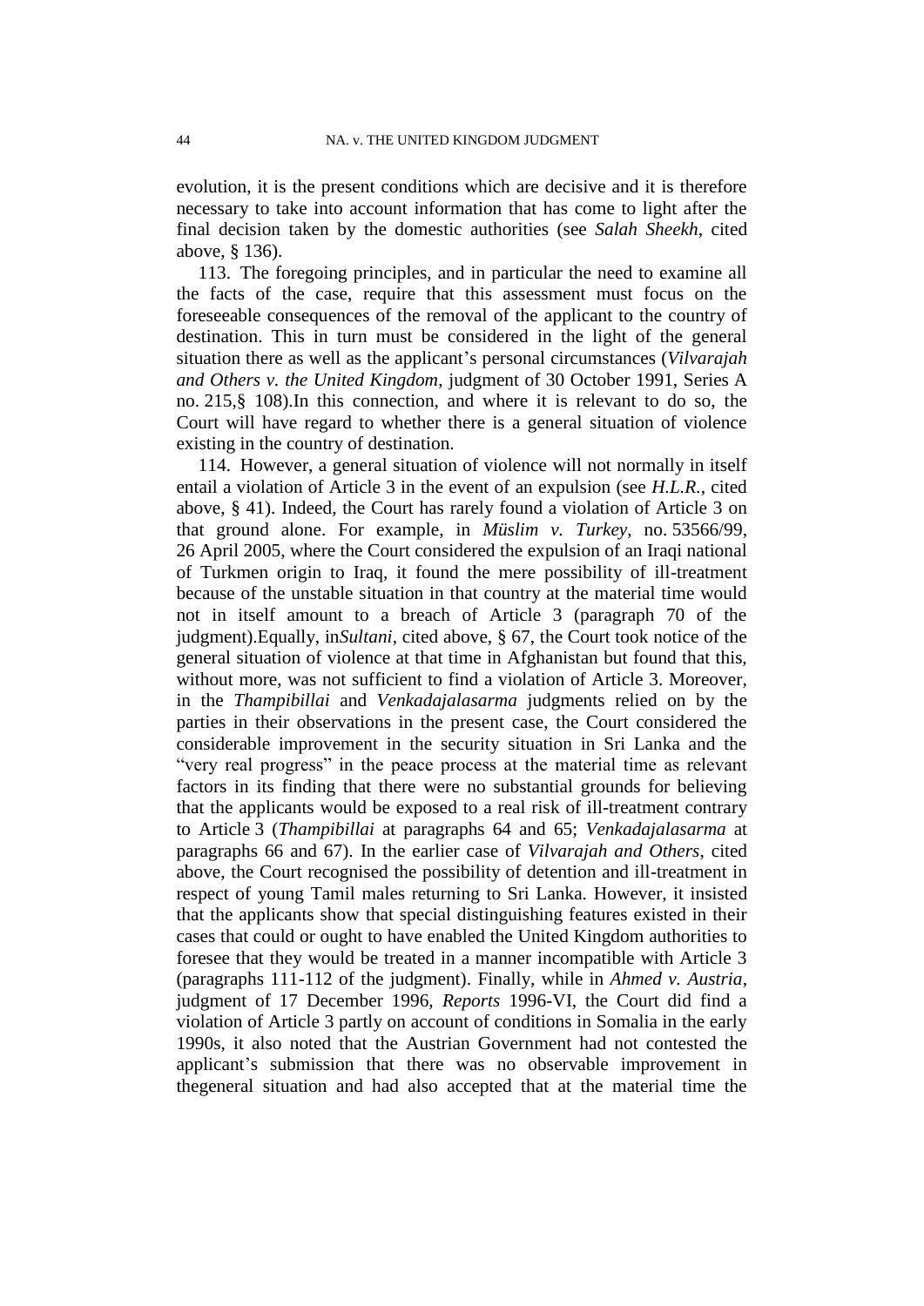evolution, it is the present conditions which are decisive and it is therefore necessary to take into account information that has come to light after the final decision taken by the domestic authorities (see *Salah Sheekh*, cited above, § 136).

113. The foregoing principles, and in particular the need to examine all the facts of the case, require that this assessment must focus on the foreseeable consequences of the removal of the applicant to the country of destination. This in turn must be considered in the light of the general situation there as well as the applicant's personal circumstances (*Vilvarajah and Others v. the United Kingdom*, judgment of 30 October 1991, Series A no. 215,§ 108).In this connection, and where it is relevant to do so, the Court will have regard to whether there is a general situation of violence existing in the country of destination.

114. However, a general situation of violence will not normally in itself entail a violation of Article 3 in the event of an expulsion (see *H.L.R.*, cited above, § 41). Indeed, the Court has rarely found a violation of Article 3 on that ground alone. For example, in *Müslim v. Turkey*, no. 53566/99, 26 April 2005, where the Court considered the expulsion of an Iraqi national of Turkmen origin to Iraq, it found the mere possibility of ill-treatment because of the unstable situation in that country at the material time would not in itself amount to a breach of Article 3 (paragraph 70 of the judgment).Equally, in*Sultani*, cited above, § 67, the Court took notice of the general situation of violence at that time in Afghanistan but found that this, without more, was not sufficient to find a violation of Article 3. Moreover, in the *Thampibillai* and *Venkadajalasarma* judgments relied on by the parties in their observations in the present case, the Court considered the considerable improvement in the security situation in Sri Lanka and the "very real progress" in the peace process at the material time as relevant factors in its finding that there were no substantial grounds for believing that the applicants would be exposed to a real risk of ill-treatment contrary to Article 3 (*Thampibillai* at paragraphs 64 and 65; *Venkadajalasarma* at paragraphs 66 and 67). In the earlier case of *Vilvarajah and Others*, cited above, the Court recognised the possibility of detention and ill-treatment in respect of young Tamil males returning to Sri Lanka. However, it insisted that the applicants show that special distinguishing features existed in their cases that could or ought to have enabled the United Kingdom authorities to foresee that they would be treated in a manner incompatible with Article 3 (paragraphs 111-112 of the judgment). Finally, while in *Ahmed v. Austria*, judgment of 17 December 1996, *Reports* 1996-VI, the Court did find a violation of Article 3 partly on account of conditions in Somalia in the early 1990s, it also noted that the Austrian Government had not contested the applicant's submission that there was no observable improvement in thegeneral situation and had also accepted that at the material time the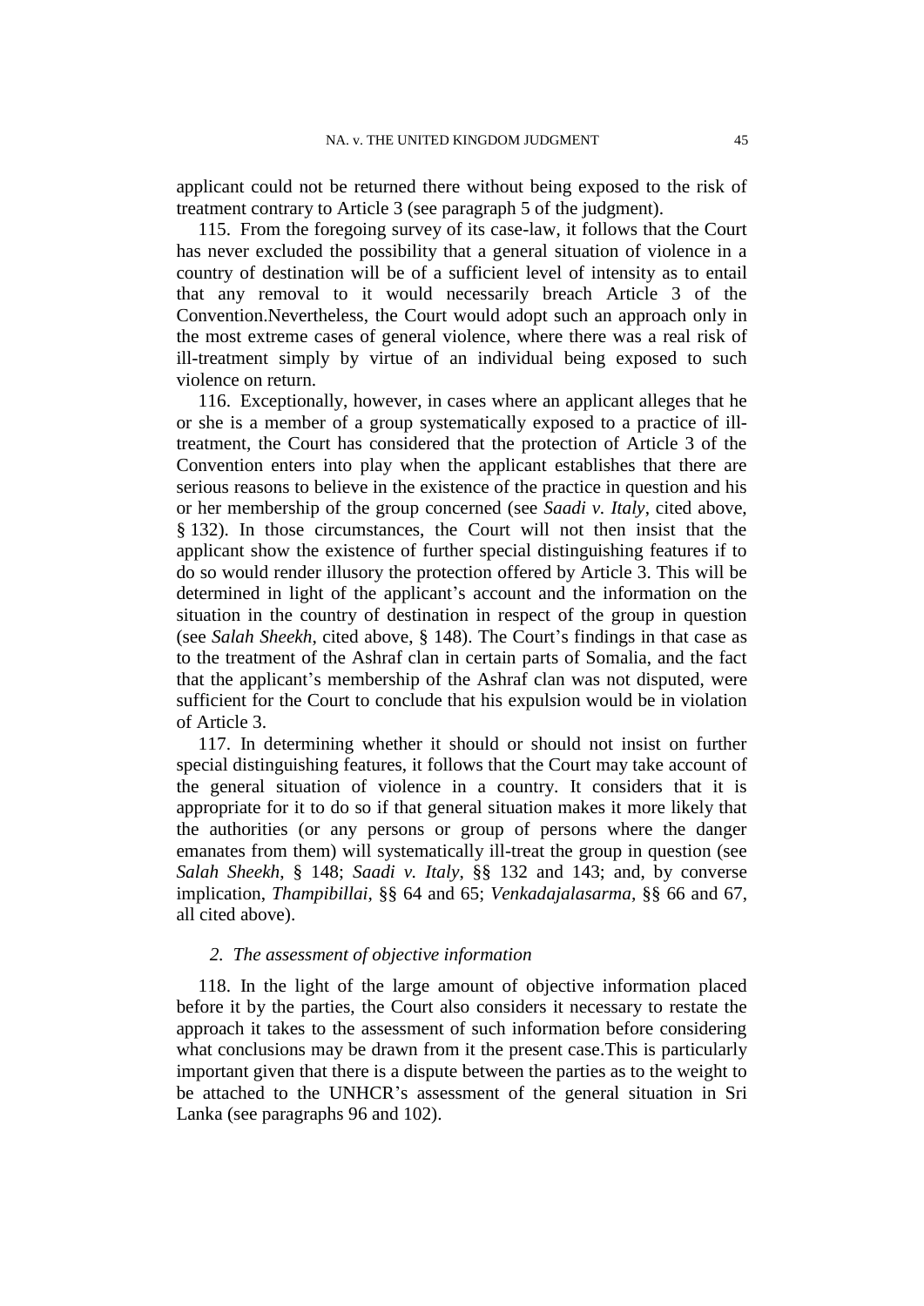applicant could not be returned there without being exposed to the risk of treatment contrary to Article 3 (see paragraph 5 of the judgment).

115. From the foregoing survey of its case-law, it follows that the Court has never excluded the possibility that a general situation of violence in a country of destination will be of a sufficient level of intensity as to entail that any removal to it would necessarily breach Article 3 of the Convention.Nevertheless, the Court would adopt such an approach only in the most extreme cases of general violence, where there was a real risk of ill-treatment simply by virtue of an individual being exposed to such violence on return.

116. Exceptionally, however, in cases where an applicant alleges that he or she is a member of a group systematically exposed to a practice of ill-treatment, the Court has considered that the protection of Article 3 of the Convention enters into play when the applicant establishes that there are serious reasons to believe in the existence of the practice in question and his or her membership of the group concerned (see *Saadi v. Italy*, cited above, § 132). In those circumstances, the Court will not then insist that the applicant show the existence of further special distinguishing features if to do so would render illusory the protection offered by Article 3. This will be determined in light of the applicant's account and the information on the situation in the country of destination in respect of the group in question (see *Salah Sheekh*, cited above, § 148). The Court's findings in that case as to the treatment of the Ashraf clan in certain parts of Somalia, and the fact that the applicant's membership of the Ashraf clan was not disputed, were sufficient for the Court to conclude that his expulsion would be in violation of Article 3.

117. In determining whether it should or should not insist on further special distinguishing features, it follows that the Court may take account of the general situation of violence in a country. It considers that it is appropriate for it to do so if that general situation makes it more likely that the authorities (or any persons or group of persons where the danger emanates from them) will systematically ill-treat the group in question (see *Salah Sheekh*, § 148; *Saadi v. Italy*, §§ 132 and 143; and, by converse implication, *Thampibillai*, §§ 64 and 65; *Venkadajalasarma*, §§ 66 and 67, all cited above).

### *2. The assessment of objective information*

118. In the light of the large amount of objective information placed before it by the parties, the Court also considers it necessary to restate the approach it takes to the assessment of such information before considering what conclusions may be drawn from it the present case.This is particularly important given that there is a dispute between the parties as to the weight to be attached to the UNHCR's assessment of the general situation in Sri Lanka (see paragraphs 96 and 102).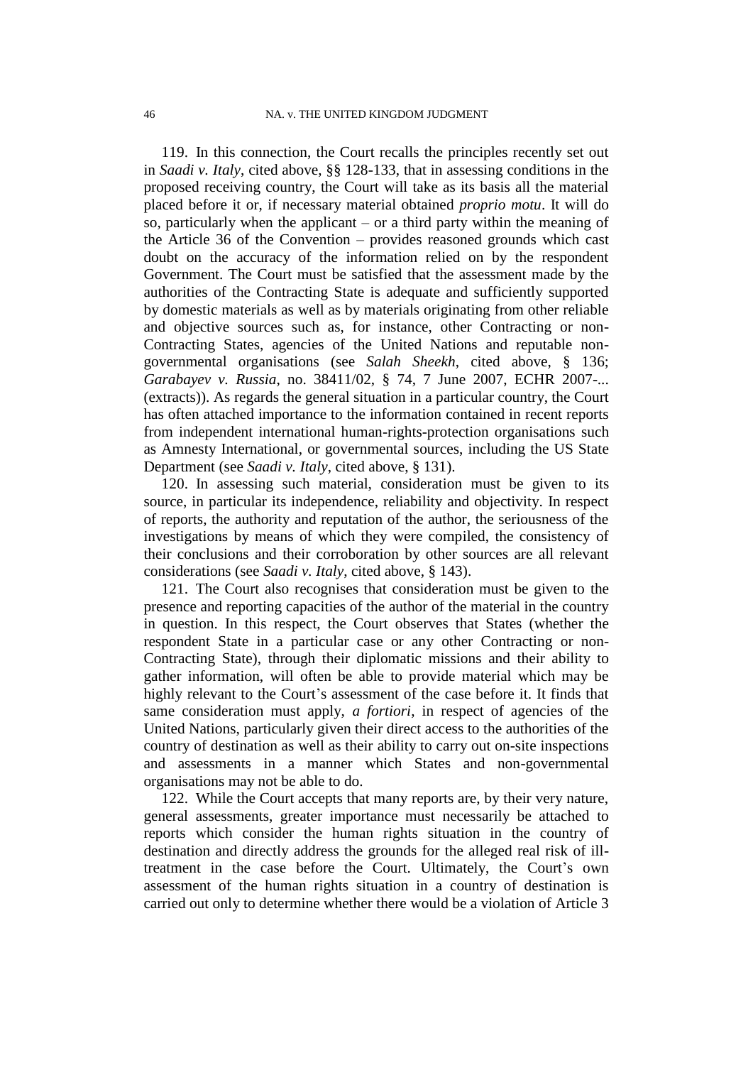119. In this connection, the Court recalls the principles recently set out in *Saadi v. Italy*, cited above, §§ 128-133, that in assessing conditions in the proposed receiving country, the Court will take as its basis all the material placed before it or, if necessary material obtained *proprio motu*. It will do so, particularly when the applicant – or a third party within the meaning of the Article 36 of the Convention – provides reasoned grounds which cast doubt on the accuracy of the information relied on by the respondent Government. The Court must be satisfied that the assessment made by the authorities of the Contracting State is adequate and sufficiently supported by domestic materials as well as by materials originating from other reliable and objective sources such as, for instance, other Contracting or non-Contracting States, agencies of the United Nations and reputable non-governmental organisations (see *Salah Sheekh*, cited above, § 136; *Garabayev v. Russia*, no. 38411/02, § 74, 7 June 2007, ECHR 2007-... (extracts)). As regards the general situation in a particular country, the Court has often attached importance to the information contained in recent reports from independent international human-rights-protection organisations such as Amnesty International, or governmental sources, including the US State Department (see *Saadi v. Italy*, cited above, § 131).

120. In assessing such material, consideration must be given to its source, in particular its independence, reliability and objectivity. In respect of reports, the authority and reputation of the author, the seriousness of the investigations by means of which they were compiled, the consistency of their conclusions and their corroboration by other sources are all relevant considerations (see *Saadi v. Italy*, cited above, § 143).

121. The Court also recognises that consideration must be given to the presence and reporting capacities of the author of the material in the country in question. In this respect, the Court observes that States (whether the respondent State in a particular case or any other Contracting or non-Contracting State), through their diplomatic missions and their ability to gather information, will often be able to provide material which may be highly relevant to the Court's assessment of the case before it. It finds that same consideration must apply, *a fortiori*, in respect of agencies of the United Nations, particularly given their direct access to the authorities of the country of destination as well as their ability to carry out on-site inspections and assessments in a manner which States and non-governmental organisations may not be able to do.

122. While the Court accepts that many reports are, by their very nature, general assessments, greater importance must necessarily be attached to reports which consider the human rights situation in the country of destination and directly address the grounds for the alleged real risk of ill-treatment in the case before the Court. Ultimately, the Court's own assessment of the human rights situation in a country of destination is carried out only to determine whether there would be a violation of Article 3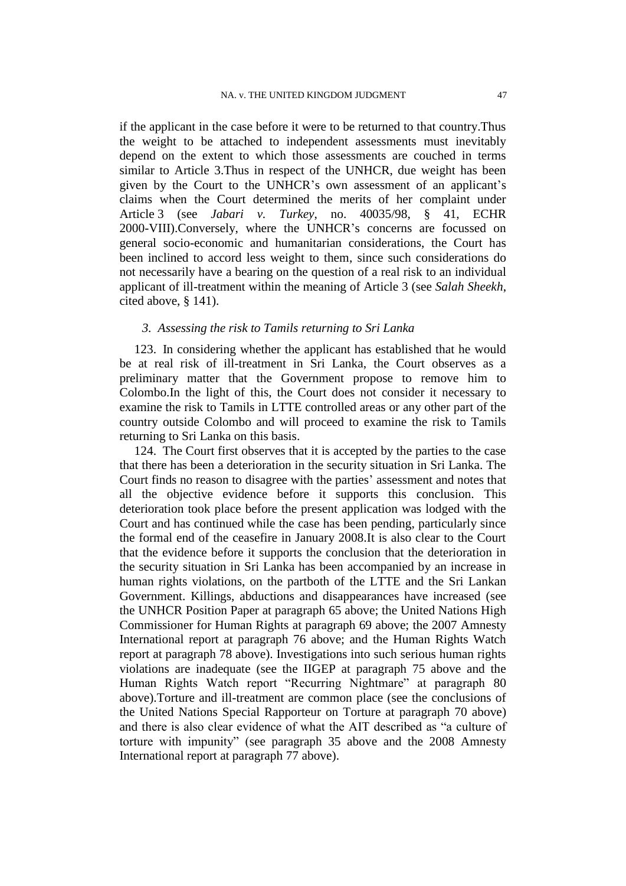if the applicant in the case before it were to be returned to that country.Thus the weight to be attached to independent assessments must inevitably depend on the extent to which those assessments are couched in terms similar to Article 3.Thus in respect of the UNHCR, due weight has been given by the Court to the UNHCR's own assessment of an applicant's claims when the Court determined the merits of her complaint under Article 3 (see *Jabari v. Turkey*, no. 40035/98, § 41, ECHR 2000-VIII).Conversely, where the UNHCR's concerns are focussed on general socio-economic and humanitarian considerations, the Court has been inclined to accord less weight to them, since such considerations do not necessarily have a bearing on the question of a real risk to an individual applicant of ill-treatment within the meaning of Article 3 (see *Salah Sheekh*, cited above, § 141).

### *3. Assessing the risk to Tamils returning to Sri Lanka*

123. In considering whether the applicant has established that he would be at real risk of ill-treatment in Sri Lanka, the Court observes as a preliminary matter that the Government propose to remove him to Colombo.In the light of this, the Court does not consider it necessary to examine the risk to Tamils in LTTE controlled areas or any other part of the country outside Colombo and will proceed to examine the risk to Tamils returning to Sri Lanka on this basis.

124. The Court first observes that it is accepted by the parties to the case that there has been a deterioration in the security situation in Sri Lanka. The Court finds no reason to disagree with the parties' assessment and notes that all the objective evidence before it supports this conclusion. This deterioration took place before the present application was lodged with the Court and has continued while the case has been pending, particularly since the formal end of the ceasefire in January 2008.It is also clear to the Court that the evidence before it supports the conclusion that the deterioration in the security situation in Sri Lanka has been accompanied by an increase in human rights violations, on the partboth of the LTTE and the Sri Lankan Government. Killings, abductions and disappearances have increased (see the UNHCR Position Paper at paragraph 65 above; the United Nations High Commissioner for Human Rights at paragraph 69 above; the 2007 Amnesty International report at paragraph 76 above; and the Human Rights Watch report at paragraph 78 above). Investigations into such serious human rights violations are inadequate (see the IIGEP at paragraph 75 above and the Human Rights Watch report "Recurring Nightmare" at paragraph 80 above).Torture and ill-treatment are common place (see the conclusions of the United Nations Special Rapporteur on Torture at paragraph 70 above) and there is also clear evidence of what the AIT described as "a culture of torture with impunity" (see paragraph 35 above and the 2008 Amnesty International report at paragraph 77 above).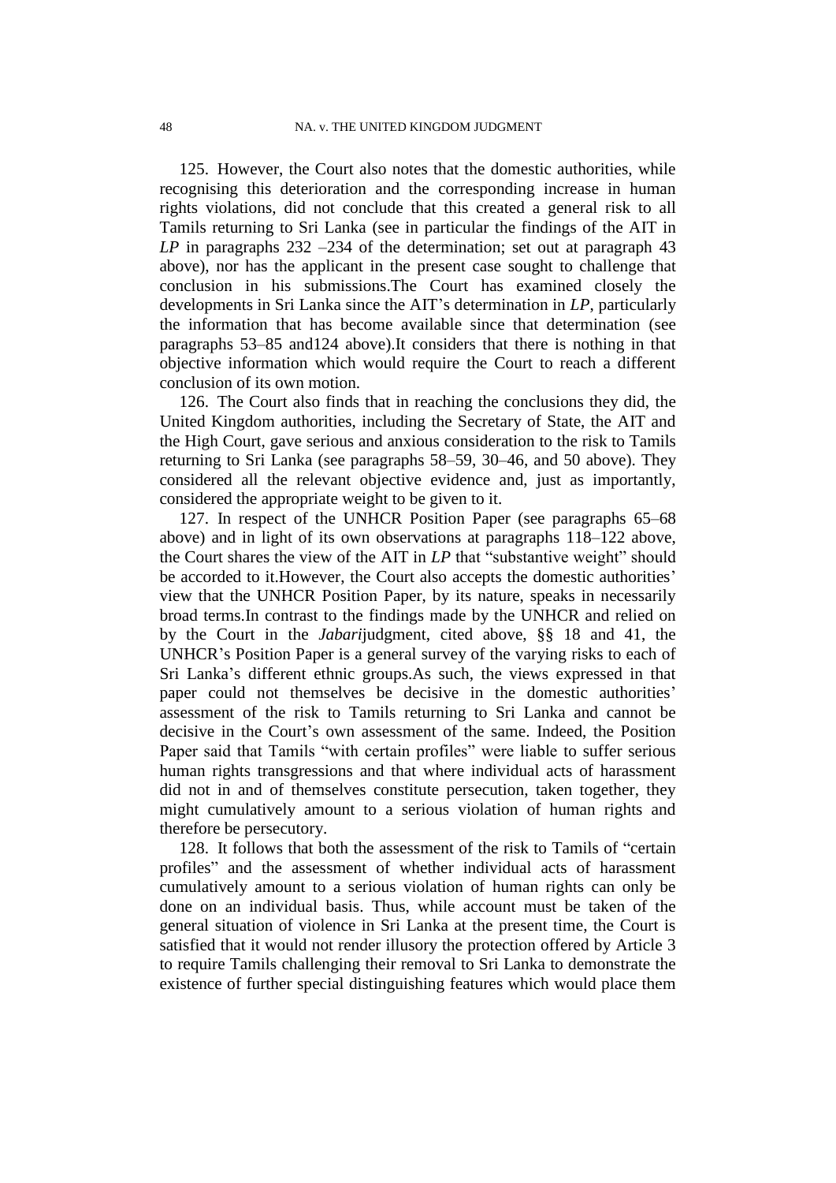125. However, the Court also notes that the domestic authorities, while recognising this deterioration and the corresponding increase in human rights violations, did not conclude that this created a general risk to all Tamils returning to Sri Lanka (see in particular the findings of the AIT in *LP* in paragraphs 232 –234 of the determination; set out at paragraph 43 above), nor has the applicant in the present case sought to challenge that conclusion in his submissions.The Court has examined closely the developments in Sri Lanka since the AIT's determination in *LP*, particularly the information that has become available since that determination (see paragraphs 53–85 and124 above).It considers that there is nothing in that objective information which would require the Court to reach a different conclusion of its own motion.

126. The Court also finds that in reaching the conclusions they did, the United Kingdom authorities, including the Secretary of State, the AIT and the High Court, gave serious and anxious consideration to the risk to Tamils returning to Sri Lanka (see paragraphs 58–59, 30–46, and 50 above). They considered all the relevant objective evidence and, just as importantly, considered the appropriate weight to be given to it.

127. In respect of the UNHCR Position Paper (see paragraphs 65–68 above) and in light of its own observations at paragraphs 118–122 above, the Court shares the view of the AIT in *LP* that "substantive weight" should be accorded to it.However, the Court also accepts the domestic authorities' view that the UNHCR Position Paper, by its nature, speaks in necessarily broad terms.In contrast to the findings made by the UNHCR and relied on by the Court in the *Jabari*judgment, cited above, §§ 18 and 41, the UNHCR's Position Paper is a general survey of the varying risks to each of Sri Lanka's different ethnic groups.As such, the views expressed in that paper could not themselves be decisive in the domestic authorities' assessment of the risk to Tamils returning to Sri Lanka and cannot be decisive in the Court's own assessment of the same. Indeed, the Position Paper said that Tamils "with certain profiles" were liable to suffer serious human rights transgressions and that where individual acts of harassment did not in and of themselves constitute persecution, taken together, they might cumulatively amount to a serious violation of human rights and therefore be persecutory.

128. It follows that both the assessment of the risk to Tamils of "certain profiles" and the assessment of whether individual acts of harassment cumulatively amount to a serious violation of human rights can only be done on an individual basis. Thus, while account must be taken of the general situation of violence in Sri Lanka at the present time, the Court is satisfied that it would not render illusory the protection offered by Article 3 to require Tamils challenging their removal to Sri Lanka to demonstrate the existence of further special distinguishing features which would place them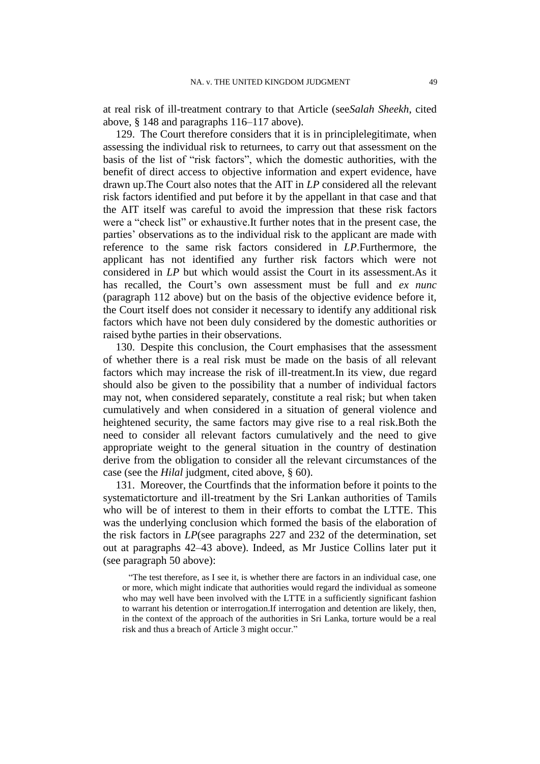at real risk of ill-treatment contrary to that Article (see *Salah Sheekh*, cited above, § 148 and paragraphs 116–117 above).

129. The Court therefore considers that it is in principle legitimate, when assessing the individual risk to returnees, to carry out that assessment on the basis of the list of "risk factors", which the domestic authorities, with the benefit of direct access to objective information and expert evidence, have drawn up. The Court also notes that the AIT in *LP* considered all the relevant risk factors identified and put before it by the appellant in that case and that the AIT itself was careful to avoid the impression that these risk factors were a "check list" or exhaustive. It further notes that in the present case, the parties' observations as to the individual risk to the applicant are made with reference to the same risk factors considered in *LP*. Furthermore, the applicant has not identified any further risk factors which were not considered in *LP* but which would assist the Court in its assessment. As it has recalled, the Court's own assessment must be full and *ex nunc* (paragraph 112 above) but on the basis of the objective evidence before it, the Court itself does not consider it necessary to identify any additional risk factors which have not been duly considered by the domestic authorities or raised by the parties in their observations.

130. Despite this conclusion, the Court emphasises that the assessment of whether there is a real risk must be made on the basis of all relevant factors which may increase the risk of ill-treatment. In its view, due regard should also be given to the possibility that a number of individual factors may not, when considered separately, constitute a real risk; but when taken cumulatively and when considered in a situation of general violence and heightened security, the same factors may give rise to a real risk. Both the need to consider all relevant factors cumulatively and the need to give appropriate weight to the general situation in the country of destination derive from the obligation to consider all the relevant circumstances of the case (see the *Hilal* judgment, cited above, § 60).

131. Moreover, the Court finds that the information before it points to the systematic torture and ill-treatment by the Sri Lankan authorities of Tamils who will be of interest to them in their efforts to combat the LTTE. This was the underlying conclusion which formed the basis of the elaboration of the risk factors in *LP* (see paragraphs 227 and 232 of the determination, set out at paragraphs 42–43 above). Indeed, as Mr Justice Collins later put it (see paragraph 50 above):

> "The test therefore, as I see it, is whether there are factors in an individual case, one or more, which might indicate that authorities would regard the individual as someone who may well have been involved with the LTTE in a sufficiently significant fashion to warrant his detention or interrogation. If interrogation and detention are likely, then, in the context of the approach of the authorities in Sri Lanka, torture would be a real risk and thus a breach of Article 3 might occur."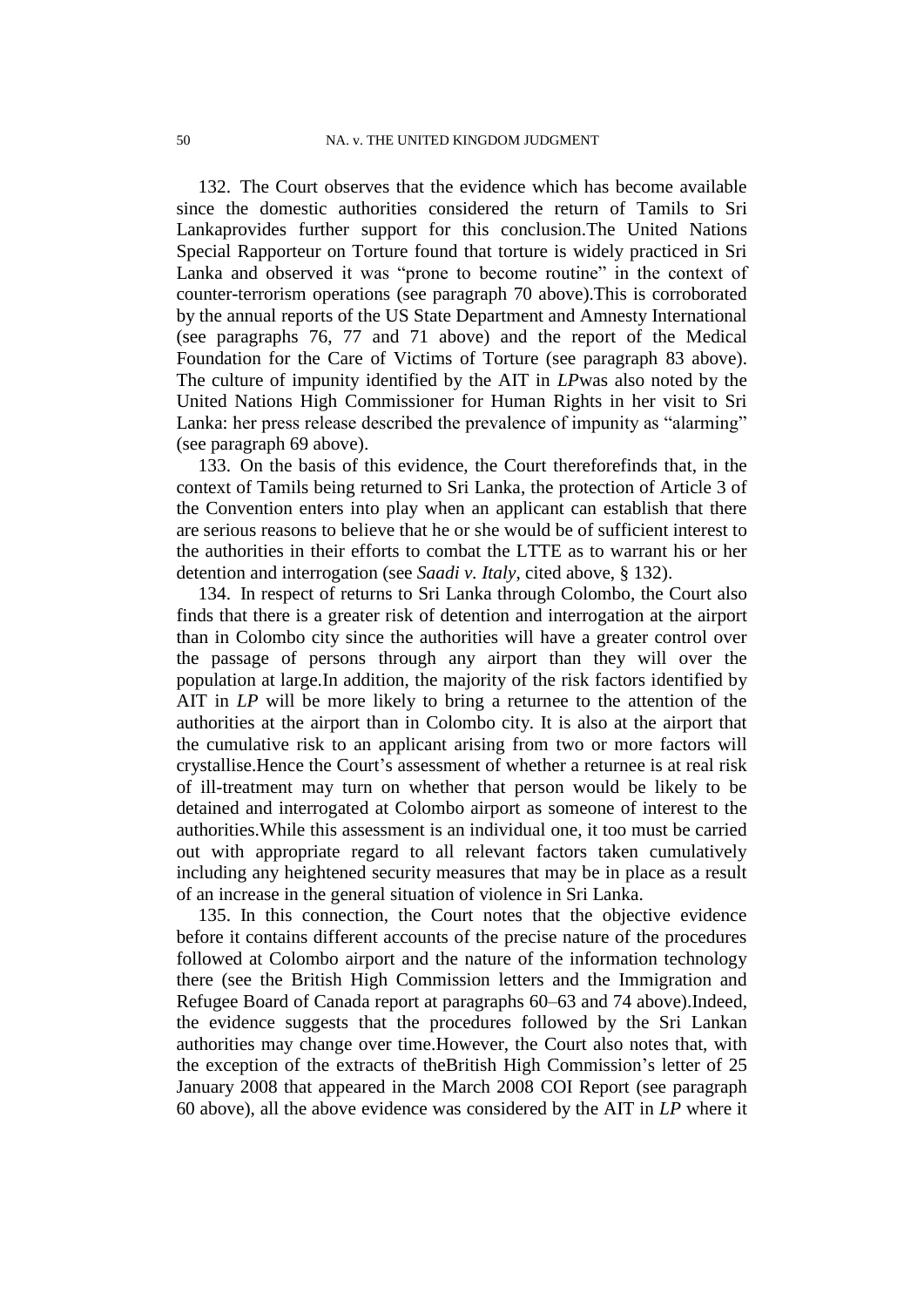132. The Court observes that the evidence which has become available since the domestic authorities considered the return of Tamils to Sri Lankaprovides further support for this conclusion.The United Nations Special Rapporteur on Torture found that torture is widely practiced in Sri Lanka and observed it was "prone to become routine" in the context of counter-terrorism operations (see paragraph 70 above).This is corroborated by the annual reports of the US State Department and Amnesty International (see paragraphs 76, 77 and 71 above) and the report of the Medical Foundation for the Care of Victims of Torture (see paragraph 83 above). The culture of impunity identified by the AIT in *LP*was also noted by the United Nations High Commissioner for Human Rights in her visit to Sri Lanka: her press release described the prevalence of impunity as "alarming" (see paragraph 69 above).

133. On the basis of this evidence, the Court thereforefinds that, in the context of Tamils being returned to Sri Lanka, the protection of Article 3 of the Convention enters into play when an applicant can establish that there are serious reasons to believe that he or she would be of sufficient interest to the authorities in their efforts to combat the LTTE as to warrant his or her detention and interrogation (see *Saadi v. Italy*, cited above, § 132).

134. In respect of returns to Sri Lanka through Colombo, the Court also finds that there is a greater risk of detention and interrogation at the airport than in Colombo city since the authorities will have a greater control over the passage of persons through any airport than they will over the population at large.In addition, the majority of the risk factors identified by AIT in *LP* will be more likely to bring a returnee to the attention of the authorities at the airport than in Colombo city. It is also at the airport that the cumulative risk to an applicant arising from two or more factors will crystallise.Hence the Court's assessment of whether a returnee is at real risk of ill-treatment may turn on whether that person would be likely to be detained and interrogated at Colombo airport as someone of interest to the authorities.While this assessment is an individual one, it too must be carried out with appropriate regard to all relevant factors taken cumulatively including any heightened security measures that may be in place as a result of an increase in the general situation of violence in Sri Lanka.

135. In this connection, the Court notes that the objective evidence before it contains different accounts of the precise nature of the procedures followed at Colombo airport and the nature of the information technology there (see the British High Commission letters and the Immigration and Refugee Board of Canada report at paragraphs 60–63 and 74 above).Indeed, the evidence suggests that the procedures followed by the Sri Lankan authorities may change over time.However, the Court also notes that, with the exception of the extracts of theBritish High Commission's letter of 25 January 2008 that appeared in the March 2008 COI Report (see paragraph 60 above), all the above evidence was considered by the AIT in *LP* where it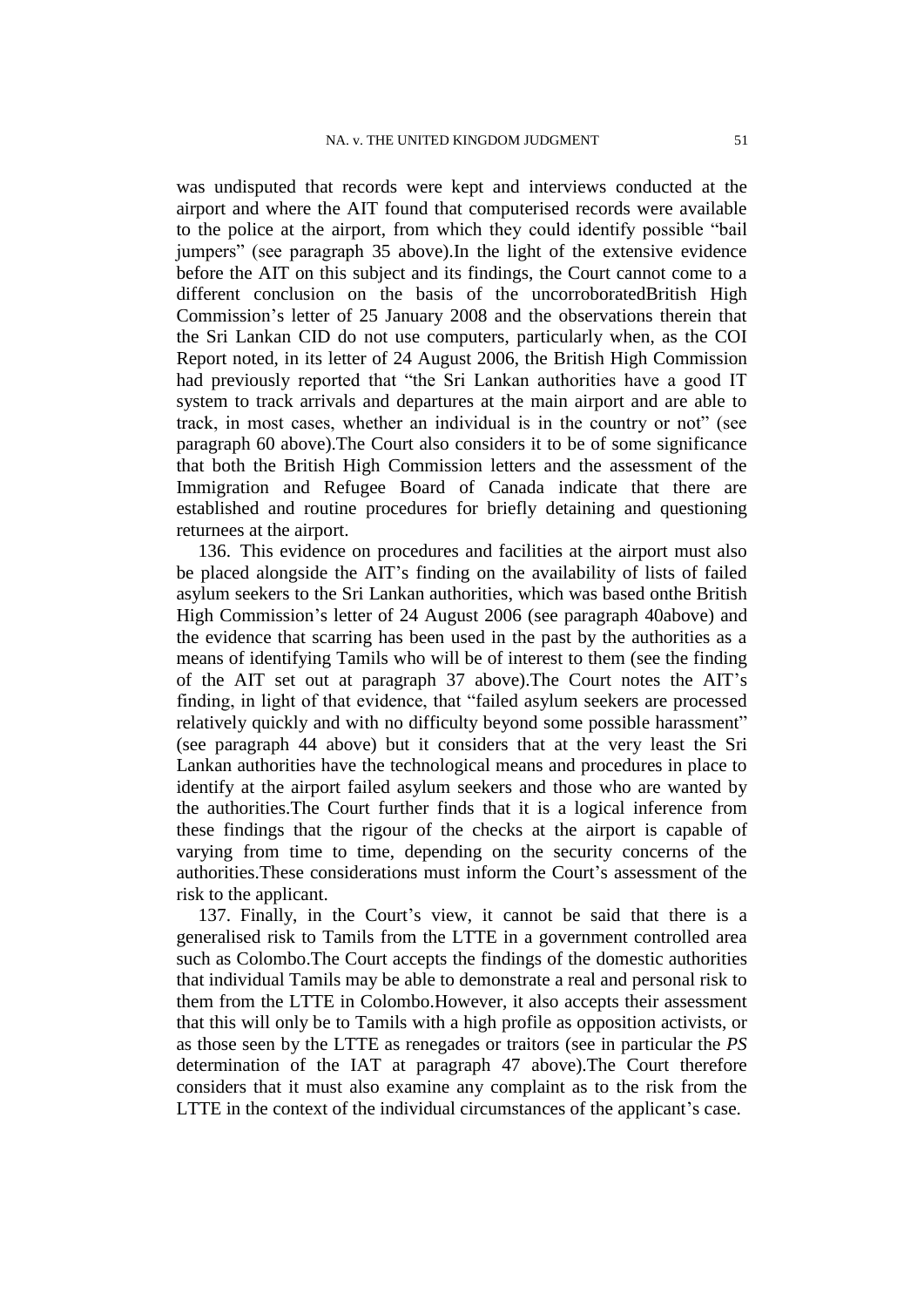was undisputed that records were kept and interviews conducted at the airport and where the AIT found that computerised records were available to the police at the airport, from which they could identify possible "bail jumpers" (see paragraph 35 above).In the light of the extensive evidence before the AIT on this subject and its findings, the Court cannot come to a different conclusion on the basis of the uncorroboratedBritish High Commission's letter of 25 January 2008 and the observations therein that the Sri Lankan CID do not use computers, particularly when, as the COI Report noted, in its letter of 24 August 2006, the British High Commission had previously reported that "the Sri Lankan authorities have a good IT system to track arrivals and departures at the main airport and are able to track, in most cases, whether an individual is in the country or not" (see paragraph 60 above).The Court also considers it to be of some significance that both the British High Commission letters and the assessment of the Immigration and Refugee Board of Canada indicate that there are established and routine procedures for briefly detaining and questioning returnees at the airport.

136. This evidence on procedures and facilities at the airport must also be placed alongside the AIT's finding on the availability of lists of failed asylum seekers to the Sri Lankan authorities, which was based onthe British High Commission's letter of 24 August 2006 (see paragraph 40above) and the evidence that scarring has been used in the past by the authorities as a means of identifying Tamils who will be of interest to them (see the finding of the AIT set out at paragraph 37 above).The Court notes the AIT's finding, in light of that evidence, that "failed asylum seekers are processed relatively quickly and with no difficulty beyond some possible harassment" (see paragraph 44 above) but it considers that at the very least the Sri Lankan authorities have the technological means and procedures in place to identify at the airport failed asylum seekers and those who are wanted by the authorities.The Court further finds that it is a logical inference from these findings that the rigour of the checks at the airport is capable of varying from time to time, depending on the security concerns of the authorities.These considerations must inform the Court's assessment of the risk to the applicant.

137. Finally, in the Court's view, it cannot be said that there is a generalised risk to Tamils from the LTTE in a government controlled area such as Colombo.The Court accepts the findings of the domestic authorities that individual Tamils may be able to demonstrate a real and personal risk to them from the LTTE in Colombo.However, it also accepts their assessment that this will only be to Tamils with a high profile as opposition activists, or as those seen by the LTTE as renegades or traitors (see in particular the *PS* determination of the IAT at paragraph 47 above).The Court therefore considers that it must also examine any complaint as to the risk from the LTTE in the context of the individual circumstances of the applicant's case.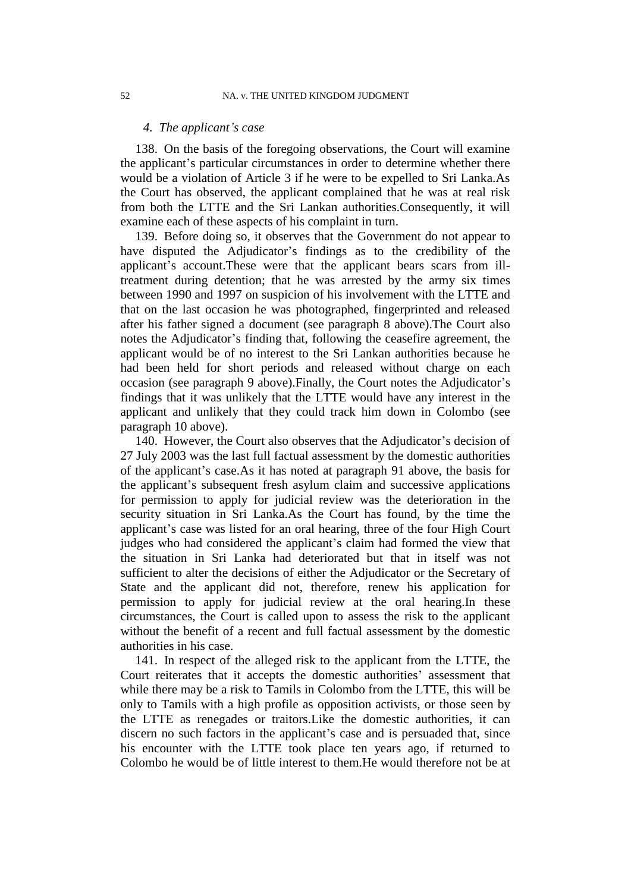#### *4. The applicant's case*

138. On the basis of the foregoing observations, the Court will examine the applicant's particular circumstances in order to determine whether there would be a violation of Article 3 if he were to be expelled to Sri Lanka.As the Court has observed, the applicant complained that he was at real risk from both the LTTE and the Sri Lankan authorities.Consequently, it will examine each of these aspects of his complaint in turn.

139. Before doing so, it observes that the Government do not appear to have disputed the Adjudicator's findings as to the credibility of the applicant's account.These were that the applicant bears scars from ill-treatment during detention; that he was arrested by the army six times between 1990 and 1997 on suspicion of his involvement with the LTTE and that on the last occasion he was photographed, fingerprinted and released after his father signed a document (see paragraph 8 above).The Court also notes the Adjudicator's finding that, following the ceasefire agreement, the applicant would be of no interest to the Sri Lankan authorities because he had been held for short periods and released without charge on each occasion (see paragraph 9 above).Finally, the Court notes the Adjudicator's findings that it was unlikely that the LTTE would have any interest in the applicant and unlikely that they could track him down in Colombo (see paragraph 10 above).

140. However, the Court also observes that the Adjudicator's decision of 27 July 2003 was the last full factual assessment by the domestic authorities of the applicant's case.As it has noted at paragraph 91 above, the basis for the applicant's subsequent fresh asylum claim and successive applications for permission to apply for judicial review was the deterioration in the security situation in Sri Lanka.As the Court has found, by the time the applicant's case was listed for an oral hearing, three of the four High Court judges who had considered the applicant's claim had formed the view that the situation in Sri Lanka had deteriorated but that in itself was not sufficient to alter the decisions of either the Adjudicator or the Secretary of State and the applicant did not, therefore, renew his application for permission to apply for judicial review at the oral hearing.In these circumstances, the Court is called upon to assess the risk to the applicant without the benefit of a recent and full factual assessment by the domestic authorities in his case.

141. In respect of the alleged risk to the applicant from the LTTE, the Court reiterates that it accepts the domestic authorities' assessment that while there may be a risk to Tamils in Colombo from the LTTE, this will be only to Tamils with a high profile as opposition activists, or those seen by the LTTE as renegades or traitors.Like the domestic authorities, it can discern no such factors in the applicant's case and is persuaded that, since his encounter with the LTTE took place ten years ago, if returned to Colombo he would be of little interest to them.He would therefore not be at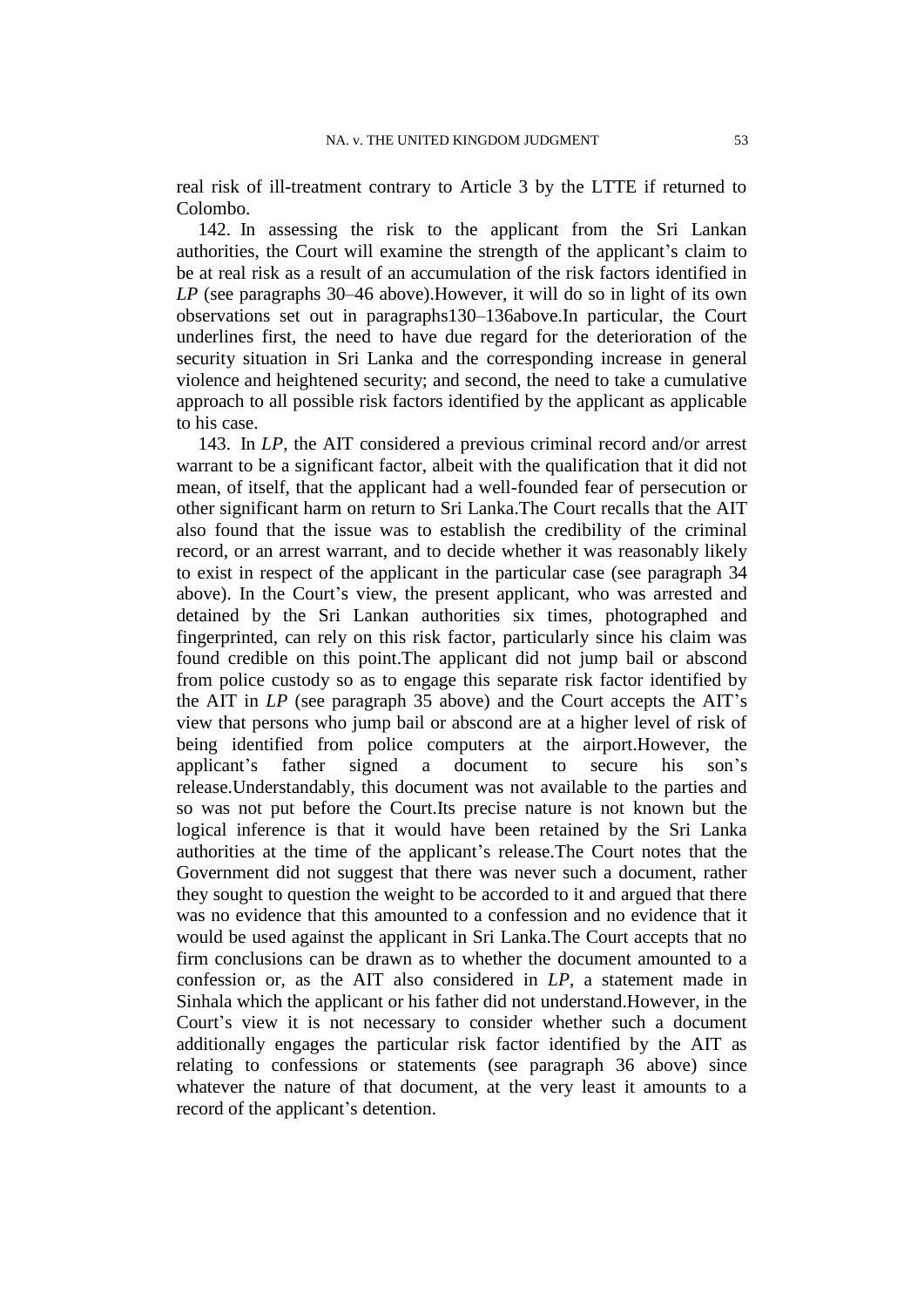real risk of ill-treatment contrary to Article 3 by the LTTE if returned to Colombo.

142. In assessing the risk to the applicant from the Sri Lankan authorities, the Court will examine the strength of the applicant's claim to be at real risk as a result of an accumulation of the risk factors identified in *LP* (see paragraphs 30–46 above).However, it will do so in light of its own observations set out in paragraphs130–136above.In particular, the Court underlines first, the need to have due regard for the deterioration of the security situation in Sri Lanka and the corresponding increase in general violence and heightened security; and second, the need to take a cumulative approach to all possible risk factors identified by the applicant as applicable to his case.

143. In *LP*, the AIT considered a previous criminal record and/or arrest warrant to be a significant factor, albeit with the qualification that it did not mean, of itself, that the applicant had a well-founded fear of persecution or other significant harm on return to Sri Lanka.The Court recalls that the AIT also found that the issue was to establish the credibility of the criminal record, or an arrest warrant, and to decide whether it was reasonably likely to exist in respect of the applicant in the particular case (see paragraph 34 above). In the Court's view, the present applicant, who was arrested and detained by the Sri Lankan authorities six times, photographed and fingerprinted, can rely on this risk factor, particularly since his claim was found credible on this point.The applicant did not jump bail or abscond from police custody so as to engage this separate risk factor identified by the AIT in *LP* (see paragraph 35 above) and the Court accepts the AIT's view that persons who jump bail or abscond are at a higher level of risk of being identified from police computers at the airport.However, the applicant's father signed a document to secure his son's release.Understandably, this document was not available to the parties and so was not put before the Court.Its precise nature is not known but the logical inference is that it would have been retained by the Sri Lanka authorities at the time of the applicant's release.The Court notes that the Government did not suggest that there was never such a document, rather they sought to question the weight to be accorded to it and argued that there was no evidence that this amounted to a confession and no evidence that it would be used against the applicant in Sri Lanka.The Court accepts that no firm conclusions can be drawn as to whether the document amounted to a confession or, as the AIT also considered in *LP*, a statement made in Sinhala which the applicant or his father did not understand.However, in the Court's view it is not necessary to consider whether such a document additionally engages the particular risk factor identified by the AIT as relating to confessions or statements (see paragraph 36 above) since whatever the nature of that document, at the very least it amounts to a record of the applicant's detention.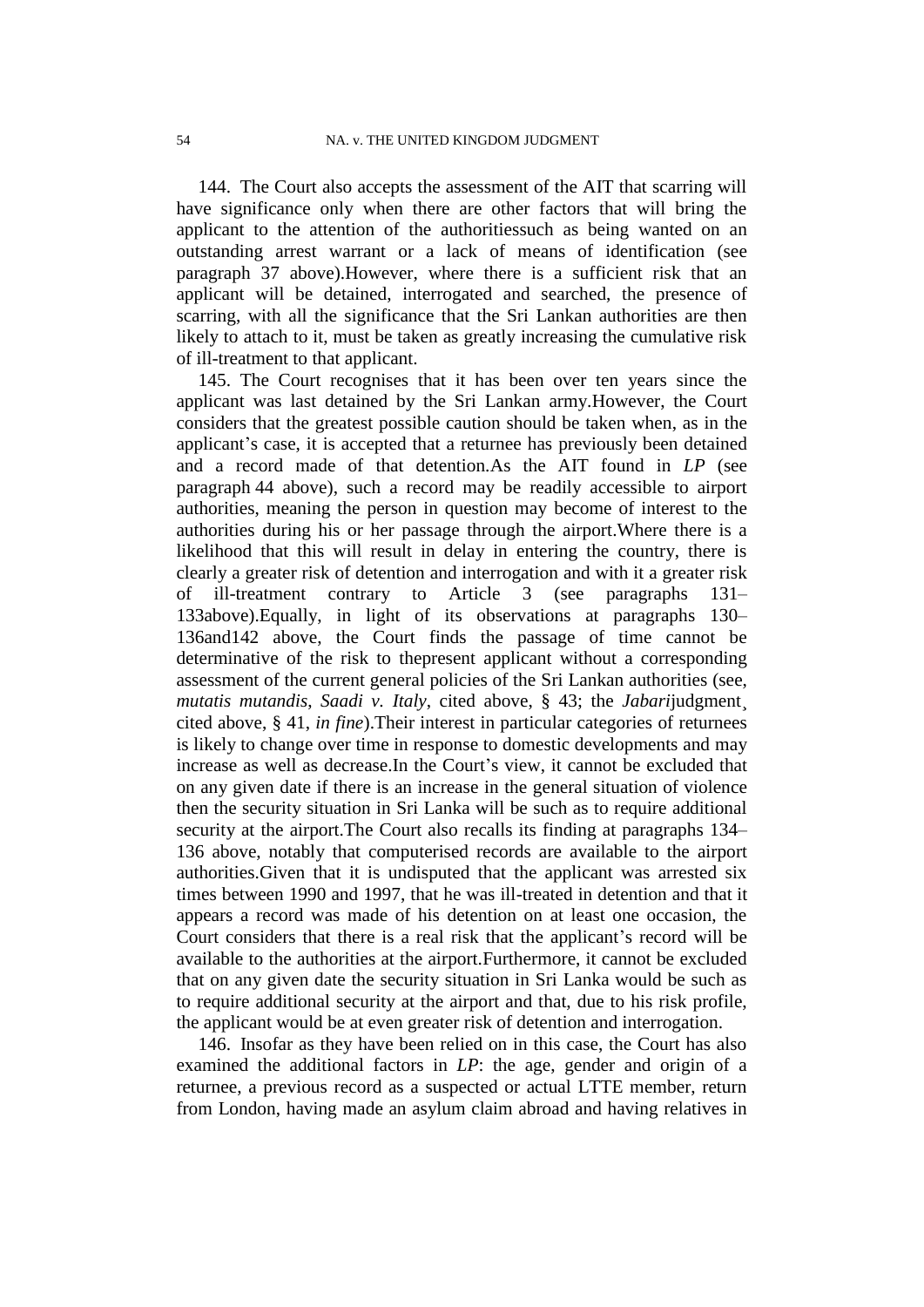144. The Court also accepts the assessment of the AIT that scarring will have significance only when there are other factors that will bring the applicant to the attention of the authoritiessuch as being wanted on an outstanding arrest warrant or a lack of means of identification (see paragraph 37 above).However, where there is a sufficient risk that an applicant will be detained, interrogated and searched, the presence of scarring, with all the significance that the Sri Lankan authorities are then likely to attach to it, must be taken as greatly increasing the cumulative risk of ill-treatment to that applicant.

145. The Court recognises that it has been over ten years since the applicant was last detained by the Sri Lankan army.However, the Court considers that the greatest possible caution should be taken when, as in the applicant's case, it is accepted that a returnee has previously been detained and a record made of that detention.As the AIT found in *LP* (see paragraph 44 above), such a record may be readily accessible to airport authorities, meaning the person in question may become of interest to the authorities during his or her passage through the airport.Where there is a likelihood that this will result in delay in entering the country, there is clearly a greater risk of detention and interrogation and with it a greater risk of ill-treatment contrary to Article 3 (see paragraphs 131–133above).Equally, in light of its observations at paragraphs 130–136and142 above, the Court finds the passage of time cannot be determinative of the risk to thepresent applicant without a corresponding assessment of the current general policies of the Sri Lankan authorities (see, *mutatis mutandis*, *Saadi v. Italy*, cited above, § 43; the *Jabari*judgment¸ cited above, § 41, *in fine*).Their interest in particular categories of returnees is likely to change over time in response to domestic developments and may increase as well as decrease.In the Court's view, it cannot be excluded that on any given date if there is an increase in the general situation of violence then the security situation in Sri Lanka will be such as to require additional security at the airport.The Court also recalls its finding at paragraphs 134–136 above, notably that computerised records are available to the airport authorities.Given that it is undisputed that the applicant was arrested six times between 1990 and 1997, that he was ill-treated in detention and that it appears a record was made of his detention on at least one occasion, the Court considers that there is a real risk that the applicant's record will be available to the authorities at the airport.Furthermore, it cannot be excluded that on any given date the security situation in Sri Lanka would be such as to require additional security at the airport and that, due to his risk profile, the applicant would be at even greater risk of detention and interrogation.

146. Insofar as they have been relied on in this case, the Court has also examined the additional factors in *LP*: the age, gender and origin of a returnee, a previous record as a suspected or actual LTTE member, return from London, having made an asylum claim abroad and having relatives in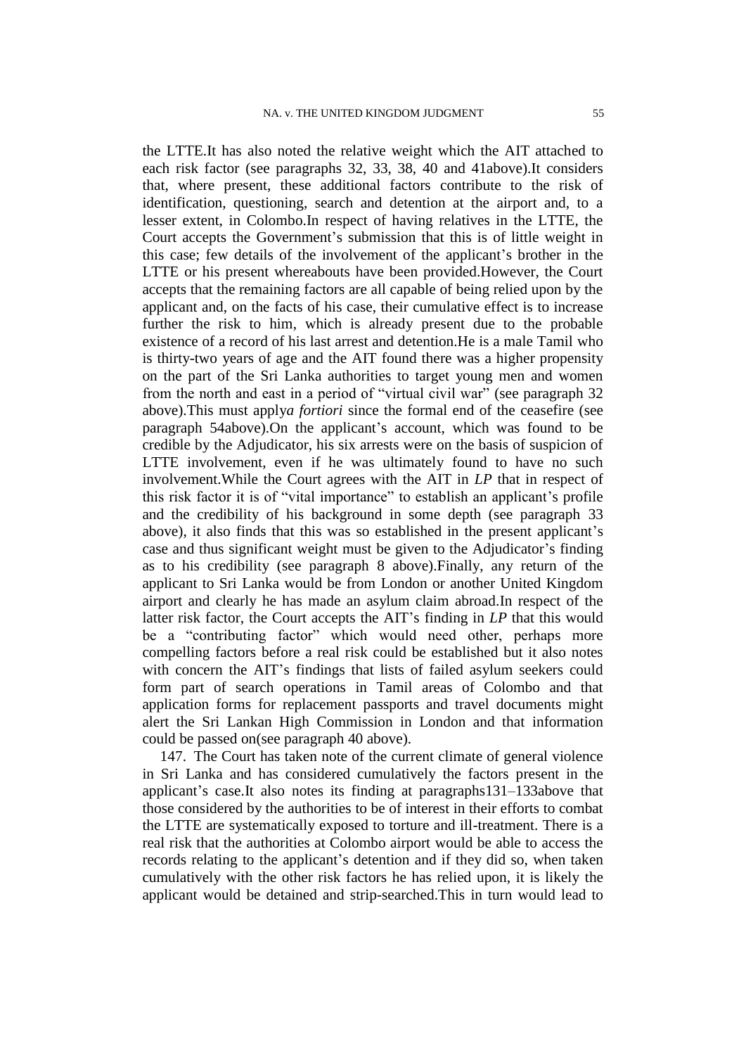the LTTE.It has also noted the relative weight which the AIT attached to each risk factor (see paragraphs 32, 33, 38, 40 and 41above).It considers that, where present, these additional factors contribute to the risk of identification, questioning, search and detention at the airport and, to a lesser extent, in Colombo.In respect of having relatives in the LTTE, the Court accepts the Government's submission that this is of little weight in this case; few details of the involvement of the applicant's brother in the LTTE or his present whereabouts have been provided.However, the Court accepts that the remaining factors are all capable of being relied upon by the applicant and, on the facts of his case, their cumulative effect is to increase further the risk to him, which is already present due to the probable existence of a record of his last arrest and detention.He is a male Tamil who is thirty-two years of age and the AIT found there was a higher propensity on the part of the Sri Lanka authorities to target young men and women from the north and east in a period of "virtual civil war" (see paragraph 32 above).This must apply*a fortiori* since the formal end of the ceasefire (see paragraph 54above).On the applicant's account, which was found to be credible by the Adjudicator, his six arrests were on the basis of suspicion of LTTE involvement, even if he was ultimately found to have no such involvement.While the Court agrees with the AIT in *LP* that in respect of this risk factor it is of "vital importance" to establish an applicant's profile and the credibility of his background in some depth (see paragraph 33 above), it also finds that this was so established in the present applicant's case and thus significant weight must be given to the Adjudicator's finding as to his credibility (see paragraph 8 above).Finally, any return of the applicant to Sri Lanka would be from London or another United Kingdom airport and clearly he has made an asylum claim abroad.In respect of the latter risk factor, the Court accepts the AIT's finding in *LP* that this would be a "contributing factor" which would need other, perhaps more compelling factors before a real risk could be established but it also notes with concern the AIT's findings that lists of failed asylum seekers could form part of search operations in Tamil areas of Colombo and that application forms for replacement passports and travel documents might alert the Sri Lankan High Commission in London and that information could be passed on(see paragraph 40 above).

147. The Court has taken note of the current climate of general violence in Sri Lanka and has considered cumulatively the factors present in the applicant's case.It also notes its finding at paragraphs131–133above that those considered by the authorities to be of interest in their efforts to combat the LTTE are systematically exposed to torture and ill-treatment. There is a real risk that the authorities at Colombo airport would be able to access the records relating to the applicant's detention and if they did so, when taken cumulatively with the other risk factors he has relied upon, it is likely the applicant would be detained and strip-searched.This in turn would lead to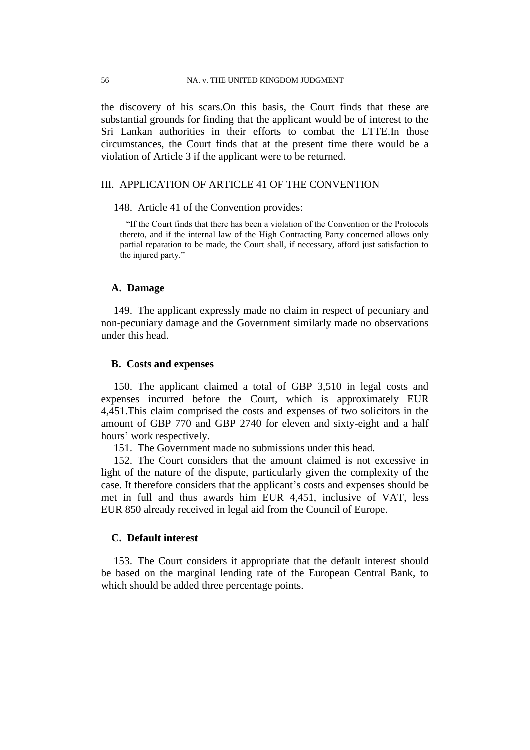the discovery of his scars.On this basis, the Court finds that these are substantial grounds for finding that the applicant would be of interest to the Sri Lankan authorities in their efforts to combat the LTTE.In those circumstances, the Court finds that at the present time there would be a violation of Article 3 if the applicant were to be returned.

## III. APPLICATION OF ARTICLE 41 OF THE CONVENTION

148. Article 41 of the Convention provides:

> "If the Court finds that there has been a violation of the Convention or the Protocols thereto, and if the internal law of the High Contracting Party concerned allows only partial reparation to be made, the Court shall, if necessary, afford just satisfaction to the injured party."

### A. Damage

149. The applicant expressly made no claim in respect of pecuniary and non-pecuniary damage and the Government similarly made no observations under this head.

### B. Costs and expenses

150. The applicant claimed a total of GBP 3,510 in legal costs and expenses incurred before the Court, which is approximately EUR 4,451.This claim comprised the costs and expenses of two solicitors in the amount of GBP 770 and GBP 2740 for eleven and sixty-eight and a half hours' work respectively.

151. The Government made no submissions under this head.

152. The Court considers that the amount claimed is not excessive in light of the nature of the dispute, particularly given the complexity of the case. It therefore considers that the applicant's costs and expenses should be met in full and thus awards him EUR 4,451, inclusive of VAT, less EUR 850 already received in legal aid from the Council of Europe.

### C. Default interest

153. The Court considers it appropriate that the default interest should be based on the marginal lending rate of the European Central Bank, to which should be added three percentage points.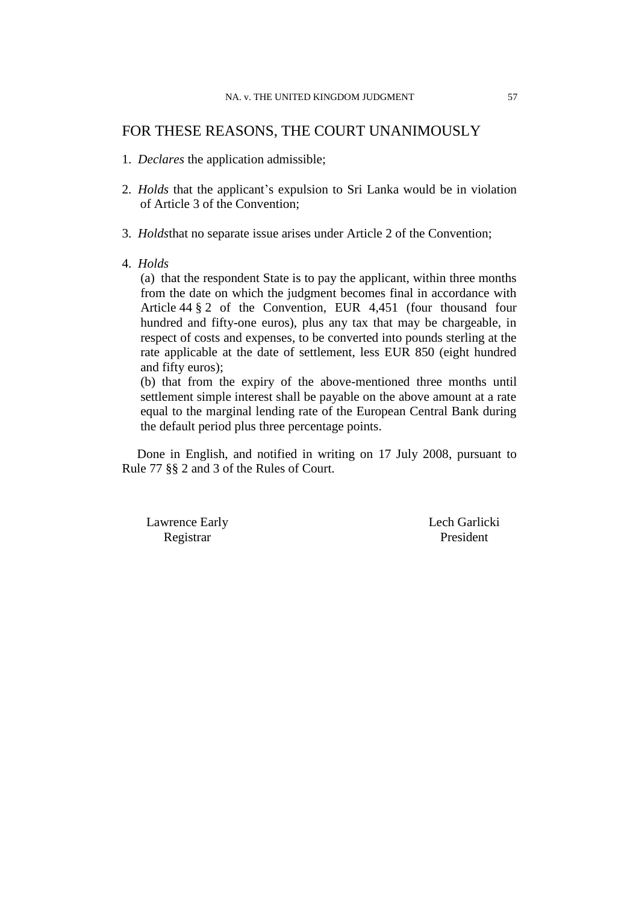## FOR THESE REASONS, THE COURT UNANIMOUSLY

1. *Declares* the application admissible;

2. *Holds* that the applicant's expulsion to Sri Lanka would be in violation of Article 3 of the Convention;

3. *Holds*that no separate issue arises under Article 2 of the Convention;

4. *Holds*

   (a) that the respondent State is to pay the applicant, within three months from the date on which the judgment becomes final in accordance with Article 44 § 2 of the Convention, EUR 4,451 (four thousand four hundred and fifty-one euros), plus any tax that may be chargeable, in respect of costs and expenses, to be converted into pounds sterling at the rate applicable at the date of settlement, less EUR 850 (eight hundred and fifty euros);

   (b) that from the expiry of the above-mentioned three months until settlement simple interest shall be payable on the above amount at a rate equal to the marginal lending rate of the European Central Bank during the default period plus three percentage points.

Done in English, and notified in writing on 17 July 2008, pursuant to Rule 77 §§ 2 and 3 of the Rules of Court.

Lawrence Early
Registrar

Lech Garlicki
President